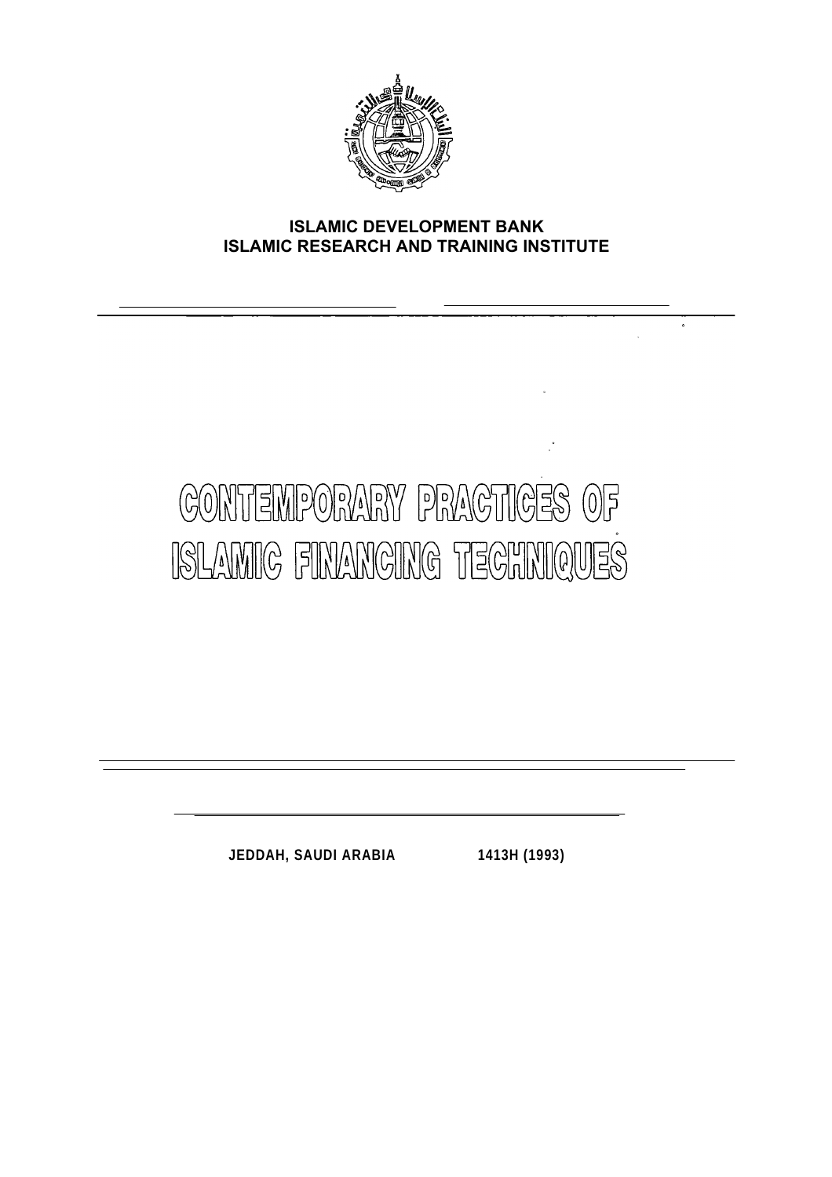**ISLAMIC DEVELOPMENT BANK**
**ISLAMIC RESEARCH AND TRAINING INSTITUTE**

# CONTEMPORARY PRACTICES OF ISLAMIC FINANCING TECHNIQUES

**JEDDAH, SAUDI ARABIA 1413H (1993)**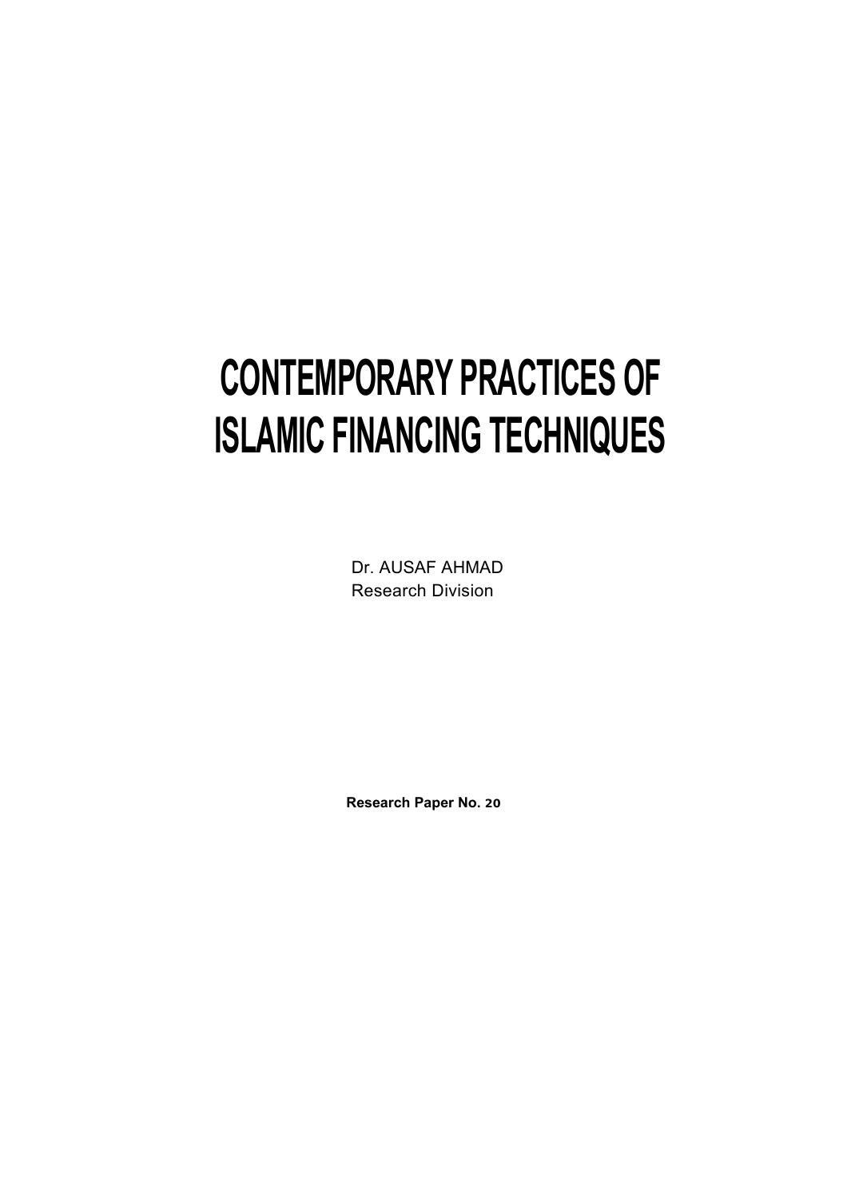# CONTEMPORARY PRACTICES OF ISLAMIC FINANCING TECHNIQUES

Dr. AUSAF AHMAD
Research Division

**Research Paper No. 20**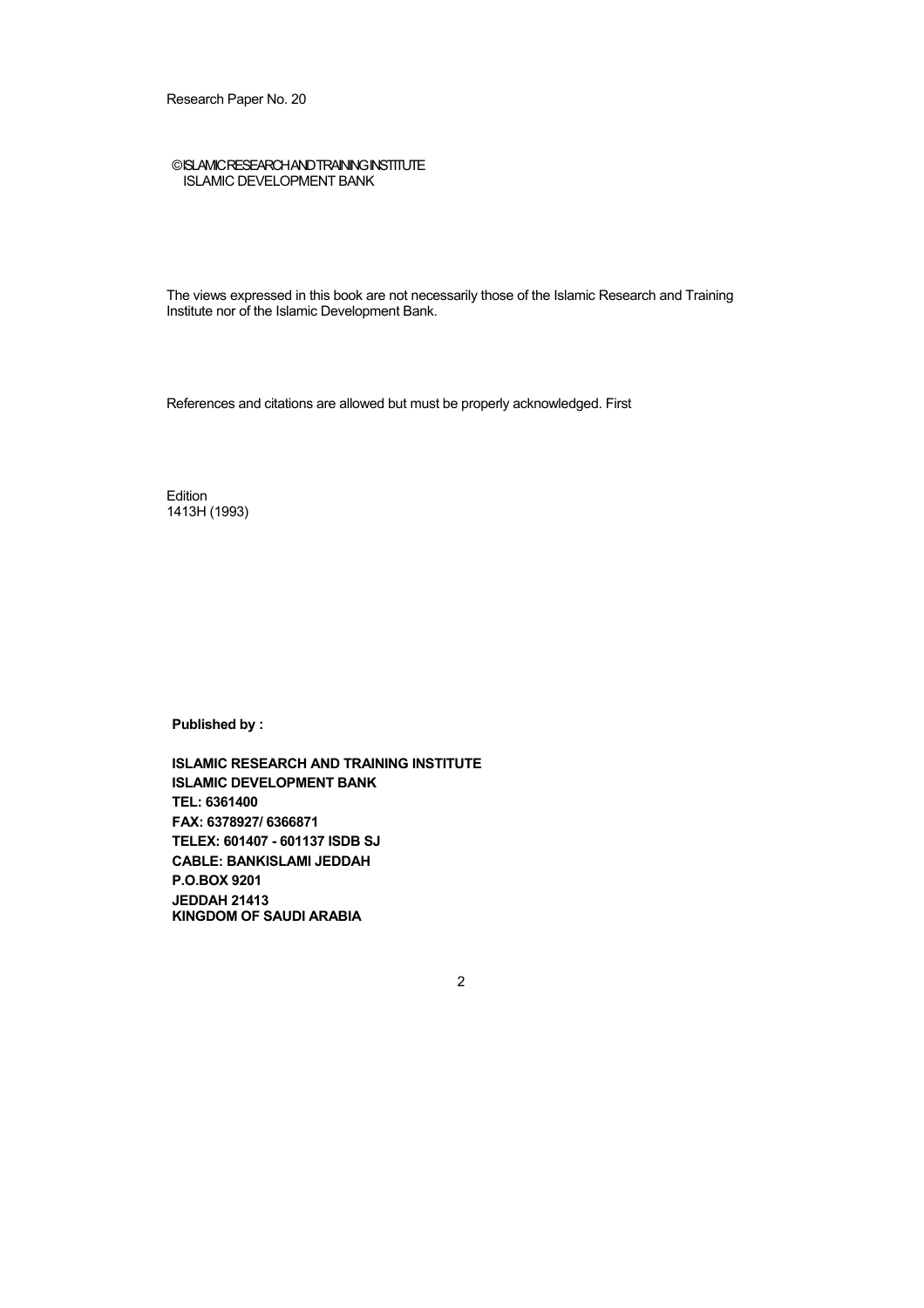Research Paper No. 20

© ISLAMIC RESEARCH AND TRAINING INSTITUTE
ISLAMIC DEVELOPMENT BANK

The views expressed in this book are not necessarily those of the Islamic Research and Training Institute nor of the Islamic Development Bank.

References and citations are allowed but must be properly acknowledged. First

Edition
1413H (1993)

**Published by :**

**ISLAMIC RESEARCH AND TRAINING INSTITUTE**
**ISLAMIC DEVELOPMENT BANK**
**TEL: 6361400**
**FAX: 6378927/ 6366871**
**TELEX: 601407 - 601137 ISDB SJ**
**CABLE: BANKISLAMI JEDDAH**
**P.O.BOX 9201**
**JEDDAH 21413**
**KINGDOM OF SAUDI ARABIA**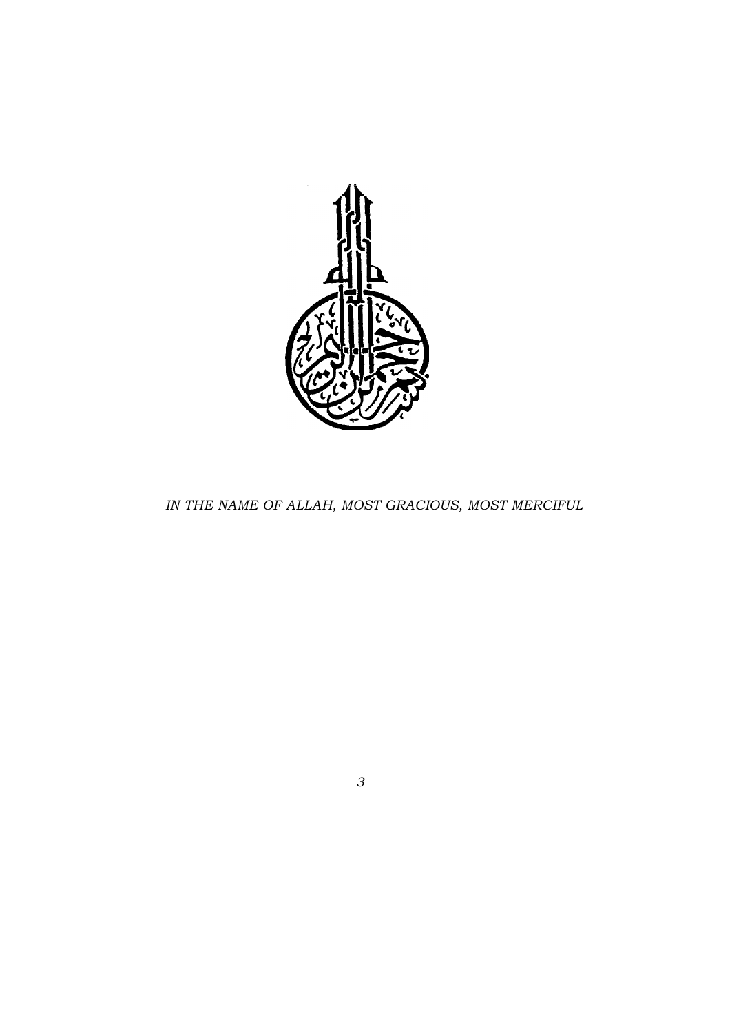*IN THE NAME OF ALLAH, MOST GRACIOUS, MOST MERCIFUL*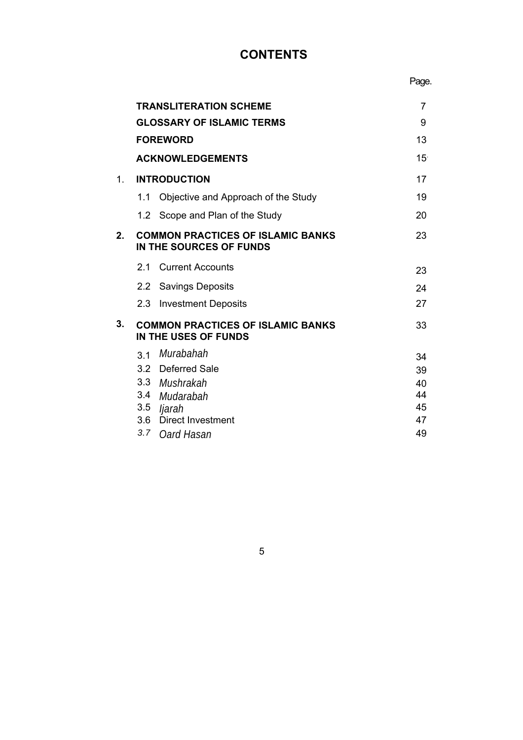# CONTENTS

| | | Page. |
|---|---|---|
| | **TRANSLITERATION SCHEME** | 7 |
| | **GLOSSARY OF ISLAMIC TERMS** | 9 |
| | **FOREWORD** | 13 |
| | **ACKNOWLEDGEMENTS** | 15 |
| 1. | **INTRODUCTION** | 17 |
| | 1.1 Objective and Approach of the Study | 19 |
| | 1.2 Scope and Plan of the Study | 20 |
| **2.** | **COMMON PRACTICES OF ISLAMIC BANKS IN THE SOURCES OF FUNDS** | 23 |
| | 2.1 Current Accounts | 23 |
| | 2.2 Savings Deposits | 24 |
| | 2.3 Investment Deposits | 27 |
| **3.** | **COMMON PRACTICES OF ISLAMIC BANKS IN THE USES OF FUNDS** | 33 |
| | 3.1 *Murabahah* | 34 |
| | 3.2 Deferred Sale | 39 |
| | 3.3 *Mushrakah* | 40 |
| | 3.4 *Mudarabah* | 44 |
| | 3.5 *Ijarah* | 45 |
| | 3.6 Direct Investment | 47 |
| | 3.7 *Oard Hasan* | 49 |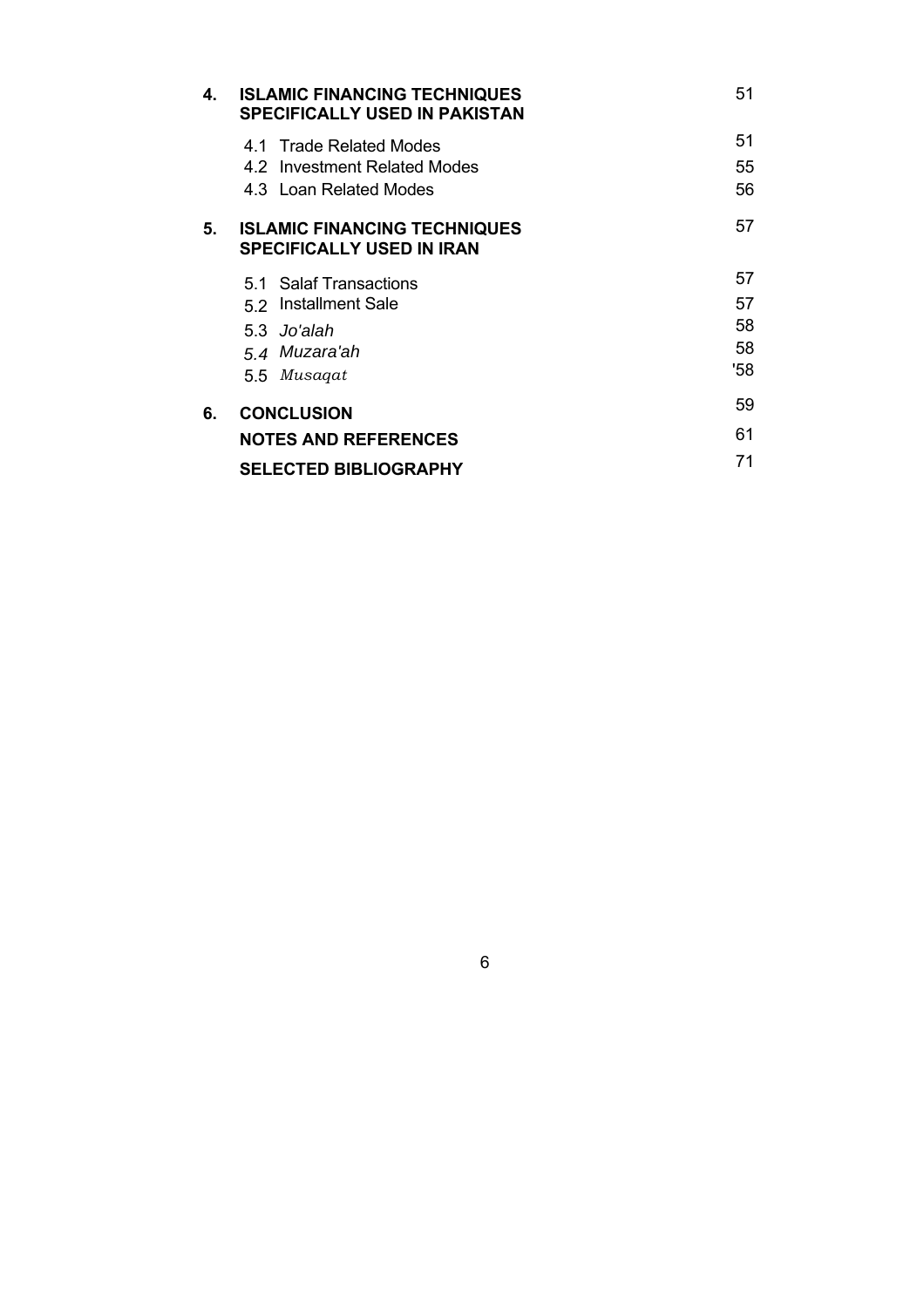| | | |
|---|---|---|
| **4.** | **ISLAMIC FINANCING TECHNIQUES SPECIFICALLY USED IN PAKISTAN** | 51 |
| | 4.1 Trade Related Modes | 51 |
| | 4.2 Investment Related Modes | 55 |
| | 4.3 Loan Related Modes | 56 |
| **5.** | **ISLAMIC FINANCING TECHNIQUES SPECIFICALLY USED IN IRAN** | 57 |
| | 5.1 Salaf Transactions | 57 |
| | 5.2 Installment Sale | 57 |
| | 5.3 *Jo'alah* | 58 |
| | 5.4 *Muzara'ah* | 58 |
| | 5.5 *Musaqat* | '58 |
| **6.** | **CONCLUSION** | 59 |
| | **NOTES AND REFERENCES** | 61 |
| | **SELECTED BIBLIOGRAPHY** | 71 |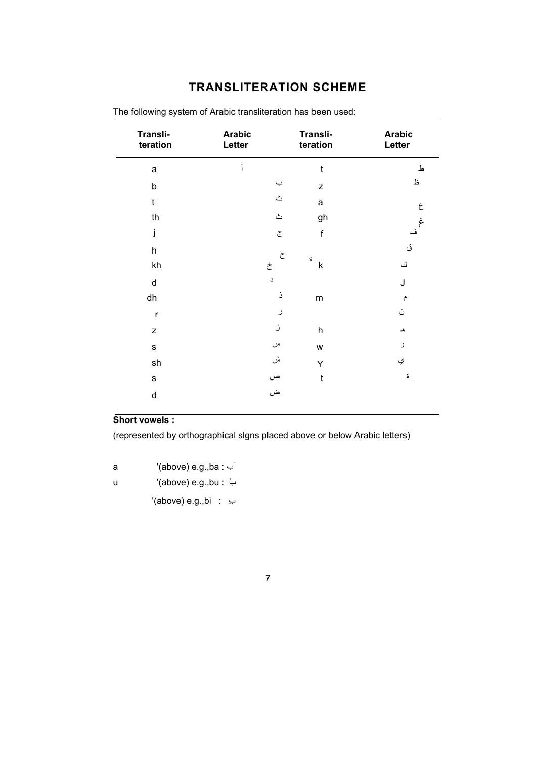# TRANSLITERATION SCHEME

The following system of Arabic transliteration has been used:

| Transli-teration | Arabic Letter | Transli-teration | Arabic Letter |
|---|---|---|---|
| a | أ | t | ط |
| b | ب | z | ظ |
| t | ت | a | ع |
| th | ث | gh | غ |
| j | ج | f | ف |
| h | ح | | ق |
| kh | خ | g k | ك |
| d | د | | J |
| dh | ذ | m | م |
| r | ر | | ن |
| z | ز | h | هـ |
| s | س | w | و |
| sh | ش | Y | ي |
| s | ص | t | ة |
| d | ض | | |

**Short vowels :**

(represented by orthographical slgns placed above or below Arabic letters)

a '(above) e.g.,ba : بَ

u '(above) e.g.,bu : بُ

'(above) e.g.,bi : بِ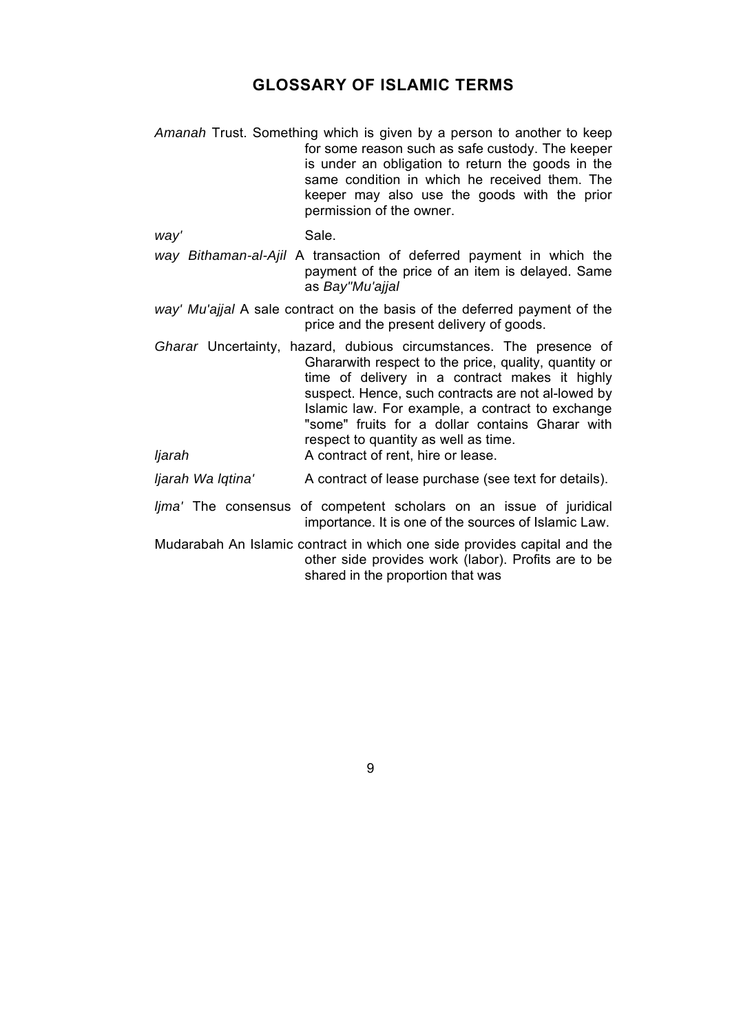## GLOSSARY OF ISLAMIC TERMS

*Amanah* Trust. Something which is given by a person to another to keep for some reason such as safe custody. The keeper is under an obligation to return the goods in the same condition in which he received them. The keeper may also use the goods with the prior permission of the owner.

*way'* Sale.

*way Bithaman-al-Ajil* A transaction of deferred payment in which the payment of the price of an item is delayed. Same as *Bay''Mu'ajjal*

*way' Mu'ajjal* A sale contract on the basis of the deferred payment of the price and the present delivery of goods.

*Gharar* Uncertainty, hazard, dubious circumstances. The presence of Ghararwith respect to the price, quality, quantity or time of delivery in a contract makes it highly suspect. Hence, such contracts are not al-lowed by Islamic law. For example, a contract to exchange "some" fruits for a dollar contains Gharar with respect to quantity as well as time.

*ljarah* A contract of rent, hire or lease.

*ljarah Wa lqtina'* A contract of lease purchase (see text for details).

*ljma'* The consensus of competent scholars on an issue of juridical importance. It is one of the sources of Islamic Law.

Mudarabah An Islamic contract in which one side provides capital and the other side provides work (labor). Profits are to be shared in the proportion that was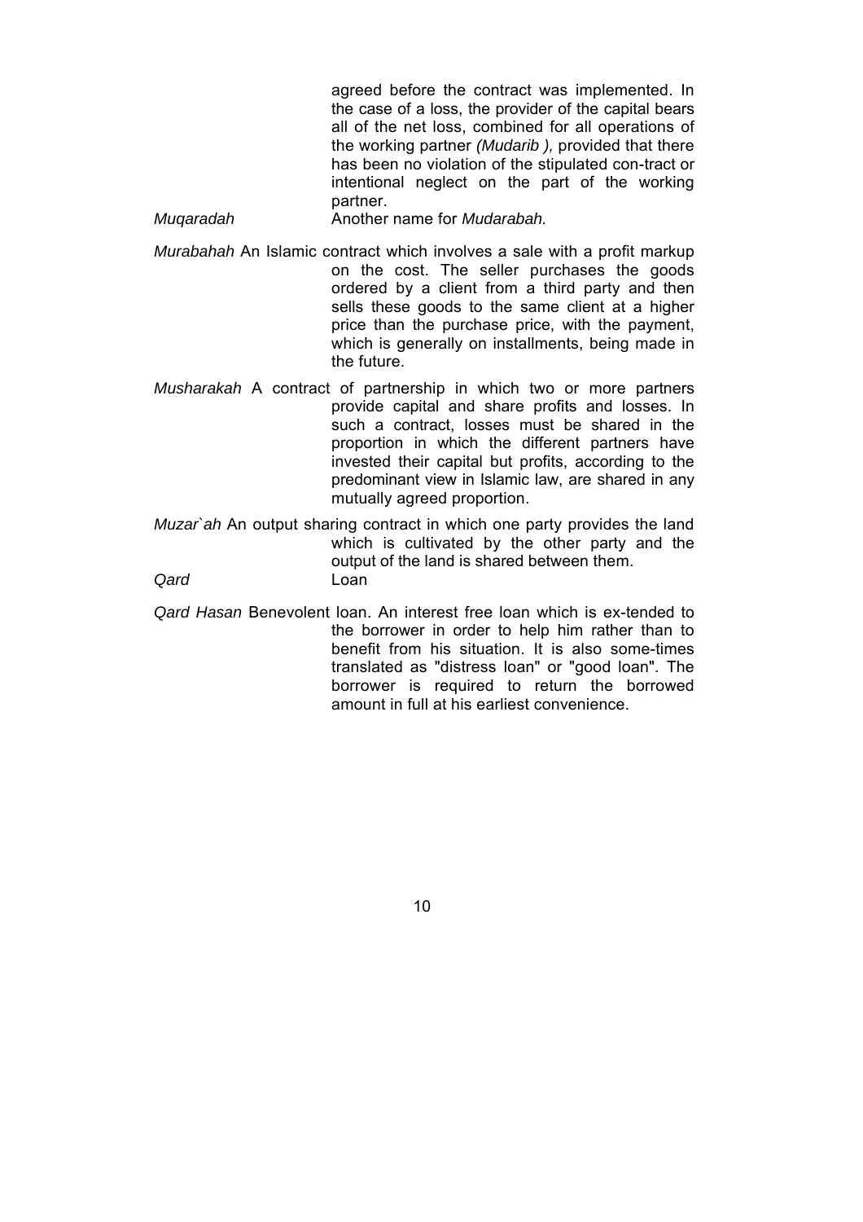agreed before the contract was implemented. In the case of a loss, the provider of the capital bears all of the net loss, combined for all operations of the working partner *(Mudarib ),* provided that there has been no violation of the stipulated con-tract or intentional neglect on the part of the working partner.

*Muqaradah* Another name for *Mudarabah.*

*Murabahah* An Islamic contract which involves a sale with a profit markup on the cost. The seller purchases the goods ordered by a client from a third party and then sells these goods to the same client at a higher price than the purchase price, with the payment, which is generally on installments, being made in the future.

*Musharakah* A contract of partnership in which two or more partners provide capital and share profits and losses. In such a contract, losses must be shared in the proportion in which the different partners have invested their capital but profits, according to the predominant view in Islamic law, are shared in any mutually agreed proportion.

*Muzar`ah* An output sharing contract in which one party provides the land which is cultivated by the other party and the output of the land is shared between them.

*Qard* Loan

*Qard Hasan* Benevolent loan. An interest free loan which is ex-tended to the borrower in order to help him rather than to benefit from his situation. It is also some-times translated as "distress loan" or "good loan". The borrower is required to return the borrowed amount in full at his earliest convenience.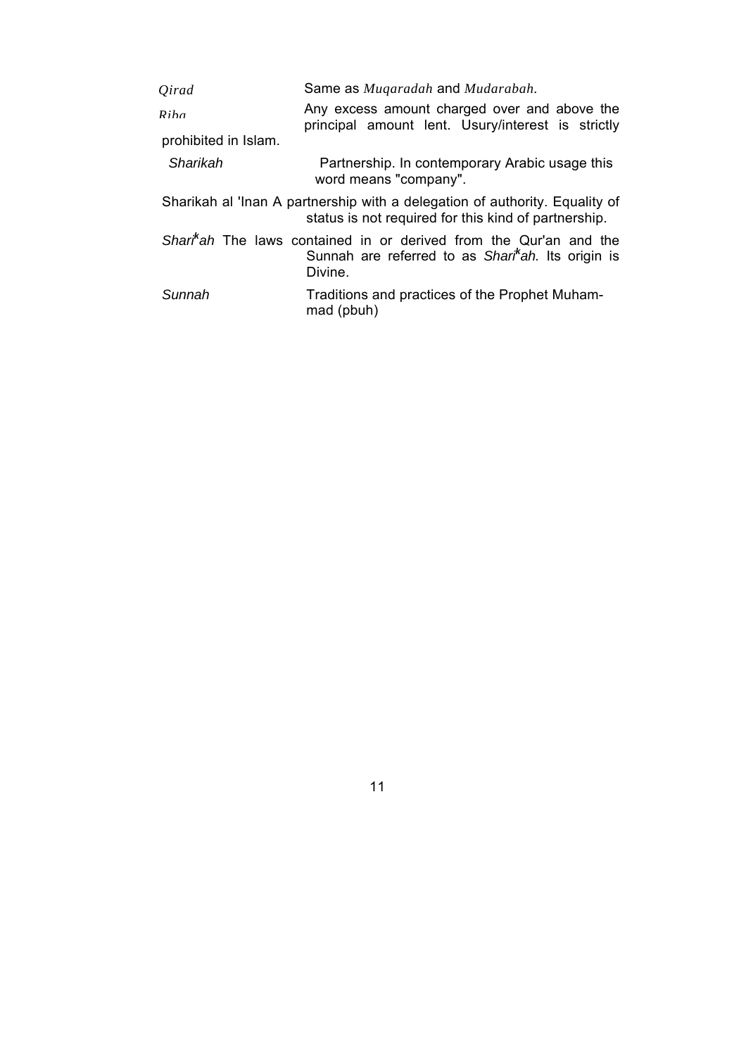*Qirad* — Same as *Muqaradah* and *Mudarabah*.

*Riba* — Any excess amount charged over and above the principal amount lent. Usury/interest is strictly prohibited in Islam.

*Sharikah* — Partnership. In contemporary Arabic usage this word means "company".

Sharikah al 'Inan — A partnership with a delegation of authority. Equality of status is not required for this kind of partnership.

*Shari*ʿ*ah* — The laws contained in or derived from the Qur'an and the Sunnah are referred to as *Shari*ʿ*ah*. Its origin is Divine.

*Sunnah* — Traditions and practices of the Prophet Muhammad (pbuh)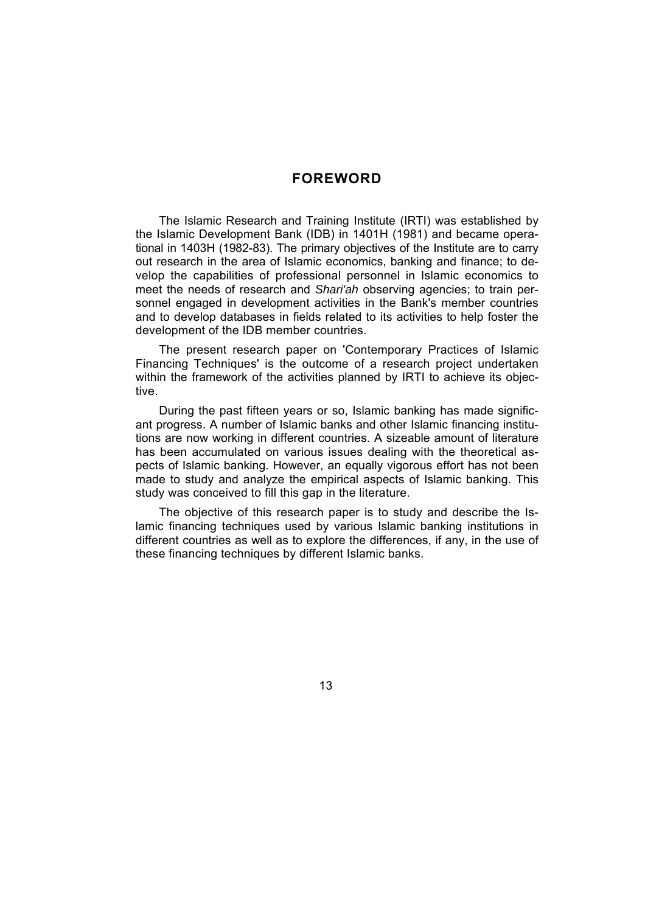# FOREWORD

The Islamic Research and Training Institute (IRTI) was established by the Islamic Development Bank (IDB) in 1401H (1981) and became operational in 1403H (1982-83). The primary objectives of the Institute are to carry out research in the area of Islamic economics, banking and finance; to develop the capabilities of professional personnel in Islamic economics to meet the needs of research and *Shari'ah* observing agencies; to train personnel engaged in development activities in the Bank's member countries and to develop databases in fields related to its activities to help foster the development of the IDB member countries.

The present research paper on 'Contemporary Practices of Islamic Financing Techniques' is the outcome of a research project undertaken within the framework of the activities planned by IRTI to achieve its objective.

During the past fifteen years or so, Islamic banking has made significant progress. A number of Islamic banks and other Islamic financing institutions are now working in different countries. A sizeable amount of literature has been accumulated on various issues dealing with the theoretical aspects of Islamic banking. However, an equally vigorous effort has not been made to study and analyze the empirical aspects of Islamic banking. This study was conceived to fill this gap in the literature.

The objective of this research paper is to study and describe the Islamic financing techniques used by various Islamic banking institutions in different countries as well as to explore the differences, if any, in the use of these financing techniques by different Islamic banks.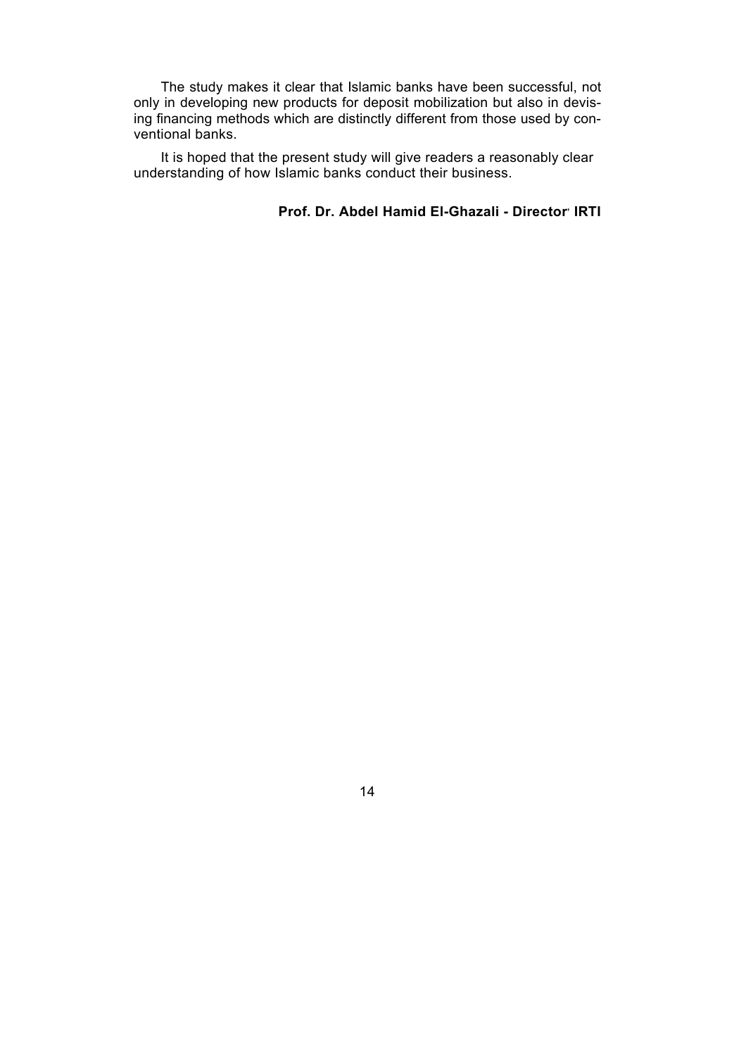The study makes it clear that Islamic banks have been successful, not only in developing new products for deposit mobilization but also in devising financing methods which are distinctly different from those used by conventional banks.

It is hoped that the present study will give readers a reasonably clear understanding of how Islamic banks conduct their business.

**Prof. Dr. Abdel Hamid El-Ghazali - Director, IRTI**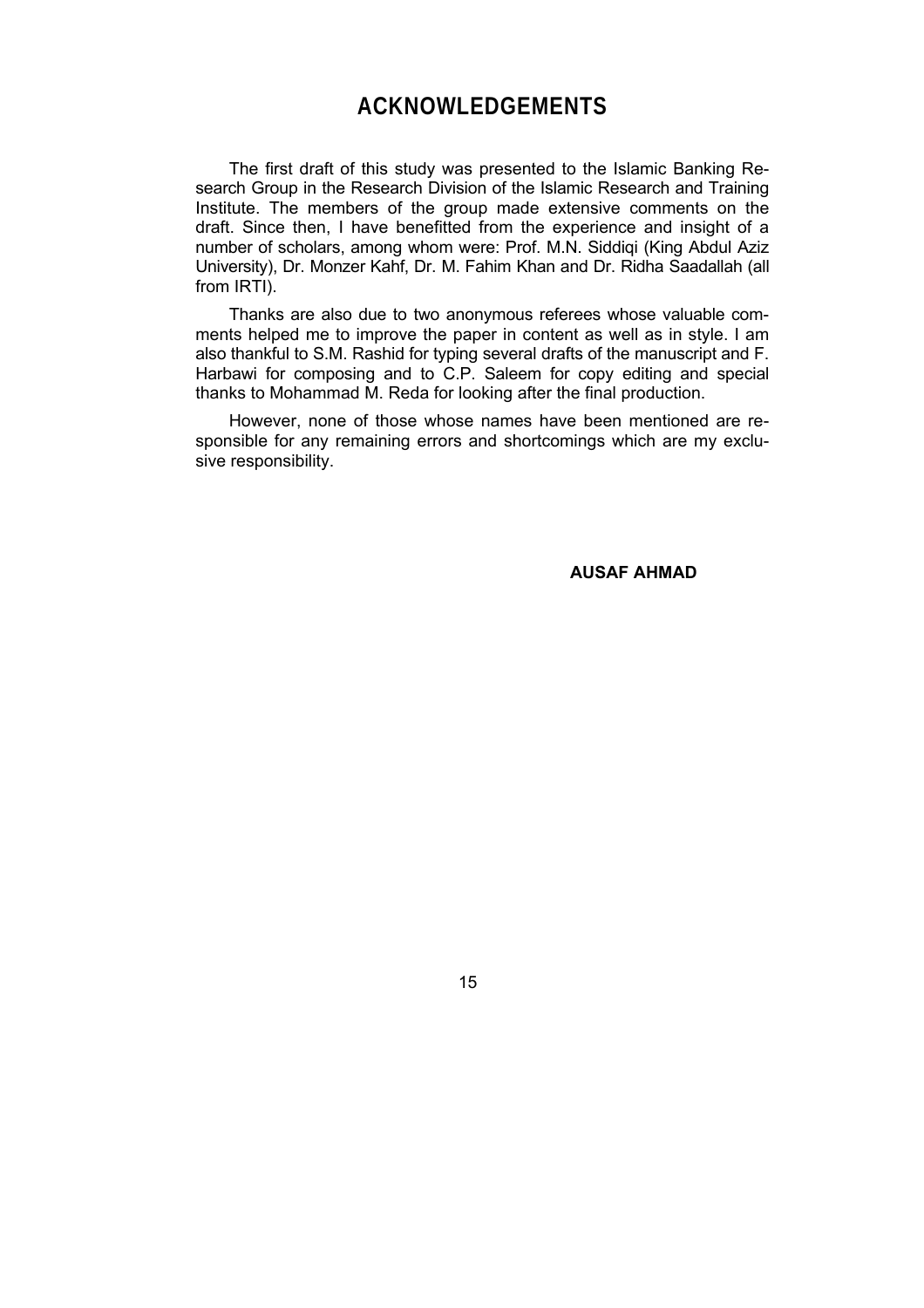# ACKNOWLEDGEMENTS

The first draft of this study was presented to the Islamic Banking Research Group in the Research Division of the Islamic Research and Training Institute. The members of the group made extensive comments on the draft. Since then, I have benefitted from the experience and insight of a number of scholars, among whom were: Prof. M.N. Siddiqi (King Abdul Aziz University), Dr. Monzer Kahf, Dr. M. Fahim Khan and Dr. Ridha Saadallah (all from IRTI).

Thanks are also due to two anonymous referees whose valuable comments helped me to improve the paper in content as well as in style. I am also thankful to S.M. Rashid for typing several drafts of the manuscript and F. Harbawi for composing and to C.P. Saleem for copy editing and special thanks to Mohammad M. Reda for looking after the final production.

However, none of those whose names have been mentioned are responsible for any remaining errors and shortcomings which are my exclusive responsibility.

**AUSAF AHMAD**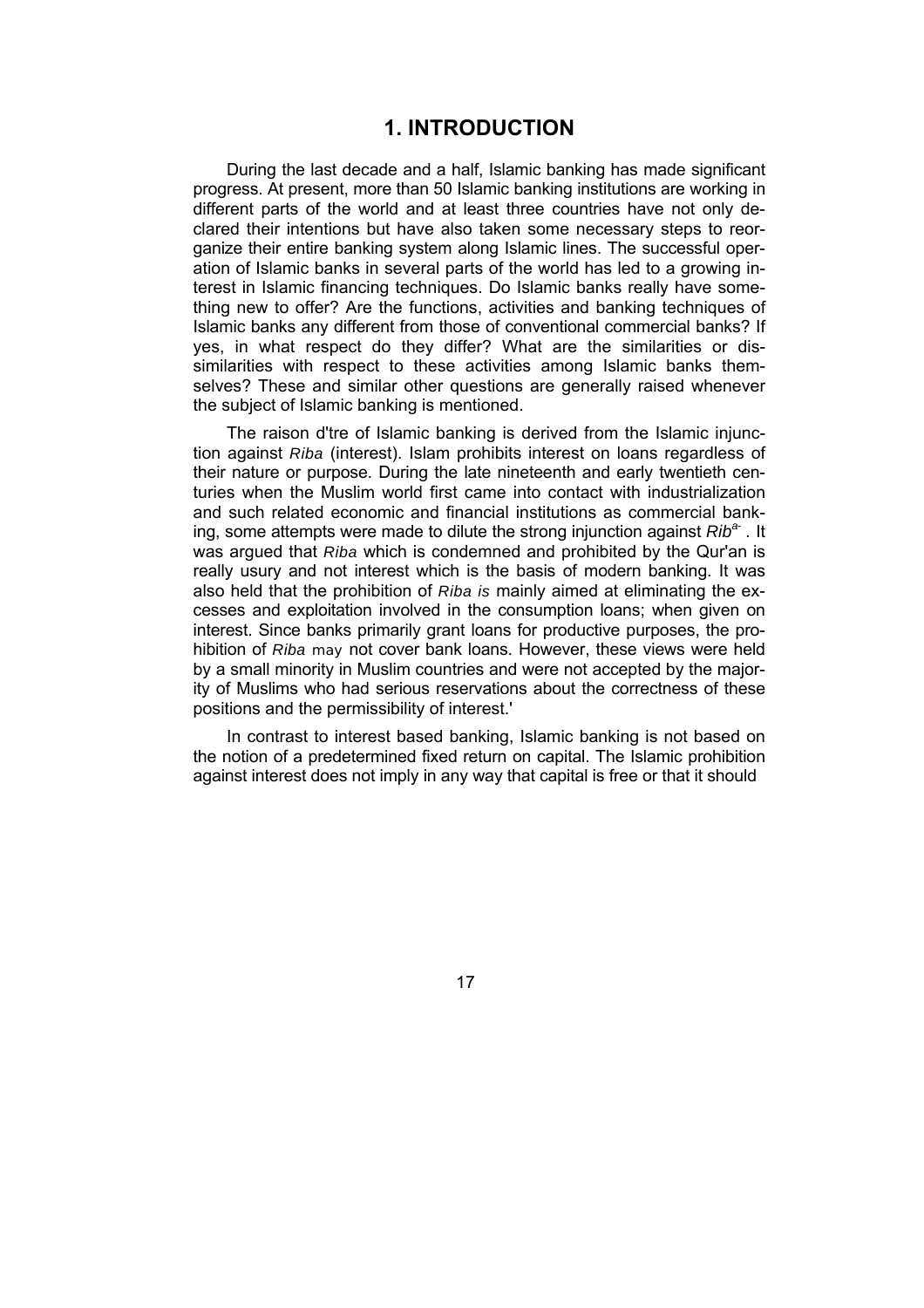# 1. INTRODUCTION

During the last decade and a half, Islamic banking has made significant progress. At present, more than 50 Islamic banking institutions are working in different parts of the world and at least three countries have not only declared their intentions but have also taken some necessary steps to reorganize their entire banking system along Islamic lines. The successful operation of Islamic banks in several parts of the world has led to a growing interest in Islamic financing techniques. Do Islamic banks really have something new to offer? Are the functions, activities and banking techniques of Islamic banks any different from those of conventional commercial banks? If yes, in what respect do they differ? What are the similarities or dissimilarities with respect to these activities among Islamic banks themselves? These and similar other questions are generally raised whenever the subject of Islamic banking is mentioned.

The raison d'tre of Islamic banking is derived from the Islamic injunction against *Riba* (interest). Islam prohibits interest on loans regardless of their nature or purpose. During the late nineteenth and early twentieth centuries when the Muslim world first came into contact with industrialization and such related economic and financial institutions as commercial banking, some attempts were made to dilute the strong injunction against *Rib*[a-]. It was argued that *Riba* which is condemned and prohibited by the Qur'an is really usury and not interest which is the basis of modern banking. It was also held that the prohibition of *Riba is* mainly aimed at eliminating the excesses and exploitation involved in the consumption loans; when given on interest. Since banks primarily grant loans for productive purposes, the prohibition of *Riba* may not cover bank loans. However, these views were held by a small minority in Muslim countries and were not accepted by the majority of Muslims who had serious reservations about the correctness of these positions and the permissibility of interest.'

In contrast to interest based banking, Islamic banking is not based on the notion of a predetermined fixed return on capital. The Islamic prohibition against interest does not imply in any way that capital is free or that it should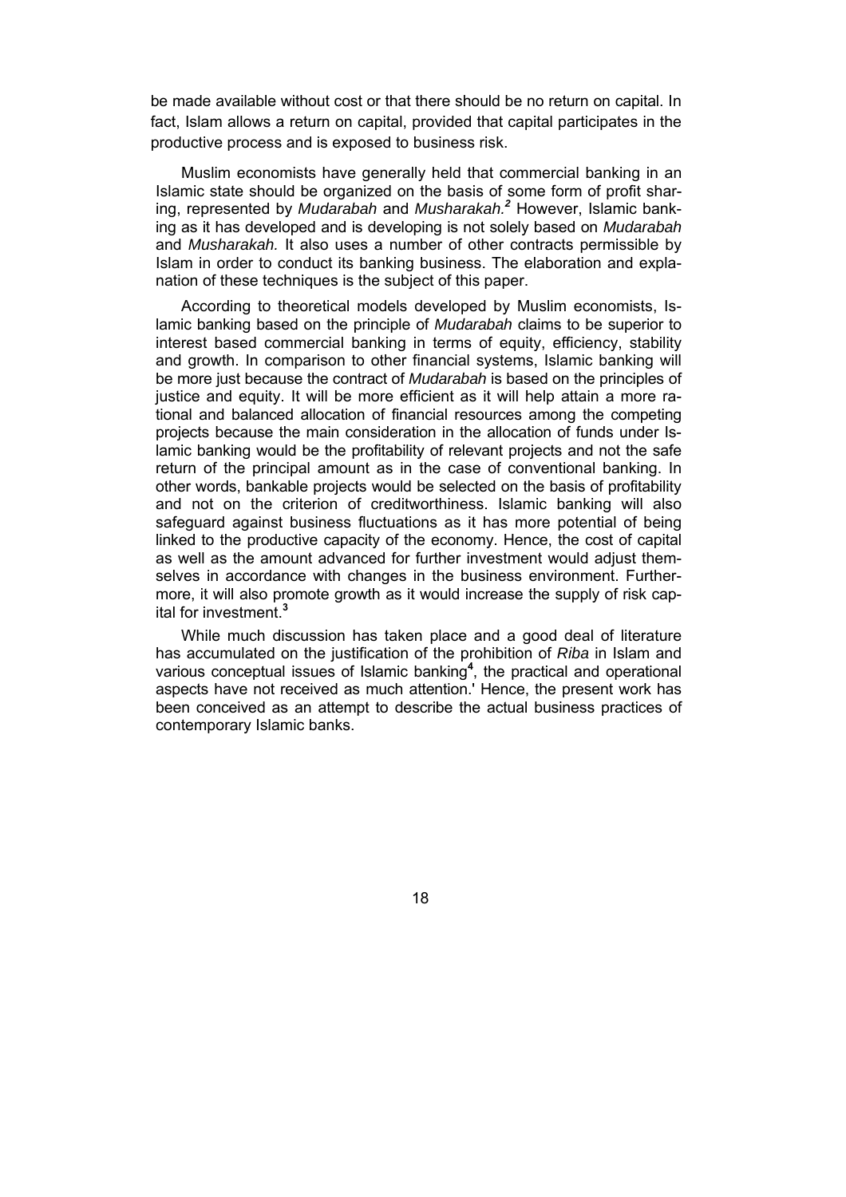be made available without cost or that there should be no return on capital. In fact, Islam allows a return on capital, provided that capital participates in the productive process and is exposed to business risk.

Muslim economists have generally held that commercial banking in an Islamic state should be organized on the basis of some form of profit sharing, represented by *Mudarabah* and *Musharakah.*[2] However, Islamic banking as it has developed and is developing is not solely based on *Mudarabah* and *Musharakah.* It also uses a number of other contracts permissible by Islam in order to conduct its banking business. The elaboration and explanation of these techniques is the subject of this paper.

According to theoretical models developed by Muslim economists, Islamic banking based on the principle of *Mudarabah* claims to be superior to interest based commercial banking in terms of equity, efficiency, stability and growth. In comparison to other financial systems, Islamic banking will be more just because the contract of *Mudarabah* is based on the principles of justice and equity. It will be more efficient as it will help attain a more rational and balanced allocation of financial resources among the competing projects because the main consideration in the allocation of funds under Islamic banking would be the profitability of relevant projects and not the safe return of the principal amount as in the case of conventional banking. In other words, bankable projects would be selected on the basis of profitability and not on the criterion of creditworthiness. Islamic banking will also safeguard against business fluctuations as it has more potential of being linked to the productive capacity of the economy. Hence, the cost of capital as well as the amount advanced for further investment would adjust themselves in accordance with changes in the business environment. Furthermore, it will also promote growth as it would increase the supply of risk capital for investment.[3]

While much discussion has taken place and a good deal of literature has accumulated on the justification of the prohibition of *Riba* in Islam and various conceptual issues of Islamic banking[4], the practical and operational aspects have not received as much attention.' Hence, the present work has been conceived as an attempt to describe the actual business practices of contemporary Islamic banks.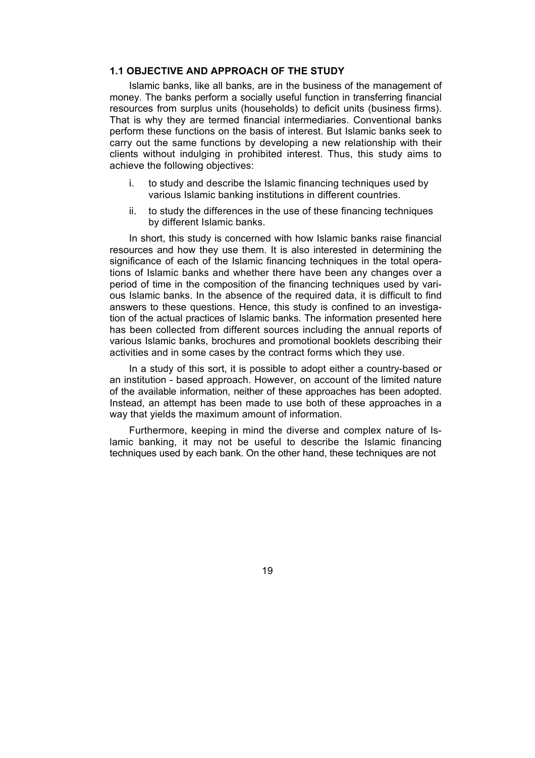### 1.1 OBJECTIVE AND APPROACH OF THE STUDY

Islamic banks, like all banks, are in the business of the management of money. The banks perform a socially useful function in transferring financial resources from surplus units (households) to deficit units (business firms). That is why they are termed financial intermediaries. Conventional banks perform these functions on the basis of interest. But Islamic banks seek to carry out the same functions by developing a new relationship with their clients without indulging in prohibited interest. Thus, this study aims to achieve the following objectives:

i. to study and describe the Islamic financing techniques used by various Islamic banking institutions in different countries.

ii. to study the differences in the use of these financing techniques by different Islamic banks.

In short, this study is concerned with how Islamic banks raise financial resources and how they use them. It is also interested in determining the significance of each of the Islamic financing techniques in the total operations of Islamic banks and whether there have been any changes over a period of time in the composition of the financing techniques used by various Islamic banks. In the absence of the required data, it is difficult to find answers to these questions. Hence, this study is confined to an investigation of the actual practices of Islamic banks. The information presented here has been collected from different sources including the annual reports of various Islamic banks, brochures and promotional booklets describing their activities and in some cases by the contract forms which they use.

In a study of this sort, it is possible to adopt either a country-based or an institution - based approach. However, on account of the limited nature of the available information, neither of these approaches has been adopted. Instead, an attempt has been made to use both of these approaches in a way that yields the maximum amount of information.

Furthermore, keeping in mind the diverse and complex nature of Islamic banking, it may not be useful to describe the Islamic financing techniques used by each bank. On the other hand, these techniques are not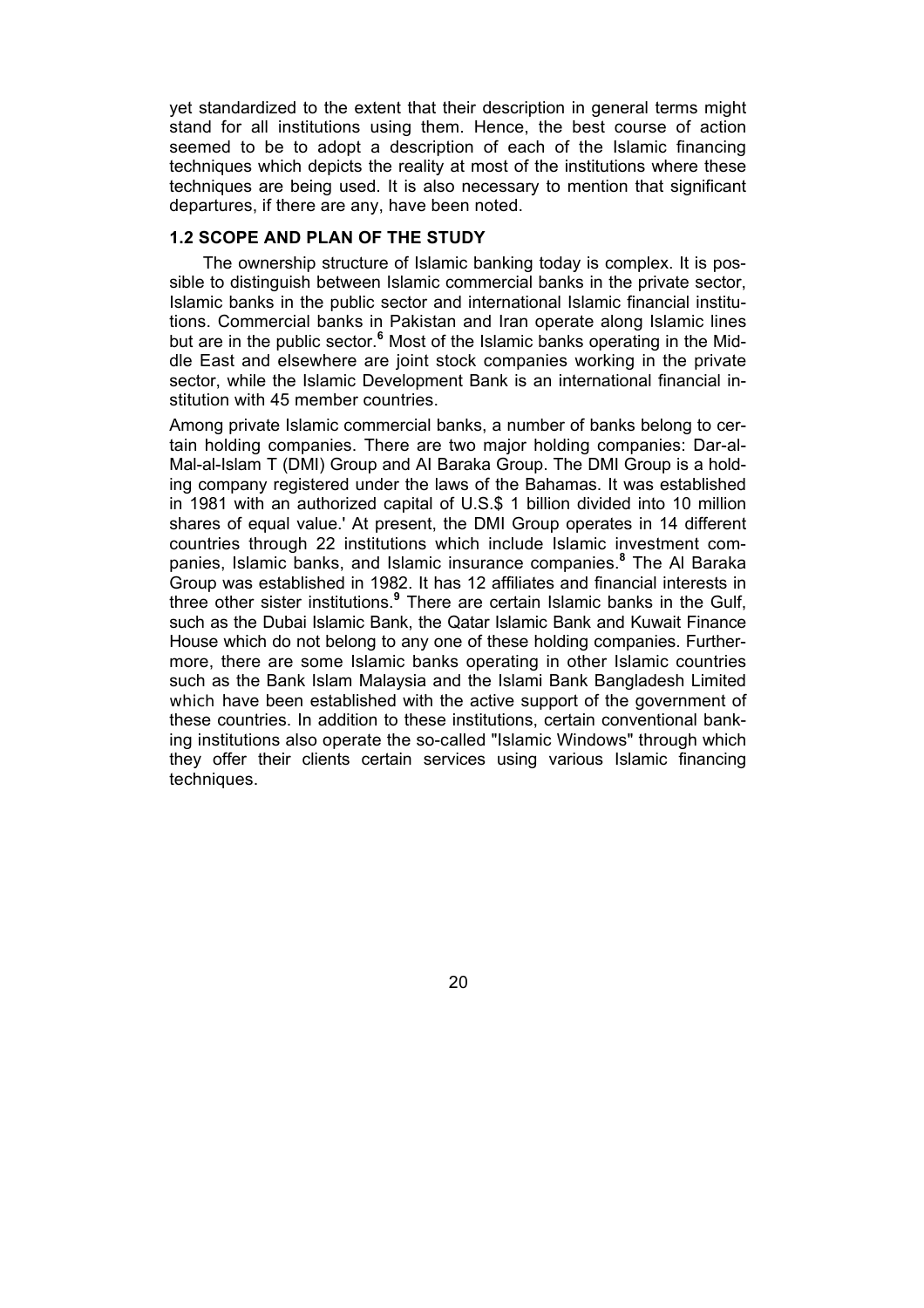yet standardized to the extent that their description in general terms might stand for all institutions using them. Hence, the best course of action seemed to be to adopt a description of each of the Islamic financing techniques which depicts the reality at most of the institutions where these techniques are being used. It is also necessary to mention that significant departures, if there are any, have been noted.

### 1.2 SCOPE AND PLAN OF THE STUDY

The ownership structure of Islamic banking today is complex. It is possible to distinguish between Islamic commercial banks in the private sector, Islamic banks in the public sector and international Islamic financial institutions. Commercial banks in Pakistan and Iran operate along Islamic lines but are in the public sector.[6] Most of the Islamic banks operating in the Middle East and elsewhere are joint stock companies working in the private sector, while the Islamic Development Bank is an international financial institution with 45 member countries.

Among private Islamic commercial banks, a number of banks belong to certain holding companies. There are two major holding companies: Dar-al-Mal-al-Islam T (DMI) Group and Al Baraka Group. The DMI Group is a holding company registered under the laws of the Bahamas. It was established in 1981 with an authorized capital of U.S.$ 1 billion divided into 10 million shares of equal value.' At present, the DMI Group operates in 14 different countries through 22 institutions which include Islamic investment companies, Islamic banks, and Islamic insurance companies.[8] The Al Baraka Group was established in 1982. It has 12 affiliates and financial interests in three other sister institutions.[9] There are certain Islamic banks in the Gulf, such as the Dubai Islamic Bank, the Qatar Islamic Bank and Kuwait Finance House which do not belong to any one of these holding companies. Furthermore, there are some Islamic banks operating in other Islamic countries such as the Bank Islam Malaysia and the Islami Bank Bangladesh Limited which have been established with the active support of the government of these countries. In addition to these institutions, certain conventional banking institutions also operate the so-called "Islamic Windows" through which they offer their clients certain services using various Islamic financing techniques.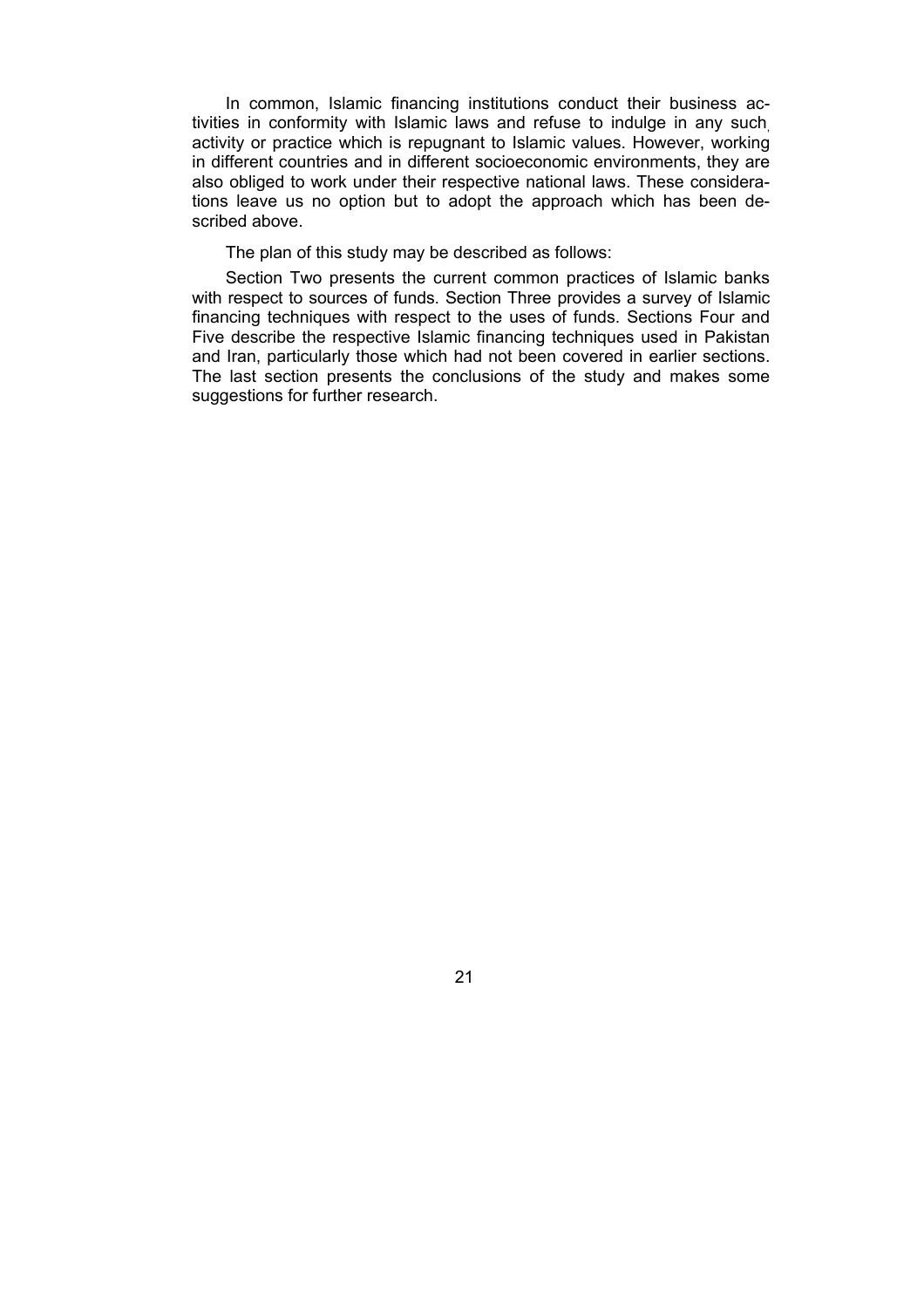In common, Islamic financing institutions conduct their business activities in conformity with Islamic laws and refuse to indulge in any such activity or practice which is repugnant to Islamic values. However, working in different countries and in different socioeconomic environments, they are also obliged to work under their respective national laws. These considerations leave us no option but to adopt the approach which has been described above.

The plan of this study may be described as follows:

Section Two presents the current common practices of Islamic banks with respect to sources of funds. Section Three provides a survey of Islamic financing techniques with respect to the uses of funds. Sections Four and Five describe the respective Islamic financing techniques used in Pakistan and Iran, particularly those which had not been covered in earlier sections. The last section presents the conclusions of the study and makes some suggestions for further research.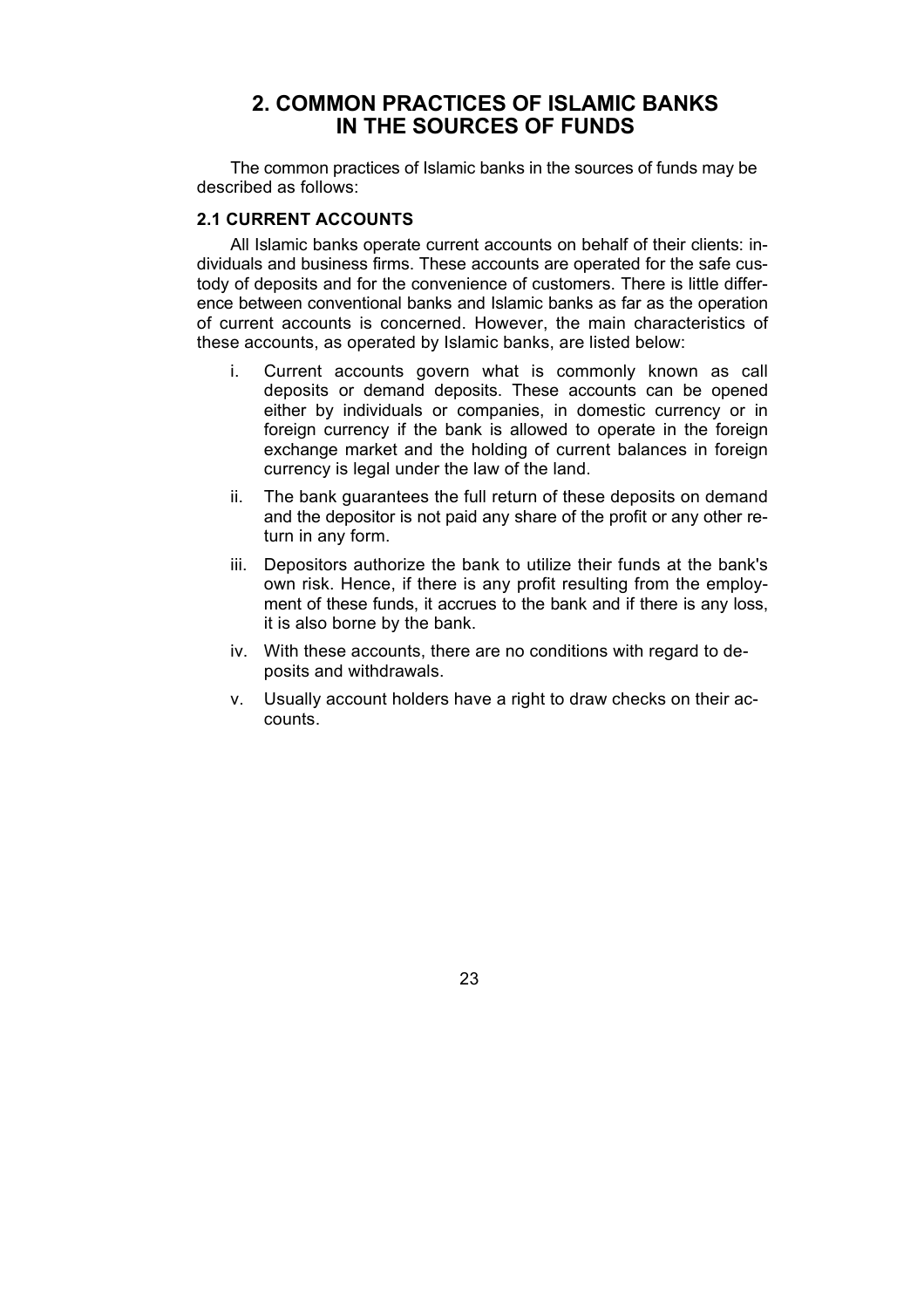# 2. COMMON PRACTICES OF ISLAMIC BANKS IN THE SOURCES OF FUNDS

The common practices of Islamic banks in the sources of funds may be described as follows:

### 2.1 CURRENT ACCOUNTS

All Islamic banks operate current accounts on behalf of their clients: individuals and business firms. These accounts are operated for the safe custody of deposits and for the convenience of customers. There is little difference between conventional banks and Islamic banks as far as the operation of current accounts is concerned. However, the main characteristics of these accounts, as operated by Islamic banks, are listed below:

i. Current accounts govern what is commonly known as call deposits or demand deposits. These accounts can be opened either by individuals or companies, in domestic currency or in foreign currency if the bank is allowed to operate in the foreign exchange market and the holding of current balances in foreign currency is legal under the law of the land.

ii. The bank guarantees the full return of these deposits on demand and the depositor is not paid any share of the profit or any other return in any form.

iii. Depositors authorize the bank to utilize their funds at the bank's own risk. Hence, if there is any profit resulting from the employment of these funds, it accrues to the bank and if there is any loss, it is also borne by the bank.

iv. With these accounts, there are no conditions with regard to deposits and withdrawals.

v. Usually account holders have a right to draw checks on their accounts.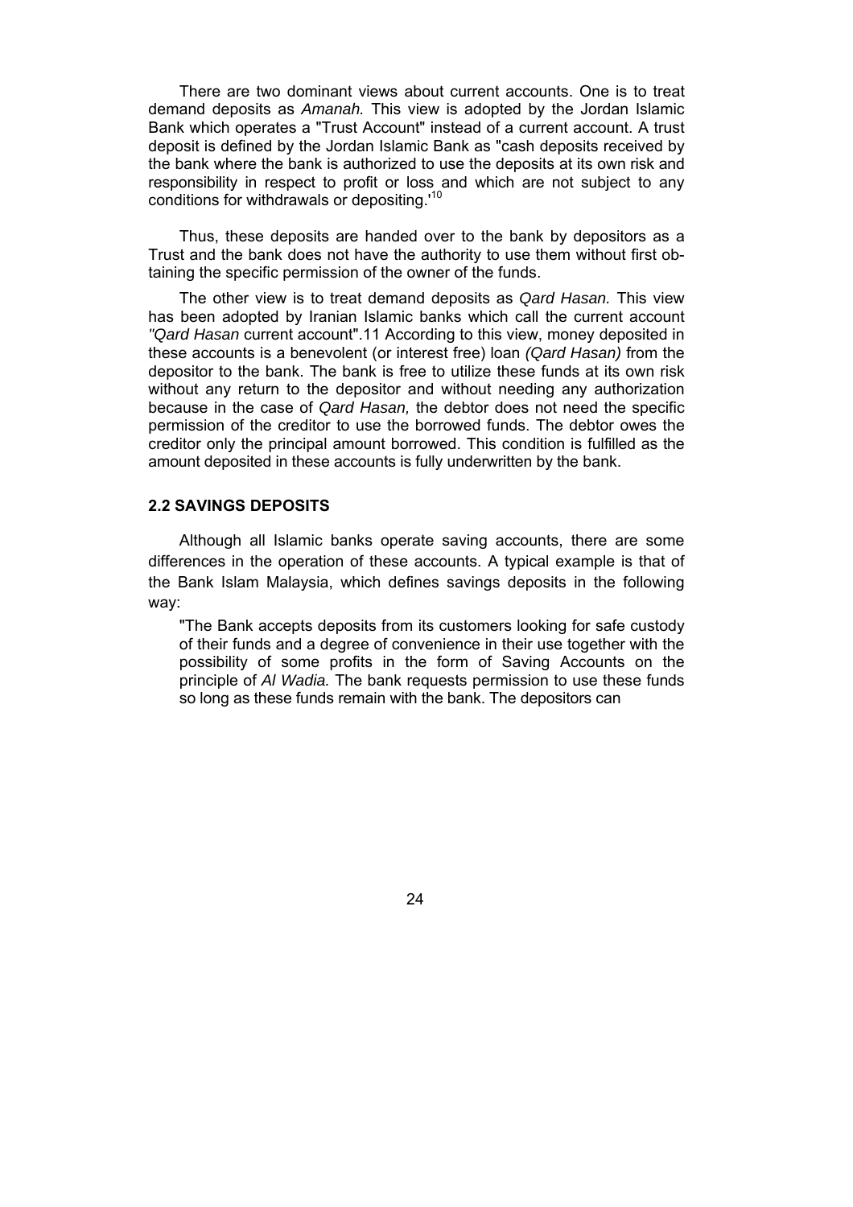There are two dominant views about current accounts. One is to treat demand deposits as *Amanah.* This view is adopted by the Jordan Islamic Bank which operates a "Trust Account" instead of a current account. A trust deposit is defined by the Jordan Islamic Bank as "cash deposits received by the bank where the bank is authorized to use the deposits at its own risk and responsibility in respect to profit or loss and which are not subject to any conditions for withdrawals or depositing.'[10]

Thus, these deposits are handed over to the bank by depositors as a Trust and the bank does not have the authority to use them without first obtaining the specific permission of the owner of the funds.

The other view is to treat demand deposits as *Qard Hasan.* This view has been adopted by Iranian Islamic banks which call the current account *"Qard Hasan* current account".11 According to this view, money deposited in these accounts is a benevolent (or interest free) loan *(Qard Hasan)* from the depositor to the bank. The bank is free to utilize these funds at its own risk without any return to the depositor and without needing any authorization because in the case of *Qard Hasan,* the debtor does not need the specific permission of the creditor to use the borrowed funds. The debtor owes the creditor only the principal amount borrowed. This condition is fulfilled as the amount deposited in these accounts is fully underwritten by the bank.

## 2.2 SAVINGS DEPOSITS

Although all Islamic banks operate saving accounts, there are some differences in the operation of these accounts. A typical example is that of the Bank Islam Malaysia, which defines savings deposits in the following way:

> "The Bank accepts deposits from its customers looking for safe custody of their funds and a degree of convenience in their use together with the possibility of some profits in the form of Saving Accounts on the principle of *Al Wadia.* The bank requests permission to use these funds so long as these funds remain with the bank. The depositors can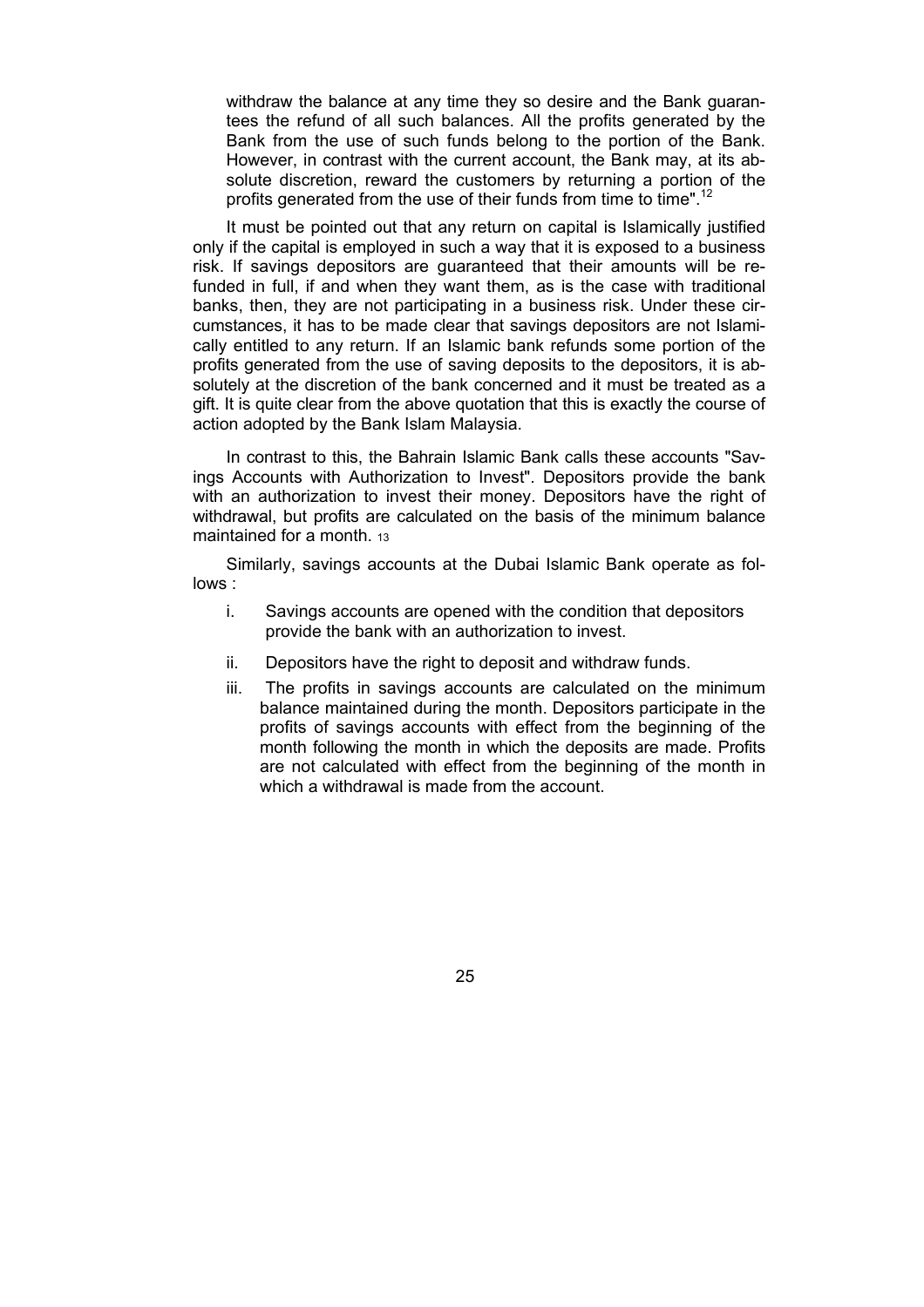withdraw the balance at any time they so desire and the Bank guarantees the refund of all such balances. All the profits generated by the Bank from the use of such funds belong to the portion of the Bank. However, in contrast with the current account, the Bank may, at its absolute discretion, reward the customers by returning a portion of the profits generated from the use of their funds from time to time".[12]

It must be pointed out that any return on capital is Islamically justified only if the capital is employed in such a way that it is exposed to a business risk. If savings depositors are guaranteed that their amounts will be refunded in full, if and when they want them, as is the case with traditional banks, then, they are not participating in a business risk. Under these circumstances, it has to be made clear that savings depositors are not Islamically entitled to any return. If an Islamic bank refunds some portion of the profits generated from the use of saving deposits to the depositors, it is absolutely at the discretion of the bank concerned and it must be treated as a gift. It is quite clear from the above quotation that this is exactly the course of action adopted by the Bank Islam Malaysia.

In contrast to this, the Bahrain Islamic Bank calls these accounts "Savings Accounts with Authorization to Invest". Depositors provide the bank with an authorization to invest their money. Depositors have the right of withdrawal, but profits are calculated on the basis of the minimum balance maintained for a month. [13]

Similarly, savings accounts at the Dubai Islamic Bank operate as follows :

i. Savings accounts are opened with the condition that depositors provide the bank with an authorization to invest.

ii. Depositors have the right to deposit and withdraw funds.

iii. The profits in savings accounts are calculated on the minimum balance maintained during the month. Depositors participate in the profits of savings accounts with effect from the beginning of the month following the month in which the deposits are made. Profits are not calculated with effect from the beginning of the month in which a withdrawal is made from the account.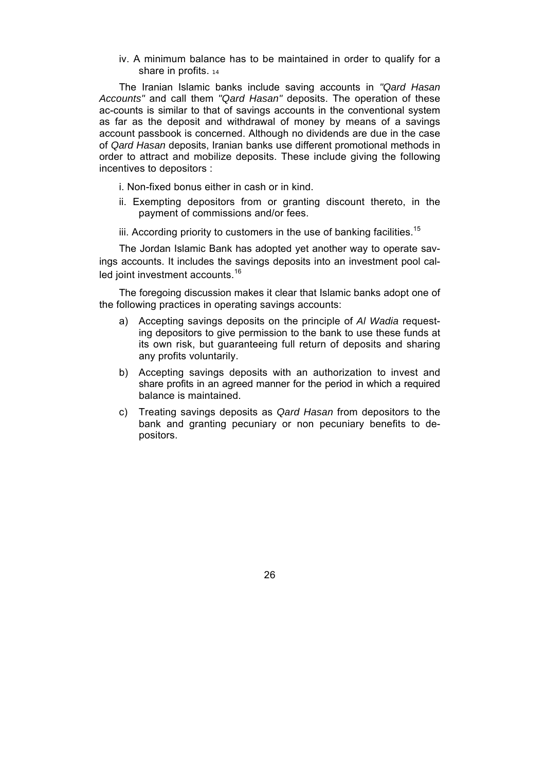iv. A minimum balance has to be maintained in order to qualify for a share in profits. [14]

The Iranian Islamic banks include saving accounts in *"Qard Hasan Accounts"* and call them *"Qard Hasan"* deposits. The operation of these ac-counts is similar to that of savings accounts in the conventional system as far as the deposit and withdrawal of money by means of a savings account passbook is concerned. Although no dividends are due in the case of *Qard Hasan* deposits, Iranian banks use different promotional methods in order to attract and mobilize deposits. These include giving the following incentives to depositors :

i. Non-fixed bonus either in cash or in kind.

ii. Exempting depositors from or granting discount thereto, in the payment of commissions and/or fees.

iii. According priority to customers in the use of banking facilities.[15]

The Jordan Islamic Bank has adopted yet another way to operate savings accounts. It includes the savings deposits into an investment pool called joint investment accounts.[16]

The foregoing discussion makes it clear that Islamic banks adopt one of the following practices in operating savings accounts:

a) Accepting savings deposits on the principle of *Al Wadia* requesting depositors to give permission to the bank to use these funds at its own risk, but guaranteeing full return of deposits and sharing any profits voluntarily.

b) Accepting savings deposits with an authorization to invest and share profits in an agreed manner for the period in which a required balance is maintained.

c) Treating savings deposits as *Qard Hasan* from depositors to the bank and granting pecuniary or non pecuniary benefits to depositors.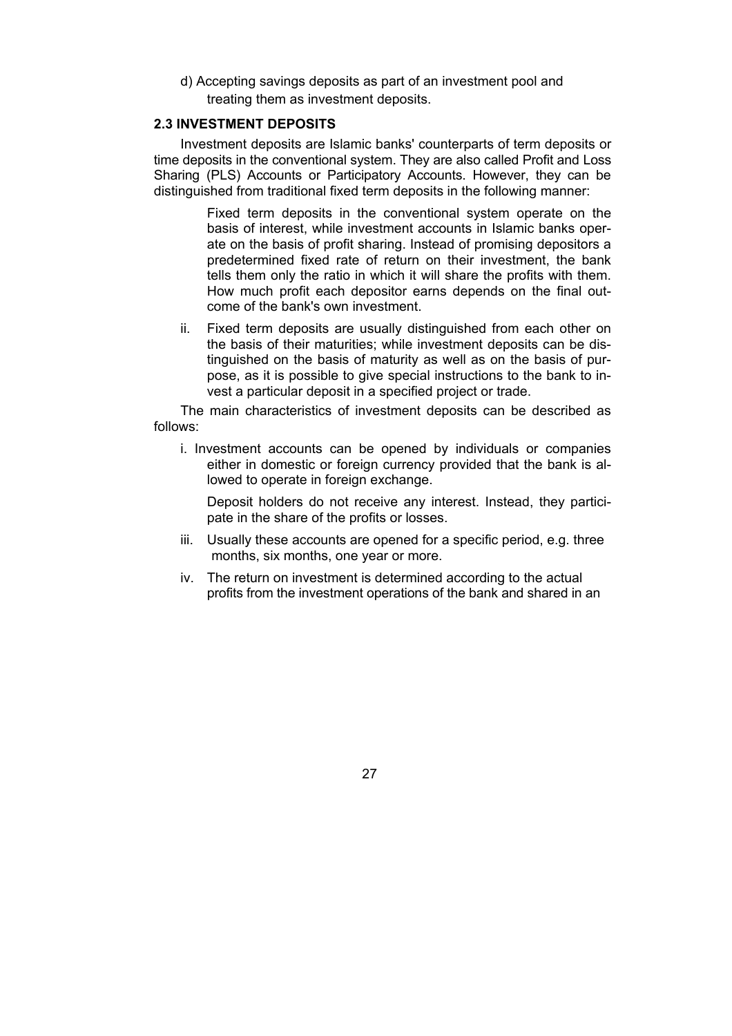d) Accepting savings deposits as part of an investment pool and treating them as investment deposits.

**2.3 INVESTMENT DEPOSITS**

Investment deposits are Islamic banks' counterparts of term deposits or time deposits in the conventional system. They are also called Profit and Loss Sharing (PLS) Accounts or Participatory Accounts. However, they can be distinguished from traditional fixed term deposits in the following manner:

Fixed term deposits in the conventional system operate on the basis of interest, while investment accounts in Islamic banks operate on the basis of profit sharing. Instead of promising depositors a predetermined fixed rate of return on their investment, the bank tells them only the ratio in which it will share the profits with them. How much profit each depositor earns depends on the final outcome of the bank's own investment.

ii. Fixed term deposits are usually distinguished from each other on the basis of their maturities; while investment deposits can be distinguished on the basis of maturity as well as on the basis of purpose, as it is possible to give special instructions to the bank to invest a particular deposit in a specified project or trade.

The main characteristics of investment deposits can be described as follows:

i. Investment accounts can be opened by individuals or companies either in domestic or foreign currency provided that the bank is allowed to operate in foreign exchange.

Deposit holders do not receive any interest. Instead, they participate in the share of the profits or losses.

iii. Usually these accounts are opened for a specific period, e.g. three months, six months, one year or more.

iv. The return on investment is determined according to the actual profits from the investment operations of the bank and shared in an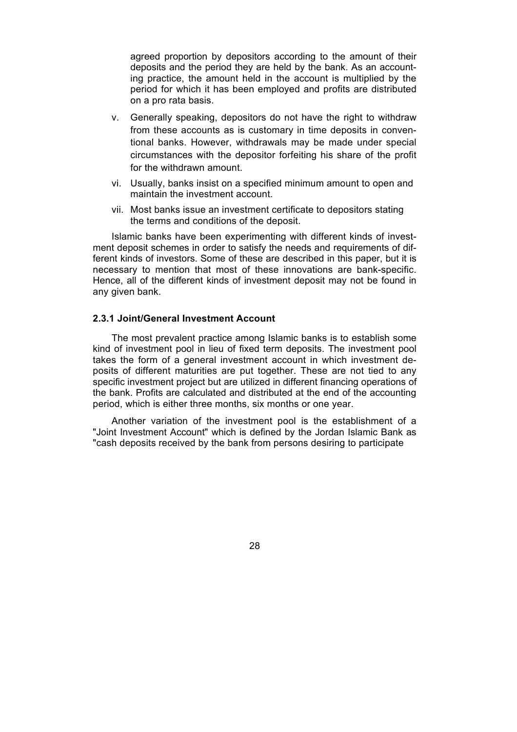agreed proportion by depositors according to the amount of their deposits and the period they are held by the bank. As an accounting practice, the amount held in the account is multiplied by the period for which it has been employed and profits are distributed on a pro rata basis.

v. Generally speaking, depositors do not have the right to withdraw from these accounts as is customary in time deposits in conventional banks. However, withdrawals may be made under special circumstances with the depositor forfeiting his share of the profit for the withdrawn amount.

vi. Usually, banks insist on a specified minimum amount to open and maintain the investment account.

vii. Most banks issue an investment certificate to depositors stating the terms and conditions of the deposit.

Islamic banks have been experimenting with different kinds of investment deposit schemes in order to satisfy the needs and requirements of different kinds of investors. Some of these are described in this paper, but it is necessary to mention that most of these innovations are bank-specific. Hence, all of the different kinds of investment deposit may not be found in any given bank.

#### 2.3.1 Joint/General Investment Account

The most prevalent practice among Islamic banks is to establish some kind of investment pool in lieu of fixed term deposits. The investment pool takes the form of a general investment account in which investment deposits of different maturities are put together. These are not tied to any specific investment project but are utilized in different financing operations of the bank. Profits are calculated and distributed at the end of the accounting period, which is either three months, six months or one year.

Another variation of the investment pool is the establishment of a "Joint Investment Account" which is defined by the Jordan Islamic Bank as "cash deposits received by the bank from persons desiring to participate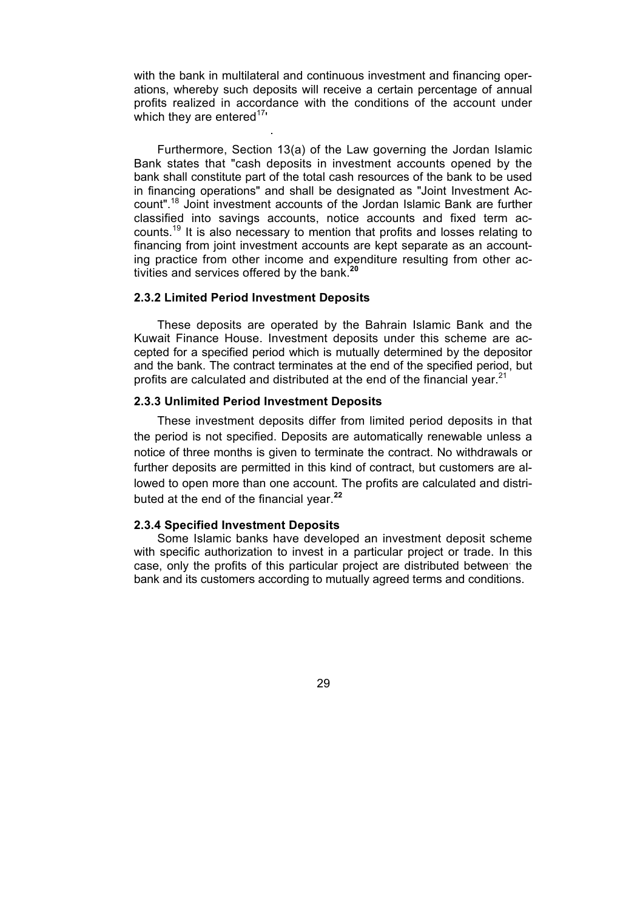with the bank in multilateral and continuous investment and financing operations, whereby such deposits will receive a certain percentage of annual profits realized in accordance with the conditions of the account under which they are entered[17].

Furthermore, Section 13(a) of the Law governing the Jordan Islamic Bank states that "cash deposits in investment accounts opened by the bank shall constitute part of the total cash resources of the bank to be used in financing operations" and shall be designated as "Joint Investment Account".[18] Joint investment accounts of the Jordan Islamic Bank are further classified into savings accounts, notice accounts and fixed term accounts.[19] It is also necessary to mention that profits and losses relating to financing from joint investment accounts are kept separate as an accounting practice from other income and expenditure resulting from other activities and services offered by the bank.[20]

### 2.3.2 Limited Period Investment Deposits

These deposits are operated by the Bahrain Islamic Bank and the Kuwait Finance House. Investment deposits under this scheme are accepted for a specified period which is mutually determined by the depositor and the bank. The contract terminates at the end of the specified period, but profits are calculated and distributed at the end of the financial year.[21]

### 2.3.3 Unlimited Period Investment Deposits

These investment deposits differ from limited period deposits in that the period is not specified. Deposits are automatically renewable unless a notice of three months is given to terminate the contract. No withdrawals or further deposits are permitted in this kind of contract, but customers are allowed to open more than one account. The profits are calculated and distributed at the end of the financial year.[22]

### 2.3.4 Specified Investment Deposits

Some Islamic banks have developed an investment deposit scheme with specific authorization to invest in a particular project or trade. In this case, only the profits of this particular project are distributed between the bank and its customers according to mutually agreed terms and conditions.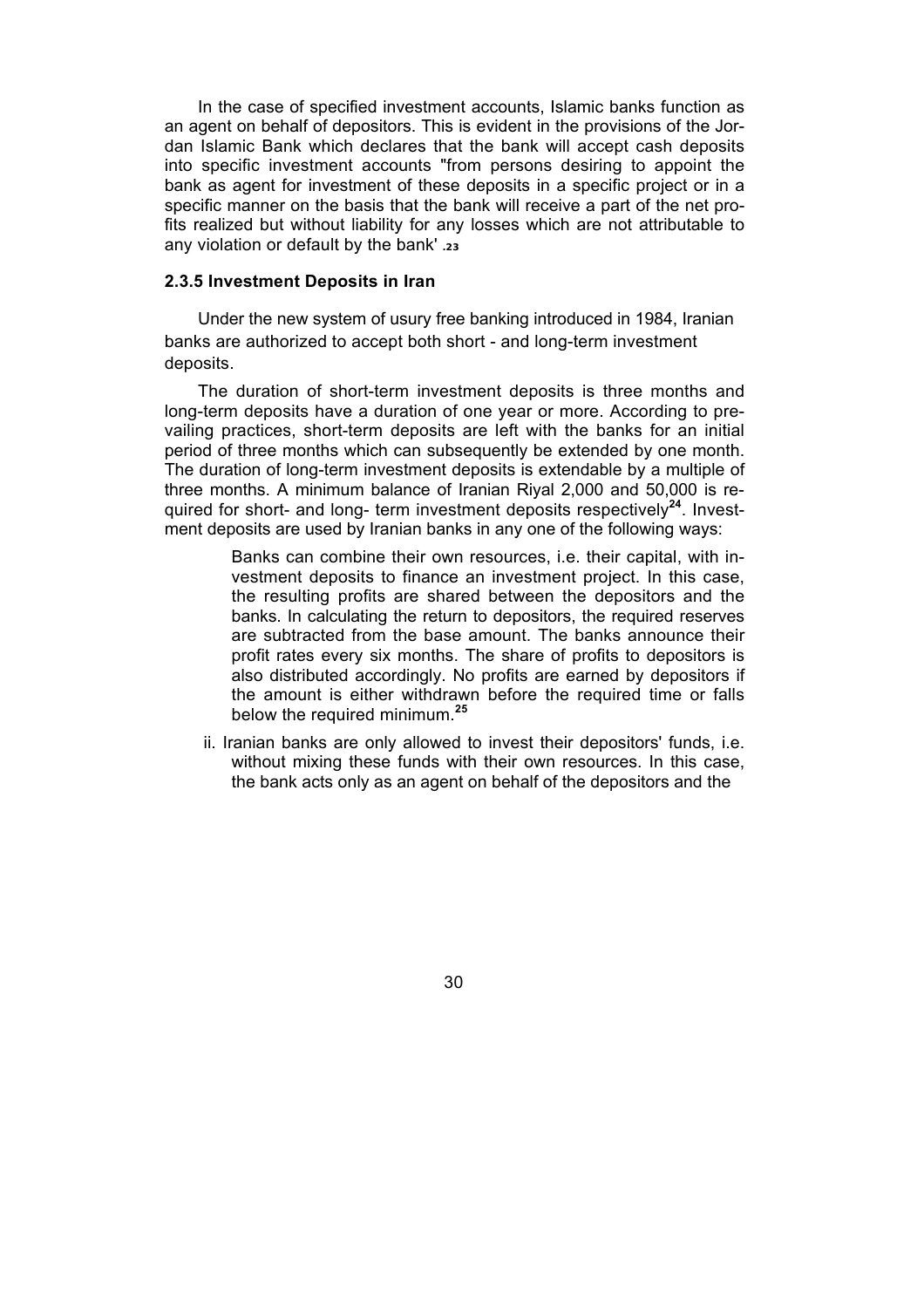In the case of specified investment accounts, Islamic banks function as an agent on behalf of depositors. This is evident in the provisions of the Jordan Islamic Bank which declares that the bank will accept cash deposits into specific investment accounts "from persons desiring to appoint the bank as agent for investment of these deposits in a specific project or in a specific manner on the basis that the bank will receive a part of the net profits realized but without liability for any losses which are not attributable to any violation or default by the bank' .[23]

### 2.3.5 Investment Deposits in Iran

Under the new system of usury free banking introduced in 1984, Iranian banks are authorized to accept both short - and long-term investment deposits.

The duration of short-term investment deposits is three months and long-term deposits have a duration of one year or more. According to prevailing practices, short-term deposits are left with the banks for an initial period of three months which can subsequently be extended by one month. The duration of long-term investment deposits is extendable by a multiple of three months. A minimum balance of Iranian Riyal 2,000 and 50,000 is required for short- and long- term investment deposits respectively[24]. Investment deposits are used by Iranian banks in any one of the following ways:

> Banks can combine their own resources, i.e. their capital, with investment deposits to finance an investment project. In this case, the resulting profits are shared between the depositors and the banks. In calculating the return to depositors, the required reserves are subtracted from the base amount. The banks announce their profit rates every six months. The share of profits to depositors is also distributed accordingly. No profits are earned by depositors if the amount is either withdrawn before the required time or falls below the required minimum.[25]

ii. Iranian banks are only allowed to invest their depositors' funds, i.e. without mixing these funds with their own resources. In this case, the bank acts only as an agent on behalf of the depositors and the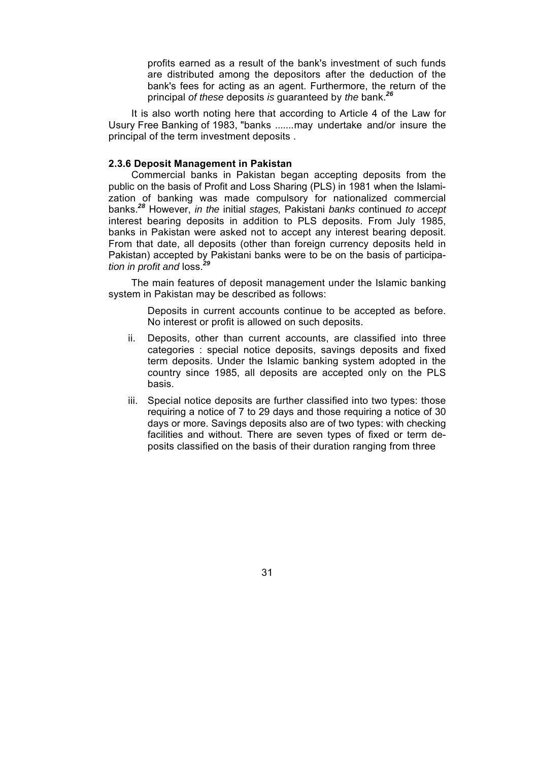profits earned as a result of the bank's investment of such funds are distributed among the depositors after the deduction of the bank's fees for acting as an agent. Furthermore, the return of the principal *of these* deposits *is* guaranteed by *the* bank.[26]

It is also worth noting here that according to Article 4 of the Law for Usury Free Banking of 1983, "banks .......may undertake and/or insure the principal of the term investment deposits .

**2.3.6 Deposit Management in Pakistan**

Commercial banks in Pakistan began accepting deposits from the public on the basis of Profit and Loss Sharing (PLS) in 1981 when the Islamization of banking was made compulsory for nationalized commercial banks.[28] However, *in the* initial *stages,* Pakistani *banks* continued *to accept* interest bearing deposits in addition to PLS deposits. From July 1985, banks in Pakistan were asked not to accept any interest bearing deposit. From that date, all deposits (other than foreign currency deposits held in Pakistan) accepted by Pakistani banks were to be on the basis of participa*tion in profit and* loss.[29]

The main features of deposit management under the Islamic banking system in Pakistan may be described as follows:

Deposits in current accounts continue to be accepted as before. No interest or profit is allowed on such deposits.

ii. Deposits, other than current accounts, are classified into three categories : special notice deposits, savings deposits and fixed term deposits. Under the Islamic banking system adopted in the country since 1985, all deposits are accepted only on the PLS basis.

iii. Special notice deposits are further classified into two types: those requiring a notice of 7 to 29 days and those requiring a notice of 30 days or more. Savings deposits also are of two types: with checking facilities and without. There are seven types of fixed or term deposits classified on the basis of their duration ranging from three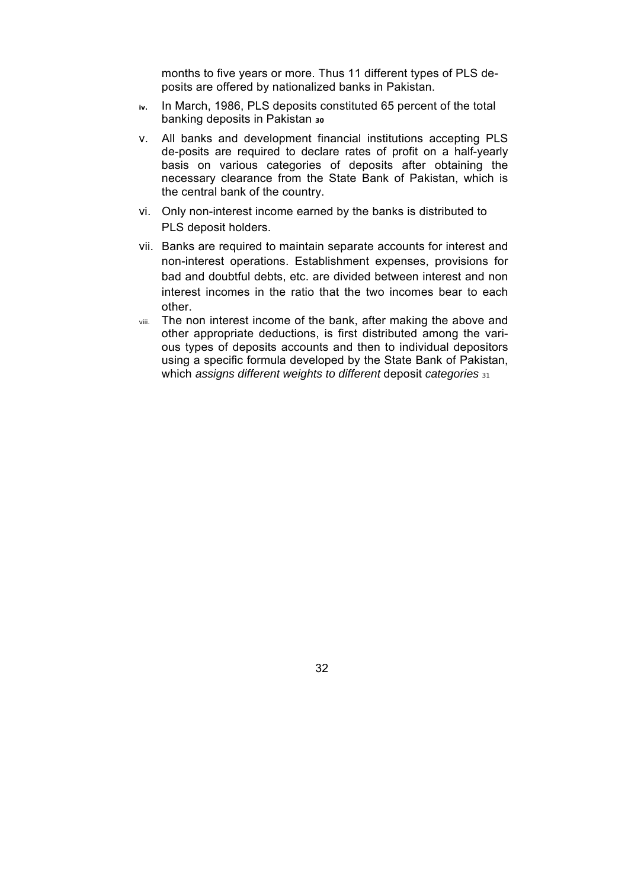months to five years or more. Thus 11 different types of PLS deposits are offered by nationalized banks in Pakistan.

iv. In March, 1986, PLS deposits constituted 65 percent of the total banking deposits in Pakistan [30]

v. All banks and development financial institutions accepting PLS de-posits are required to declare rates of profit on a half-yearly basis on various categories of deposits after obtaining the necessary clearance from the State Bank of Pakistan, which is the central bank of the country.

vi. Only non-interest income earned by the banks is distributed to PLS deposit holders.

vii. Banks are required to maintain separate accounts for interest and non-interest operations. Establishment expenses, provisions for bad and doubtful debts, etc. are divided between interest and non interest incomes in the ratio that the two incomes bear to each other.

viii. The non interest income of the bank, after making the above and other appropriate deductions, is first distributed among the various types of deposits accounts and then to individual depositors using a specific formula developed by the State Bank of Pakistan, which *assigns different weights to different* deposit *categories* [31]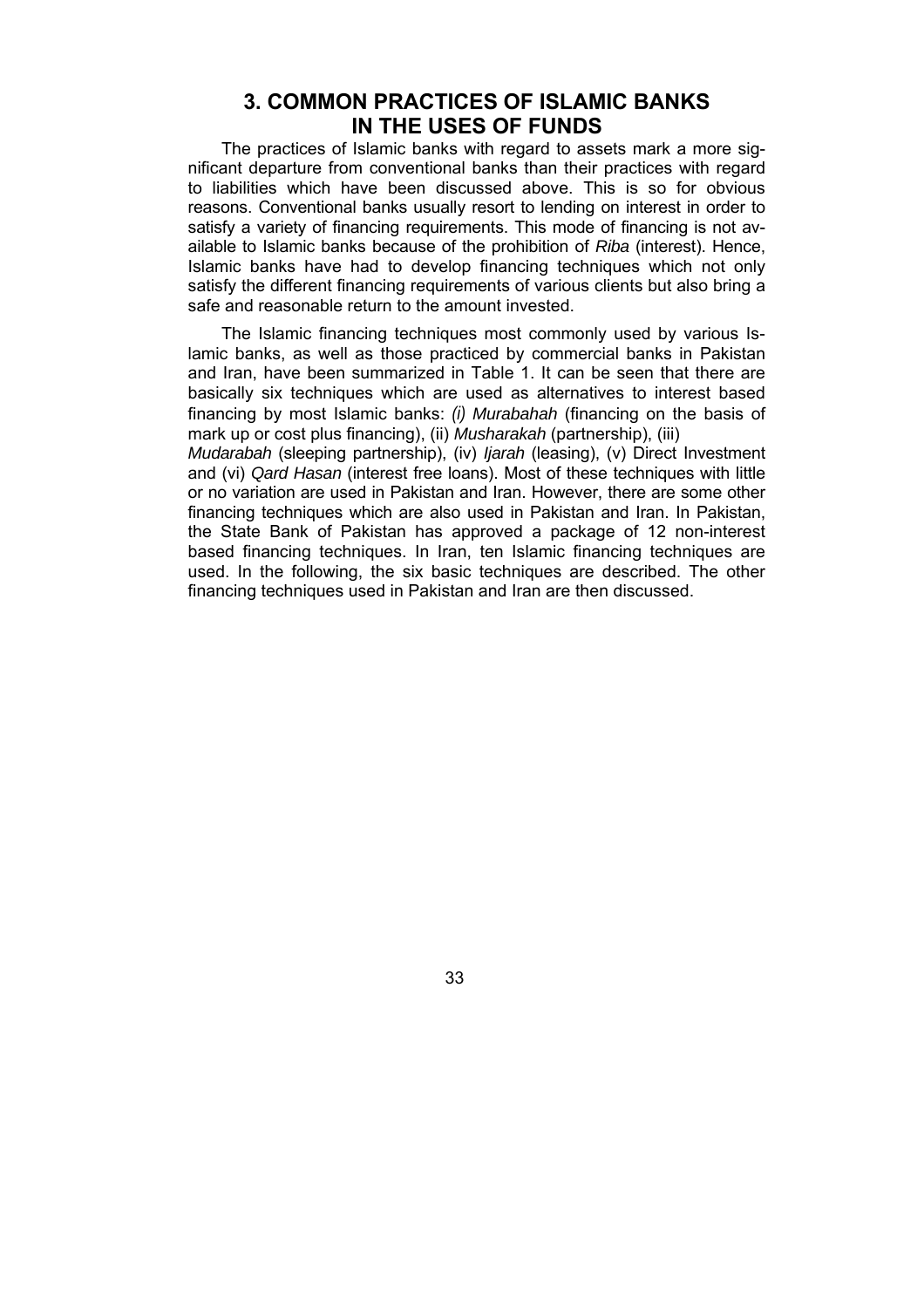# 3. COMMON PRACTICES OF ISLAMIC BANKS IN THE USES OF FUNDS

The practices of Islamic banks with regard to assets mark a more significant departure from conventional banks than their practices with regard to liabilities which have been discussed above. This is so for obvious reasons. Conventional banks usually resort to lending on interest in order to satisfy a variety of financing requirements. This mode of financing is not available to Islamic banks because of the prohibition of *Riba* (interest). Hence, Islamic banks have had to develop financing techniques which not only satisfy the different financing requirements of various clients but also bring a safe and reasonable return to the amount invested.

The Islamic financing techniques most commonly used by various Islamic banks, as well as those practiced by commercial banks in Pakistan and Iran, have been summarized in Table 1. It can be seen that there are basically six techniques which are used as alternatives to interest based financing by most Islamic banks: *(i) Murabahah* (financing on the basis of mark up or cost plus financing), (ii) *Musharakah* (partnership), (iii) *Mudarabah* (sleeping partnership), (iv) *Ijarah* (leasing), (v) Direct Investment and (vi) *Qard Hasan* (interest free loans). Most of these techniques with little or no variation are used in Pakistan and Iran. However, there are some other financing techniques which are also used in Pakistan and Iran. In Pakistan, the State Bank of Pakistan has approved a package of 12 non-interest based financing techniques. In Iran, ten Islamic financing techniques are used. In the following, the six basic techniques are described. The other financing techniques used in Pakistan and Iran are then discussed.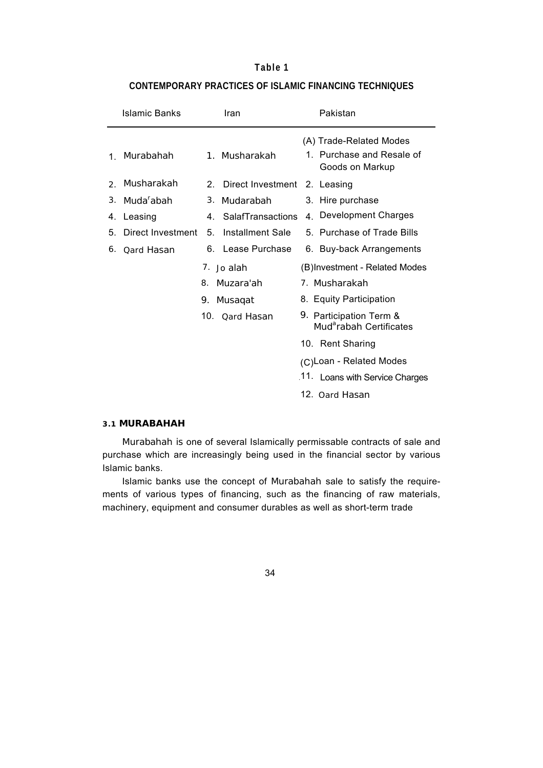**Table 1**

**CONTEMPORARY PRACTICES OF ISLAMIC FINANCING TECHNIQUES**

| Islamic Banks | Iran | Pakistan |
|---|---|---|
| | | (A) Trade-Related Modes |
| 1. Murabahah | 1. Musharakah | 1. Purchase and Resale of Goods on Markup |
| 2. Musharakah | 2. Direct Investment | 2. Leasing |
| 3. Muda[r]abah | 3. Mudarabah | 3. Hire purchase |
| 4. Leasing | 4. SalafTransactions | 4. Development Charges |
| 5. Direct Investment | 5. Installment Sale | 5. Purchase of Trade Bills |
| 6. Qard Hasan | 6. Lease Purchase | 6. Buy-back Arrangements |
| | 7. Jo alah | (B)Investment - Related Modes |
| | 8. Muzara'ah | 7. Musharakah |
| | 9. Musaqat | 8. Equity Participation |
| | 10. Qard Hasan | 9. Participation Term & Mud[a]rabah Certificates |
| | | 10. Rent Sharing |
| | | (C)Loan - Related Modes |
| | | 11. Loans with Service Charges |
| | | 12. Oard Hasan |

### 3.1 MURABAHAH

Murabahah is one of several Islamically permissable contracts of sale and purchase which are increasingly being used in the financial sector by various Islamic banks.

Islamic banks use the concept of Murabahah sale to satisfy the requirements of various types of financing, such as the financing of raw materials, machinery, equipment and consumer durables as well as short-term trade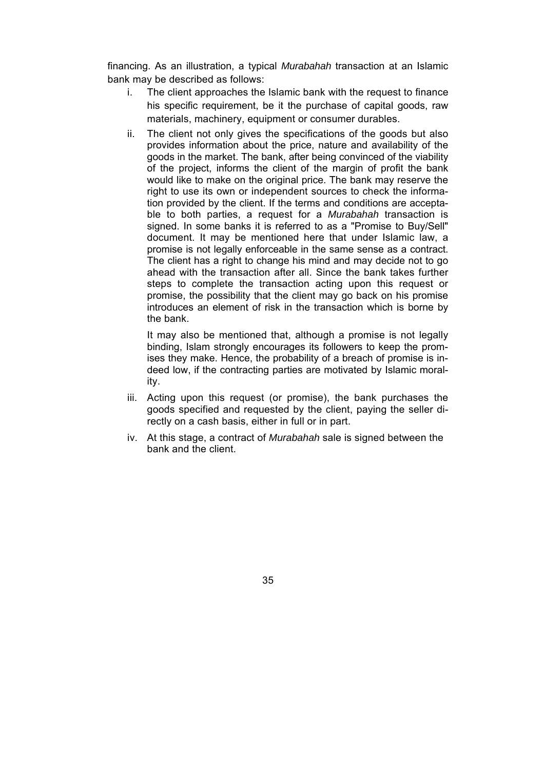financing. As an illustration, a typical *Murabahah* transaction at an Islamic bank may be described as follows:

i. The client approaches the Islamic bank with the request to finance his specific requirement, be it the purchase of capital goods, raw materials, machinery, equipment or consumer durables.

ii. The client not only gives the specifications of the goods but also provides information about the price, nature and availability of the goods in the market. The bank, after being convinced of the viability of the project, informs the client of the margin of profit the bank would like to make on the original price. The bank may reserve the right to use its own or independent sources to check the information provided by the client. If the terms and conditions are acceptable to both parties, a request for a *Murabahah* transaction is signed. In some banks it is referred to as a "Promise to Buy/Sell" document. It may be mentioned here that under Islamic law, a promise is not legally enforceable in the same sense as a contract. The client has a right to change his mind and may decide not to go ahead with the transaction after all. Since the bank takes further steps to complete the transaction acting upon this request or promise, the possibility that the client may go back on his promise introduces an element of risk in the transaction which is borne by the bank.

   It may also be mentioned that, although a promise is not legally binding, Islam strongly encourages its followers to keep the promises they make. Hence, the probability of a breach of promise is indeed low, if the contracting parties are motivated by Islamic morality.

iii. Acting upon this request (or promise), the bank purchases the goods specified and requested by the client, paying the seller directly on a cash basis, either in full or in part.

iv. At this stage, a contract of *Murabahah* sale is signed between the bank and the client.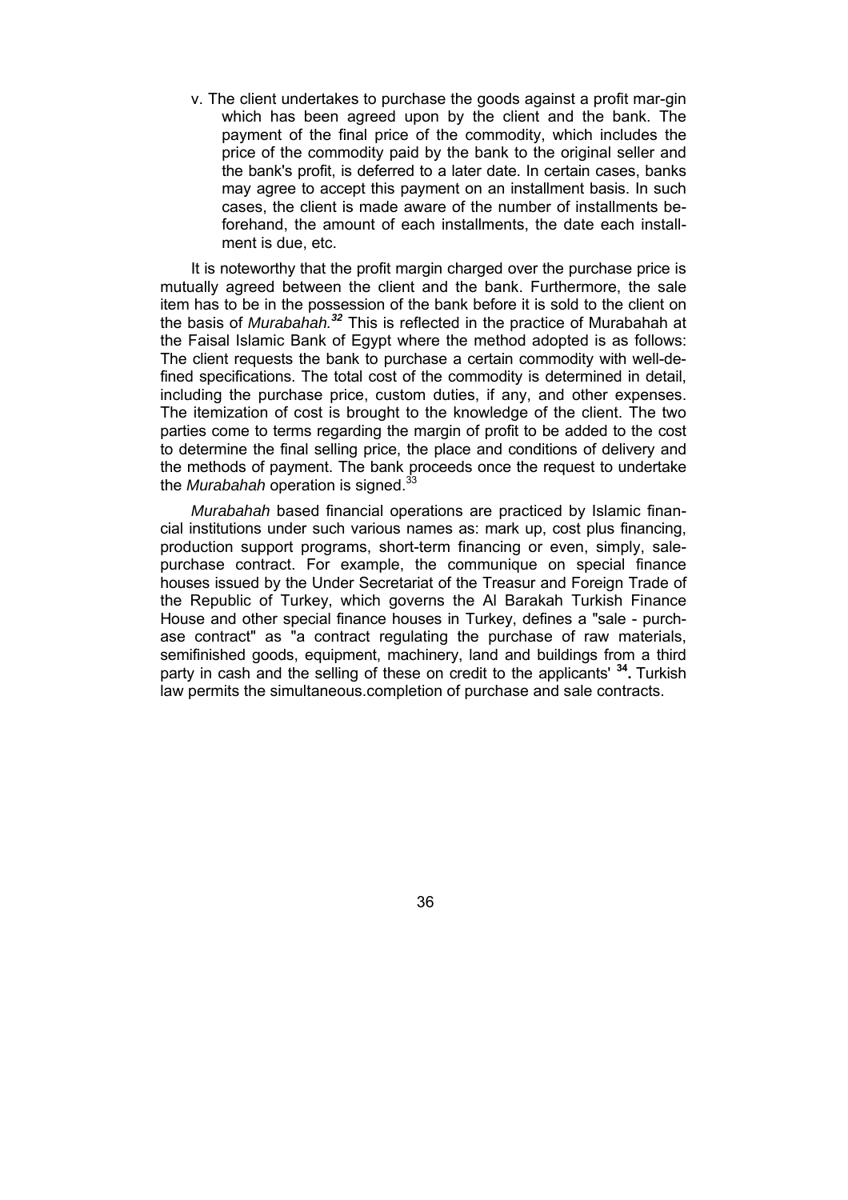v. The client undertakes to purchase the goods against a profit mar-gin which has been agreed upon by the client and the bank. The payment of the final price of the commodity, which includes the price of the commodity paid by the bank to the original seller and the bank's profit, is deferred to a later date. In certain cases, banks may agree to accept this payment on an installment basis. In such cases, the client is made aware of the number of installments beforehand, the amount of each installments, the date each installment is due, etc.

It is noteworthy that the profit margin charged over the purchase price is mutually agreed between the client and the bank. Furthermore, the sale item has to be in the possession of the bank before it is sold to the client on the basis of *Murabahah.*[32] This is reflected in the practice of Murabahah at the Faisal Islamic Bank of Egypt where the method adopted is as follows: The client requests the bank to purchase a certain commodity with well-defined specifications. The total cost of the commodity is determined in detail, including the purchase price, custom duties, if any, and other expenses. The itemization of cost is brought to the knowledge of the client. The two parties come to terms regarding the margin of profit to be added to the cost to determine the final selling price, the place and conditions of delivery and the methods of payment. The bank proceeds once the request to undertake the *Murabahah* operation is signed.[33]

*Murabahah* based financial operations are practiced by Islamic financial institutions under such various names as: mark up, cost plus financing, production support programs, short-term financing or even, simply, sale-purchase contract. For example, the communique on special finance houses issued by the Under Secretariat of the Treasur and Foreign Trade of the Republic of Turkey, which governs the Al Barakah Turkish Finance House and other special finance houses in Turkey, defines a "sale - purchase contract" as "a contract regulating the purchase of raw materials, semifinished goods, equipment, machinery, land and buildings from a third party in cash and the selling of these on credit to the applicants' [34]. Turkish law permits the simultaneous.completion of purchase and sale contracts.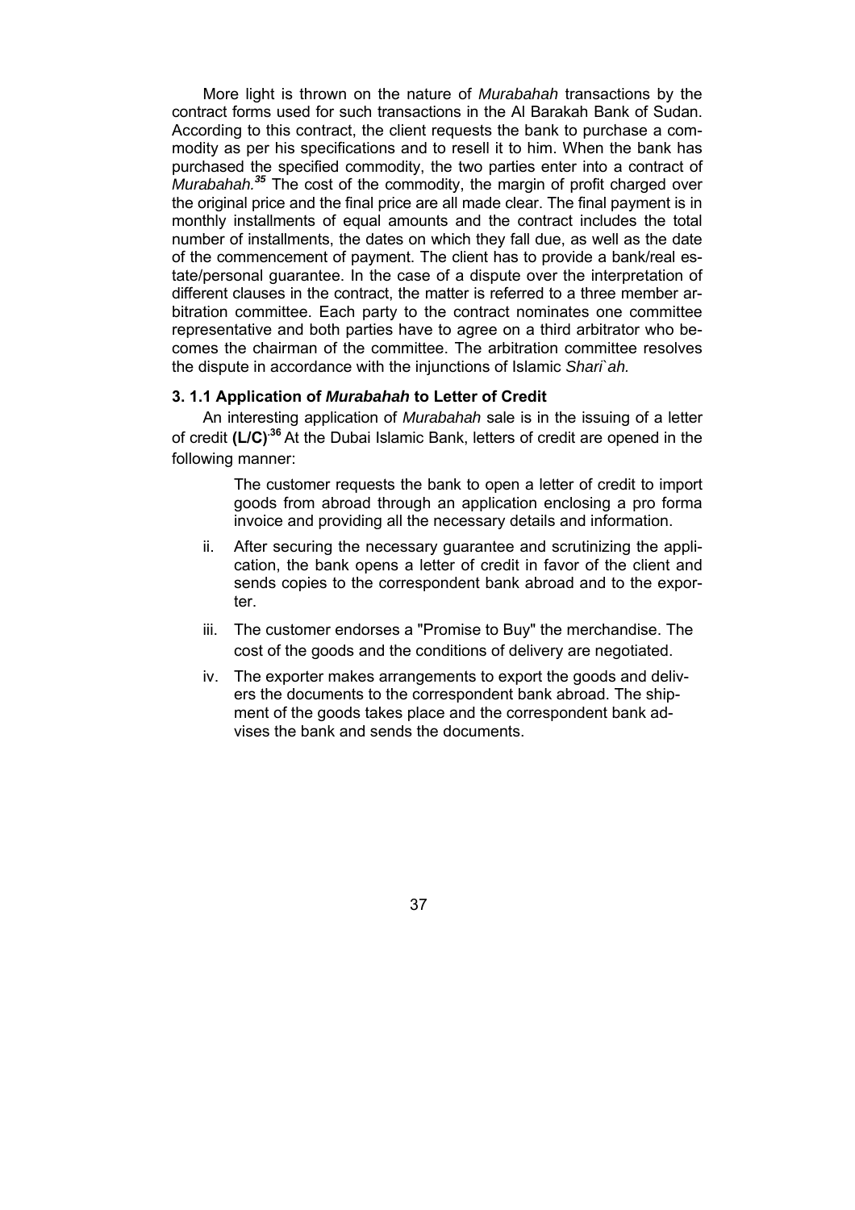More light is thrown on the nature of *Murabahah* transactions by the contract forms used for such transactions in the Al Barakah Bank of Sudan. According to this contract, the client requests the bank to purchase a commodity as per his specifications and to resell it to him. When the bank has purchased the specified commodity, the two parties enter into a contract of *Murabahah.*[35] The cost of the commodity, the margin of profit charged over the original price and the final price are all made clear. The final payment is in monthly installments of equal amounts and the contract includes the total number of installments, the dates on which they fall due, as well as the date of the commencement of payment. The client has to provide a bank/real estate/personal guarantee. In the case of a dispute over the interpretation of different clauses in the contract, the matter is referred to a three member arbitration committee. Each party to the contract nominates one committee representative and both parties have to agree on a third arbitrator who becomes the chairman of the committee. The arbitration committee resolves the dispute in accordance with the injunctions of Islamic *Shari`ah.*

### 3. 1.1 Application of *Murabahah* to Letter of Credit

An interesting application of *Murabahah* sale is in the issuing of a letter of credit **(L/C)**.[36] At the Dubai Islamic Bank, letters of credit are opened in the following manner:

The customer requests the bank to open a letter of credit to import goods from abroad through an application enclosing a pro forma invoice and providing all the necessary details and information.

ii. After securing the necessary guarantee and scrutinizing the application, the bank opens a letter of credit in favor of the client and sends copies to the correspondent bank abroad and to the exporter.

iii. The customer endorses a "Promise to Buy" the merchandise. The cost of the goods and the conditions of delivery are negotiated.

iv. The exporter makes arrangements to export the goods and delivers the documents to the correspondent bank abroad. The shipment of the goods takes place and the correspondent bank advises the bank and sends the documents.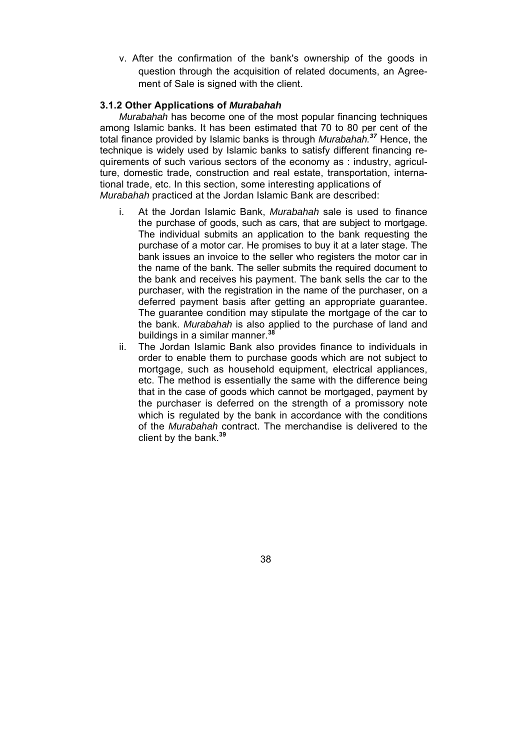v. After the confirmation of the bank's ownership of the goods in question through the acquisition of related documents, an Agreement of Sale is signed with the client.

### 3.1.2 Other Applications of *Murabahah*

*Murabahah* has become one of the most popular financing techniques among Islamic banks. It has been estimated that 70 to 80 per cent of the total finance provided by Islamic banks is through *Murabahah.*[37] Hence, the technique is widely used by Islamic banks to satisfy different financing requirements of such various sectors of the economy as : industry, agriculture, domestic trade, construction and real estate, transportation, international trade, etc. In this section, some interesting applications of *Murabahah* practiced at the Jordan Islamic Bank are described:

i. At the Jordan Islamic Bank, *Murabahah* sale is used to finance the purchase of goods, such as cars, that are subject to mortgage. The individual submits an application to the bank requesting the purchase of a motor car. He promises to buy it at a later stage. The bank issues an invoice to the seller who registers the motor car in the name of the bank. The seller submits the required document to the bank and receives his payment. The bank sells the car to the purchaser, with the registration in the name of the purchaser, on a deferred payment basis after getting an appropriate guarantee. The guarantee condition may stipulate the mortgage of the car to the bank. *Murabahah* is also applied to the purchase of land and buildings in a similar manner.[38]

ii. The Jordan Islamic Bank also provides finance to individuals in order to enable them to purchase goods which are not subject to mortgage, such as household equipment, electrical appliances, etc. The method is essentially the same with the difference being that in the case of goods which cannot be mortgaged, payment by the purchaser is deferred on the strength of a promissory note which is regulated by the bank in accordance with the conditions of the *Murabahah* contract. The merchandise is delivered to the client by the bank.[39]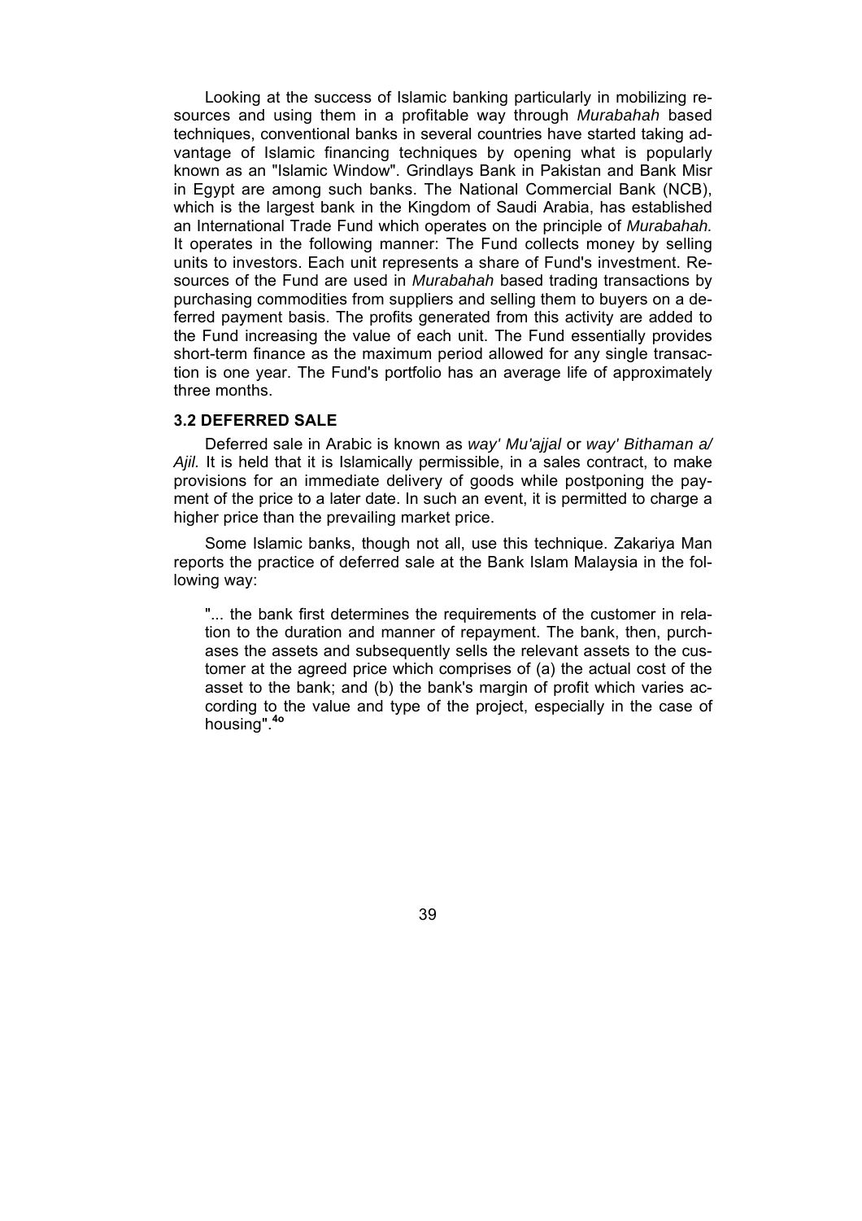Looking at the success of Islamic banking particularly in mobilizing resources and using them in a profitable way through *Murabahah* based techniques, conventional banks in several countries have started taking advantage of Islamic financing techniques by opening what is popularly known as an "Islamic Window". Grindlays Bank in Pakistan and Bank Misr in Egypt are among such banks. The National Commercial Bank (NCB), which is the largest bank in the Kingdom of Saudi Arabia, has established an International Trade Fund which operates on the principle of *Murabahah.* It operates in the following manner: The Fund collects money by selling units to investors. Each unit represents a share of Fund's investment. Resources of the Fund are used in *Murabahah* based trading transactions by purchasing commodities from suppliers and selling them to buyers on a deferred payment basis. The profits generated from this activity are added to the Fund increasing the value of each unit. The Fund essentially provides short-term finance as the maximum period allowed for any single transaction is one year. The Fund's portfolio has an average life of approximately three months.

### 3.2 DEFERRED SALE

Deferred sale in Arabic is known as *way' Mu'ajjal* or *way' Bithaman a/ Ajil.* It is held that it is Islamically permissible, in a sales contract, to make provisions for an immediate delivery of goods while postponing the payment of the price to a later date. In such an event, it is permitted to charge a higher price than the prevailing market price.

Some Islamic banks, though not all, use this technique. Zakariya Man reports the practice of deferred sale at the Bank Islam Malaysia in the following way:

> "... the bank first determines the requirements of the customer in relation to the duration and manner of repayment. The bank, then, purchases the assets and subsequently sells the relevant assets to the customer at the agreed price which comprises of (a) the actual cost of the asset to the bank; and (b) the bank's margin of profit which varies according to the value and type of the project, especially in the case of housing".[40]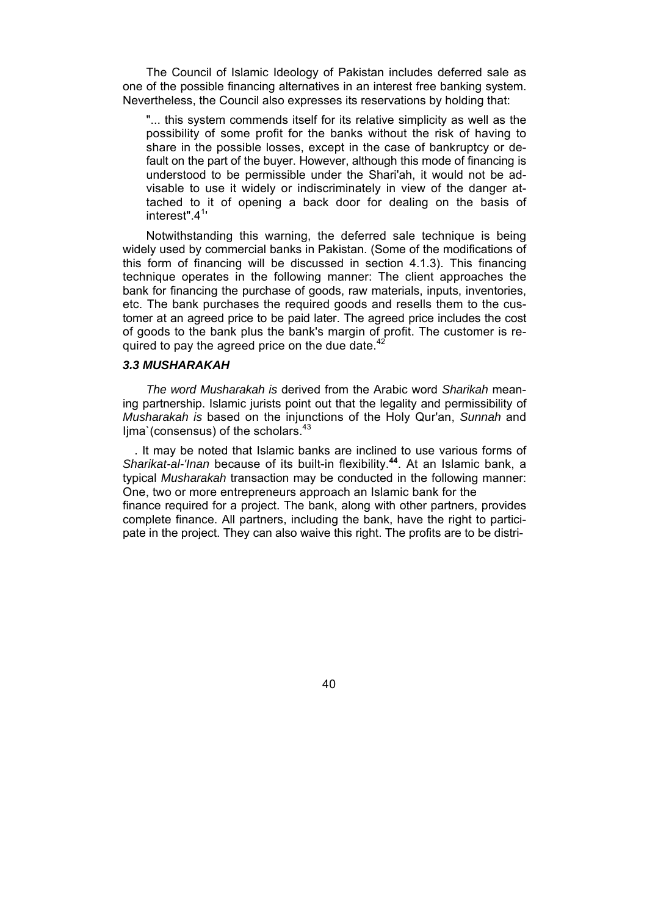The Council of Islamic Ideology of Pakistan includes deferred sale as one of the possible financing alternatives in an interest free banking system. Nevertheless, the Council also expresses its reservations by holding that:

> "... this system commends itself for its relative simplicity as well as the possibility of some profit for the banks without the risk of having to share in the possible losses, except in the case of bankruptcy or default on the part of the buyer. However, although this mode of financing is understood to be permissible under the Shari'ah, it would not be advisable to use it widely or indiscriminately in view of the danger attached to it of opening a back door for dealing on the basis of interest".4[1']

Notwithstanding this warning, the deferred sale technique is being widely used by commercial banks in Pakistan. (Some of the modifications of this form of financing will be discussed in section 4.1.3). This financing technique operates in the following manner: The client approaches the bank for financing the purchase of goods, raw materials, inputs, inventories, etc. The bank purchases the required goods and resells them to the customer at an agreed price to be paid later. The agreed price includes the cost of goods to the bank plus the bank's margin of profit. The customer is required to pay the agreed price on the due date.[42]

### *3.3 MUSHARAKAH*

*The word Musharakah is* derived from the Arabic word *Sharikah* meaning partnership. Islamic jurists point out that the legality and permissibility of *Musharakah is* based on the injunctions of the Holy Qur'an, *Sunnah* and Ijma`(consensus) of the scholars.[43]

. It may be noted that Islamic banks are inclined to use various forms of *Sharikat-al-'Inan* because of its built-in flexibility.**[44]**. At an Islamic bank, a typical *Musharakah* transaction may be conducted in the following manner: One, two or more entrepreneurs approach an Islamic bank for the finance required for a project. The bank, along with other partners, provides complete finance. All partners, including the bank, have the right to participate in the project. They can also waive this right. The profits are to be distri-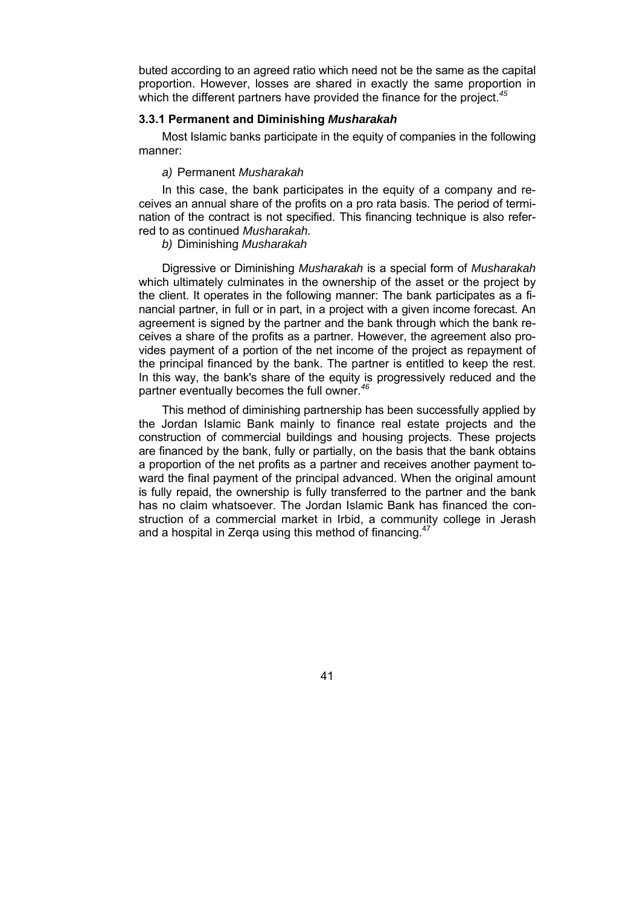buted according to an agreed ratio which need not be the same as the capital proportion. However, losses are shared in exactly the same proportion in which the different partners have provided the finance for the project.[45]

### 3.3.1 Permanent and Diminishing *Musharakah*

Most Islamic banks participate in the equity of companies in the following manner:

*a)* Permanent *Musharakah*

In this case, the bank participates in the equity of a company and receives an annual share of the profits on a pro rata basis. The period of termination of the contract is not specified. This financing technique is also referred to as continued *Musharakah.*

*b)* Diminishing *Musharakah*

Digressive or Diminishing *Musharakah* is a special form of *Musharakah* which ultimately culminates in the ownership of the asset or the project by the client. It operates in the following manner: The bank participates as a financial partner, in full or in part, in a project with a given income forecast. An agreement is signed by the partner and the bank through which the bank receives a share of the profits as a partner. However, the agreement also provides payment of a portion of the net income of the project as repayment of the principal financed by the bank. The partner is entitled to keep the rest. In this way, the bank's share of the equity is progressively reduced and the partner eventually becomes the full owner.[46]

This method of diminishing partnership has been successfully applied by the Jordan Islamic Bank mainly to finance real estate projects and the construction of commercial buildings and housing projects. These projects are financed by the bank, fully or partially, on the basis that the bank obtains a proportion of the net profits as a partner and receives another payment toward the final payment of the principal advanced. When the original amount is fully repaid, the ownership is fully transferred to the partner and the bank has no claim whatsoever. The Jordan Islamic Bank has financed the construction of a commercial market in Irbid, a community college in Jerash and a hospital in Zerqa using this method of financing.[47]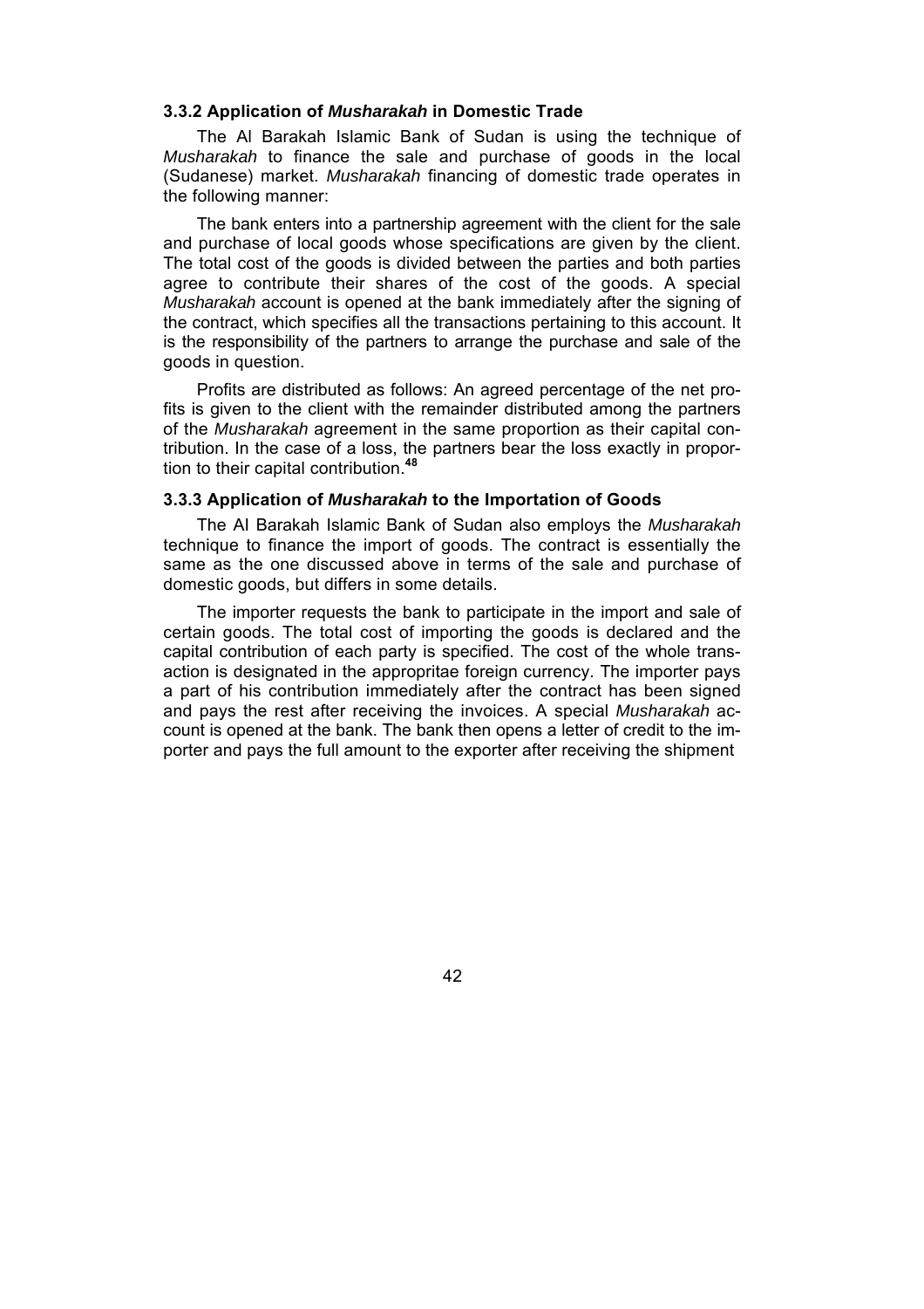### 3.3.2 Application of *Musharakah* in Domestic Trade

The Al Barakah Islamic Bank of Sudan is using the technique of *Musharakah* to finance the sale and purchase of goods in the local (Sudanese) market. *Musharakah* financing of domestic trade operates in the following manner:

The bank enters into a partnership agreement with the client for the sale and purchase of local goods whose specifications are given by the client. The total cost of the goods is divided between the parties and both parties agree to contribute their shares of the cost of the goods. A special *Musharakah* account is opened at the bank immediately after the signing of the contract, which specifies all the transactions pertaining to this account. It is the responsibility of the partners to arrange the purchase and sale of the goods in question.

Profits are distributed as follows: An agreed percentage of the net profits is given to the client with the remainder distributed among the partners of the *Musharakah* agreement in the same proportion as their capital contribution. In the case of a loss, the partners bear the loss exactly in proportion to their capital contribution.[48]

### 3.3.3 Application of *Musharakah* to the Importation of Goods

The Al Barakah Islamic Bank of Sudan also employs the *Musharakah* technique to finance the import of goods. The contract is essentially the same as the one discussed above in terms of the sale and purchase of domestic goods, but differs in some details.

The importer requests the bank to participate in the import and sale of certain goods. The total cost of importing the goods is declared and the capital contribution of each party is specified. The cost of the whole transaction is designated in the appropritae foreign currency. The importer pays a part of his contribution immediately after the contract has been signed and pays the rest after receiving the invoices. A special *Musharakah* account is opened at the bank. The bank then opens a letter of credit to the importer and pays the full amount to the exporter after receiving the shipment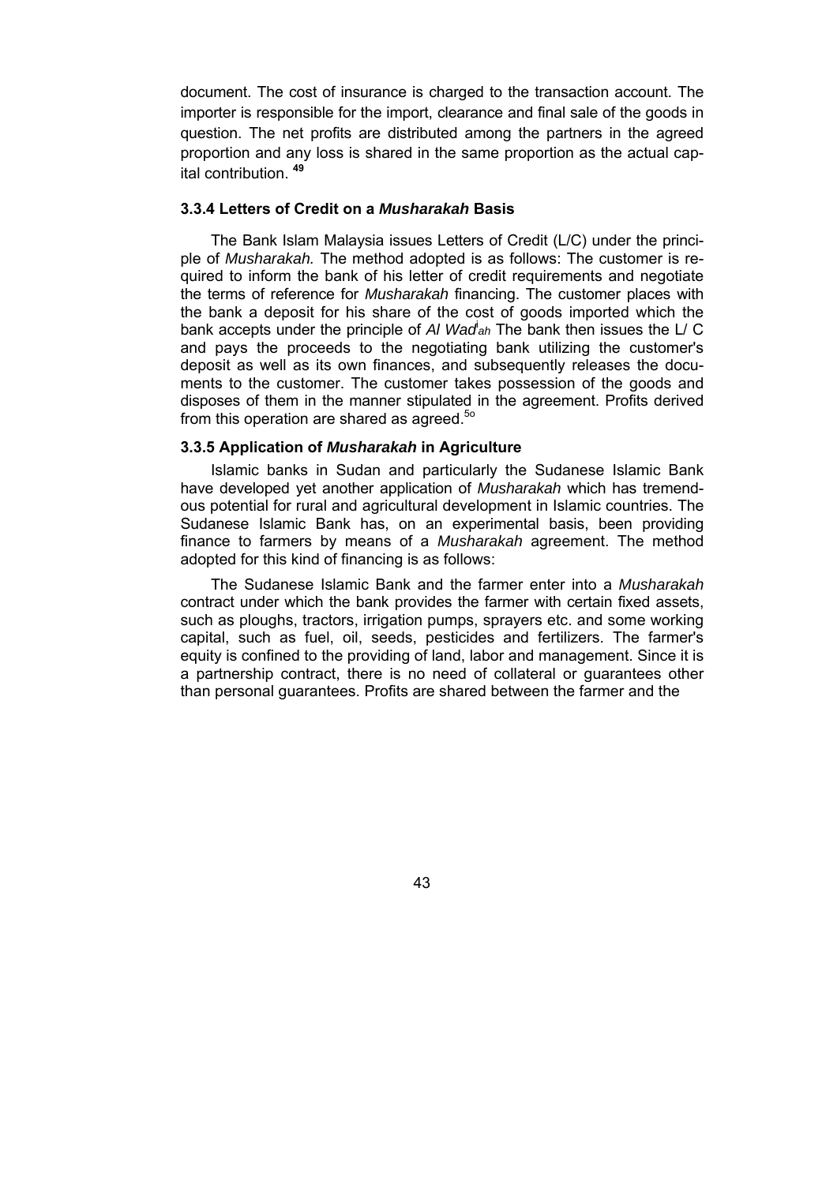document. The cost of insurance is charged to the transaction account. The importer is responsible for the import, clearance and final sale of the goods in question. The net profits are distributed among the partners in the agreed proportion and any loss is shared in the same proportion as the actual capital contribution. [49]

### 3.3.4 Letters of Credit on a *Musharakah* Basis

The Bank Islam Malaysia issues Letters of Credit (L/C) under the principle of *Musharakah.* The method adopted is as follows: The customer is required to inform the bank of his letter of credit requirements and negotiate the terms of reference for *Musharakah* financing. The customer places with the bank a deposit for his share of the cost of goods imported which the bank accepts under the principle of *Al Wad'ah* The bank then issues the L/ C and pays the proceeds to the negotiating bank utilizing the customer's deposit as well as its own finances, and subsequently releases the documents to the customer. The customer takes possession of the goods and disposes of them in the manner stipulated in the agreement. Profits derived from this operation are shared as agreed.[5o]

### 3.3.5 Application of *Musharakah* in Agriculture

Islamic banks in Sudan and particularly the Sudanese Islamic Bank have developed yet another application of *Musharakah* which has tremendous potential for rural and agricultural development in Islamic countries. The Sudanese Islamic Bank has, on an experimental basis, been providing finance to farmers by means of a *Musharakah* agreement. The method adopted for this kind of financing is as follows:

The Sudanese Islamic Bank and the farmer enter into a *Musharakah* contract under which the bank provides the farmer with certain fixed assets, such as ploughs, tractors, irrigation pumps, sprayers etc. and some working capital, such as fuel, oil, seeds, pesticides and fertilizers. The farmer's equity is confined to the providing of land, labor and management. Since it is a partnership contract, there is no need of collateral or guarantees other than personal guarantees. Profits are shared between the farmer and the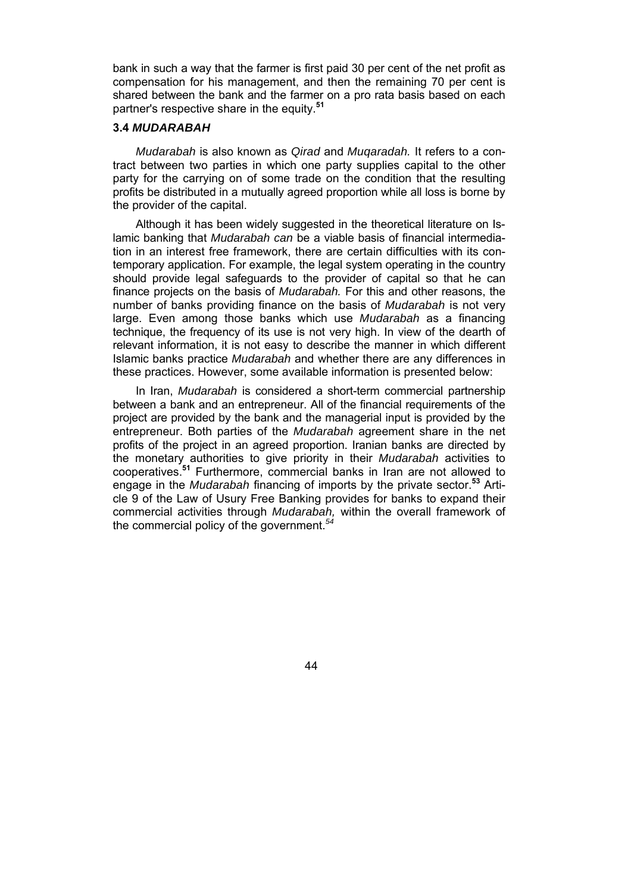bank in such a way that the farmer is first paid 30 per cent of the net profit as compensation for his management, and then the remaining 70 per cent is shared between the bank and the farmer on a pro rata basis based on each partner's respective share in the equity.[51]

### 3.4 *MUDARABAH*

*Mudarabah* is also known as *Qirad* and *Muqaradah.* It refers to a contract between two parties in which one party supplies capital to the other party for the carrying on of some trade on the condition that the resulting profits be distributed in a mutually agreed proportion while all loss is borne by the provider of the capital.

Although it has been widely suggested in the theoretical literature on Islamic banking that *Mudarabah can* be a viable basis of financial intermediation in an interest free framework, there are certain difficulties with its contemporary application. For example, the legal system operating in the country should provide legal safeguards to the provider of capital so that he can finance projects on the basis of *Mudarabah.* For this and other reasons, the number of banks providing finance on the basis of *Mudarabah* is not very large. Even among those banks which use *Mudarabah* as a financing technique, the frequency of its use is not very high. In view of the dearth of relevant information, it is not easy to describe the manner in which different Islamic banks practice *Mudarabah* and whether there are any differences in these practices. However, some available information is presented below:

In Iran, *Mudarabah* is considered a short-term commercial partnership between a bank and an entrepreneur. All of the financial requirements of the project are provided by the bank and the managerial input is provided by the entrepreneur. Both parties of the *Mudarabah* agreement share in the net profits of the project in an agreed proportion. Iranian banks are directed by the monetary authorities to give priority in their *Mudarabah* activities to cooperatives.[51] Furthermore, commercial banks in Iran are not allowed to engage in the *Mudarabah* financing of imports by the private sector.[53] Article 9 of the Law of Usury Free Banking provides for banks to expand their commercial activities through *Mudarabah,* within the overall framework of the commercial policy of the government.[54]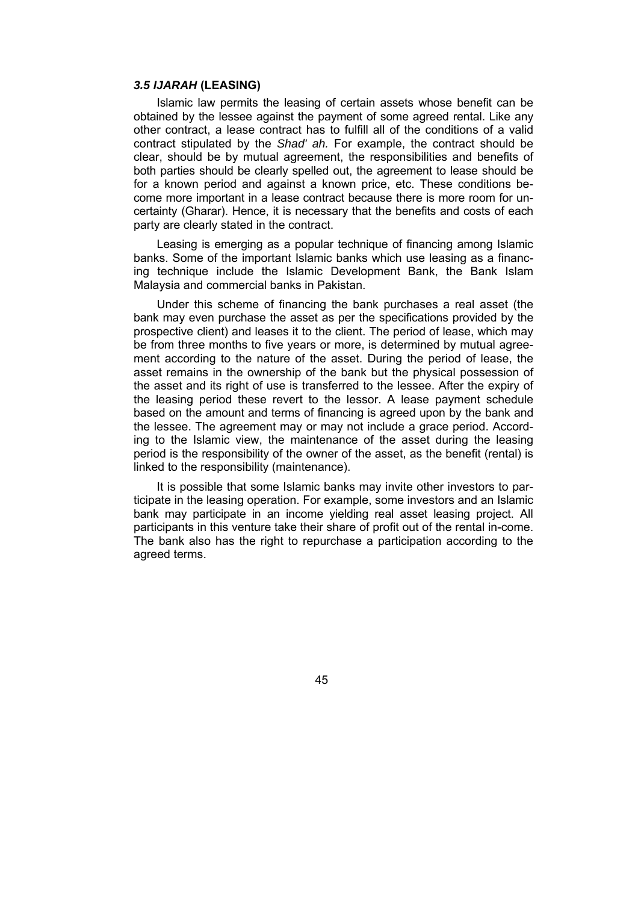### *3.5 IJARAH* (LEASING)

Islamic law permits the leasing of certain assets whose benefit can be obtained by the lessee against the payment of some agreed rental. Like any other contract, a lease contract has to fulfill all of the conditions of a valid contract stipulated by the *Shad' ah.* For example, the contract should be clear, should be by mutual agreement, the responsibilities and benefits of both parties should be clearly spelled out, the agreement to lease should be for a known period and against a known price, etc. These conditions become more important in a lease contract because there is more room for uncertainty (Gharar). Hence, it is necessary that the benefits and costs of each party are clearly stated in the contract.

Leasing is emerging as a popular technique of financing among Islamic banks. Some of the important Islamic banks which use leasing as a financing technique include the Islamic Development Bank, the Bank Islam Malaysia and commercial banks in Pakistan.

Under this scheme of financing the bank purchases a real asset (the bank may even purchase the asset as per the specifications provided by the prospective client) and leases it to the client. The period of lease, which may be from three months to five years or more, is determined by mutual agreement according to the nature of the asset. During the period of lease, the asset remains in the ownership of the bank but the physical possession of the asset and its right of use is transferred to the lessee. After the expiry of the leasing period these revert to the lessor. A lease payment schedule based on the amount and terms of financing is agreed upon by the bank and the lessee. The agreement may or may not include a grace period. According to the Islamic view, the maintenance of the asset during the leasing period is the responsibility of the owner of the asset, as the benefit (rental) is linked to the responsibility (maintenance).

It is possible that some Islamic banks may invite other investors to participate in the leasing operation. For example, some investors and an Islamic bank may participate in an income yielding real asset leasing project. All participants in this venture take their share of profit out of the rental in-come. The bank also has the right to repurchase a participation according to the agreed terms.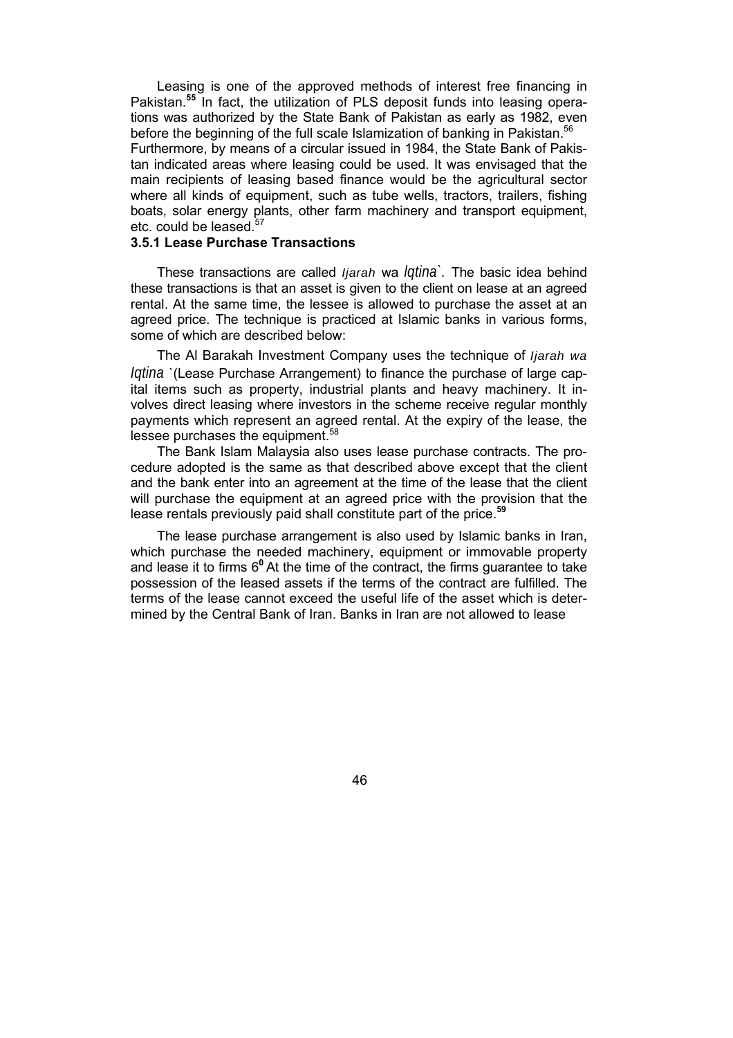Leasing is one of the approved methods of interest free financing in Pakistan.[55] In fact, the utilization of PLS deposit funds into leasing operations was authorized by the State Bank of Pakistan as early as 1982, even before the beginning of the full scale Islamization of banking in Pakistan.[56] Furthermore, by means of a circular issued in 1984, the State Bank of Pakistan indicated areas where leasing could be used. It was envisaged that the main recipients of leasing based finance would be the agricultural sector where all kinds of equipment, such as tube wells, tractors, trailers, fishing boats, solar energy plants, other farm machinery and transport equipment, etc. could be leased.[57]

### 3.5.1 Lease Purchase Transactions

These transactions are called *Ijarah* wa *Iqtina`*. The basic idea behind these transactions is that an asset is given to the client on lease at an agreed rental. At the same time, the lessee is allowed to purchase the asset at an agreed price. The technique is practiced at Islamic banks in various forms, some of which are described below:

The Al Barakah Investment Company uses the technique of *Ijarah wa Iqtina* `(Lease Purchase Arrangement) to finance the purchase of large capital items such as property, industrial plants and heavy machinery. It involves direct leasing where investors in the scheme receive regular monthly payments which represent an agreed rental. At the expiry of the lease, the lessee purchases the equipment.[58]

The Bank Islam Malaysia also uses lease purchase contracts. The procedure adopted is the same as that described above except that the client and the bank enter into an agreement at the time of the lease that the client will purchase the equipment at an agreed price with the provision that the lease rentals previously paid shall constitute part of the price.[59]

The lease purchase arrangement is also used by Islamic banks in Iran, which purchase the needed machinery, equipment or immovable property and lease it to firms [60] At the time of the contract, the firms guarantee to take possession of the leased assets if the terms of the contract are fulfilled. The terms of the lease cannot exceed the useful life of the asset which is determined by the Central Bank of Iran. Banks in Iran are not allowed to lease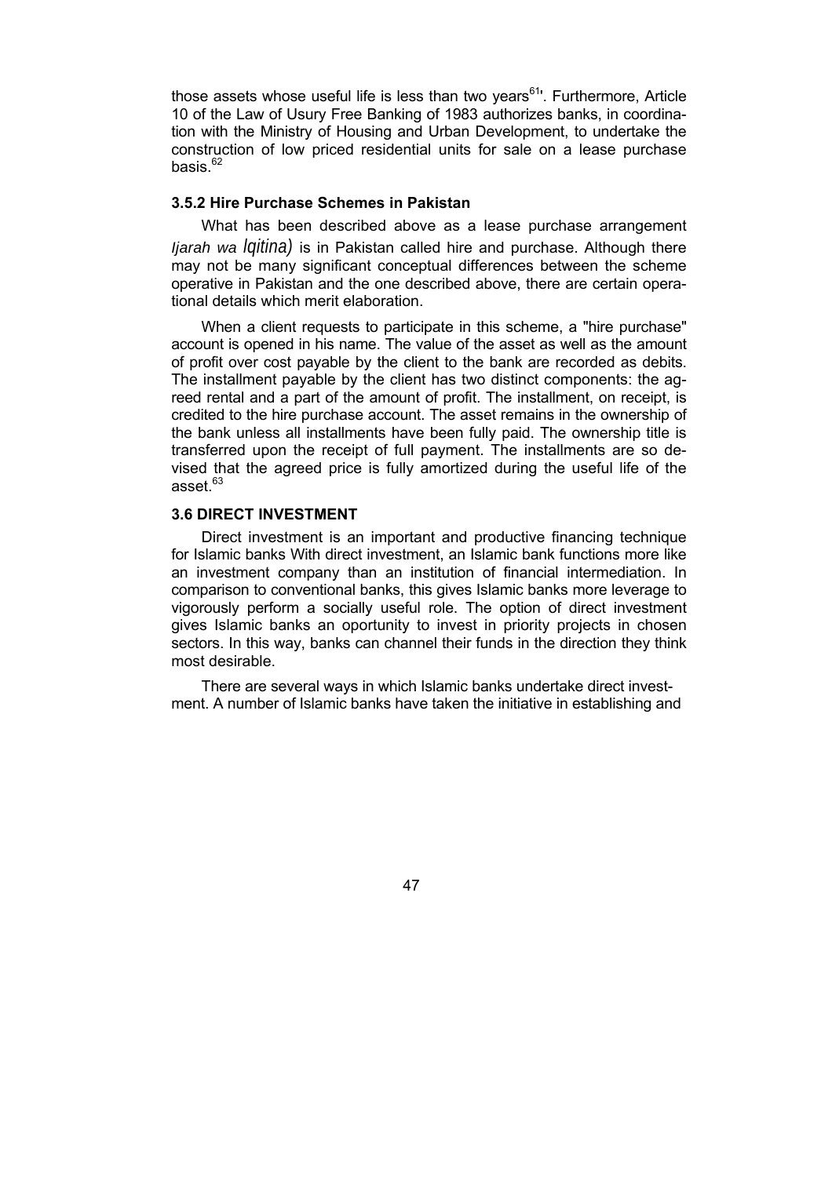those assets whose useful life is less than two years[61]. Furthermore, Article 10 of the Law of Usury Free Banking of 1983 authorizes banks, in coordination with the Ministry of Housing and Urban Development, to undertake the construction of low priced residential units for sale on a lease purchase basis.[62]

### 3.5.2 Hire Purchase Schemes in Pakistan

What has been described above as a lease purchase arrangement *Ijarah wa Iqtina)* is in Pakistan called hire and purchase. Although there may not be many significant conceptual differences between the scheme operative in Pakistan and the one described above, there are certain operational details which merit elaboration.

When a client requests to participate in this scheme, a "hire purchase" account is opened in his name. The value of the asset as well as the amount of profit over cost payable by the client to the bank are recorded as debits. The installment payable by the client has two distinct components: the agreed rental and a part of the amount of profit. The installment, on receipt, is credited to the hire purchase account. The asset remains in the ownership of the bank unless all installments have been fully paid. The ownership title is transferred upon the receipt of full payment. The installments are so devised that the agreed price is fully amortized during the useful life of the asset.[63]

### 3.6 DIRECT INVESTMENT

Direct investment is an important and productive financing technique for Islamic banks With direct investment, an Islamic bank functions more like an investment company than an institution of financial intermediation. In comparison to conventional banks, this gives Islamic banks more leverage to vigorously perform a socially useful role. The option of direct investment gives Islamic banks an oportunity to invest in priority projects in chosen sectors. In this way, banks can channel their funds in the direction they think most desirable.

There are several ways in which Islamic banks undertake direct investment. A number of Islamic banks have taken the initiative in establishing and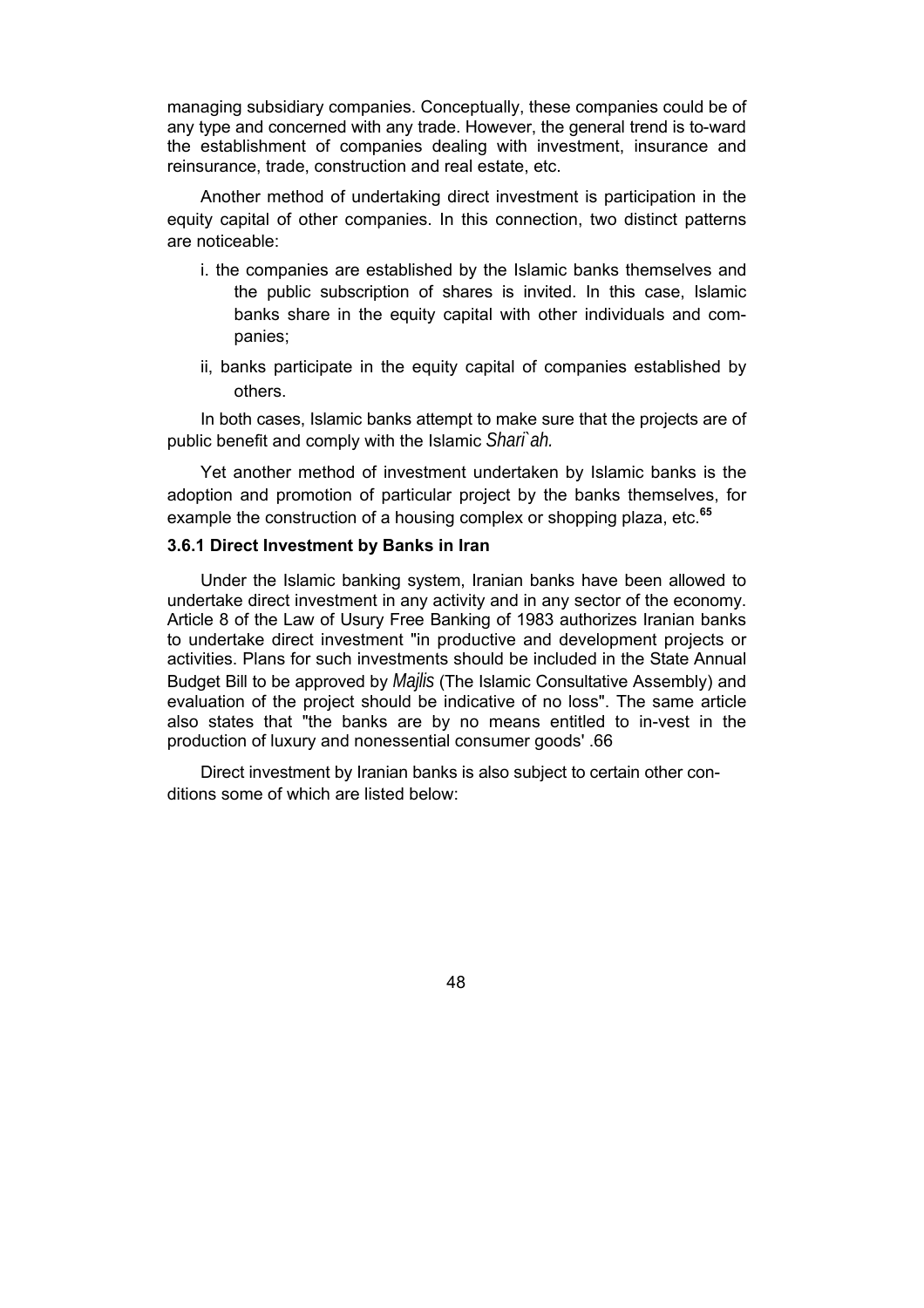managing subsidiary companies. Conceptually, these companies could be of any type and concerned with any trade. However, the general trend is to-ward the establishment of companies dealing with investment, insurance and reinsurance, trade, construction and real estate, etc.

Another method of undertaking direct investment is participation in the equity capital of other companies. In this connection, two distinct patterns are noticeable:

i. the companies are established by the Islamic banks themselves and the public subscription of shares is invited. In this case, Islamic banks share in the equity capital with other individuals and companies;

ii, banks participate in the equity capital of companies established by others.

In both cases, Islamic banks attempt to make sure that the projects are of public benefit and comply with the Islamic *Shari`ah.*

Yet another method of investment undertaken by Islamic banks is the adoption and promotion of particular project by the banks themselves, for example the construction of a housing complex or shopping plaza, etc.[65]

### 3.6.1 Direct Investment by Banks in Iran

Under the Islamic banking system, Iranian banks have been allowed to undertake direct investment in any activity and in any sector of the economy. Article 8 of the Law of Usury Free Banking of 1983 authorizes Iranian banks to undertake direct investment "in productive and development projects or activities. Plans for such investments should be included in the State Annual Budget Bill to be approved by *Majlis* (The Islamic Consultative Assembly) and evaluation of the project should be indicative of no loss". The same article also states that "the banks are by no means entitled to in-vest in the production of luxury and nonessential consumer goods' .66

Direct investment by Iranian banks is also subject to certain other conditions some of which are listed below: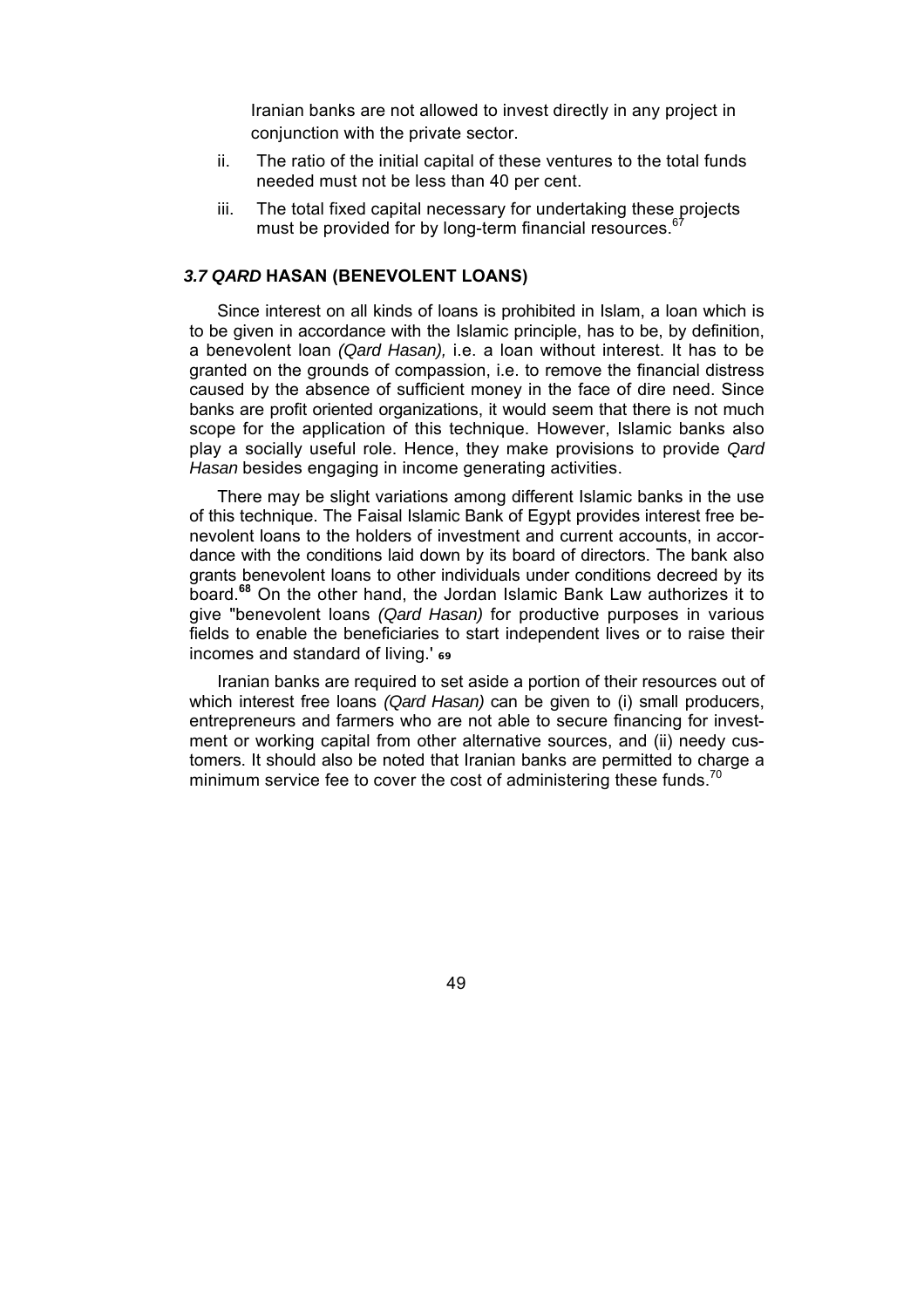Iranian banks are not allowed to invest directly in any project in conjunction with the private sector.

ii. The ratio of the initial capital of these ventures to the total funds needed must not be less than 40 per cent.

iii. The total fixed capital necessary for undertaking these projects must be provided for by long-term financial resources.[67]

### *3.7 QARD* HASAN (BENEVOLENT LOANS)

Since interest on all kinds of loans is prohibited in Islam, a loan which is to be given in accordance with the Islamic principle, has to be, by definition, a benevolent loan *(Qard Hasan),* i.e. a loan without interest. It has to be granted on the grounds of compassion, i.e. to remove the financial distress caused by the absence of sufficient money in the face of dire need. Since banks are profit oriented organizations, it would seem that there is not much scope for the application of this technique. However, Islamic banks also play a socially useful role. Hence, they make provisions to provide *Qard Hasan* besides engaging in income generating activities.

There may be slight variations among different Islamic banks in the use of this technique. The Faisal Islamic Bank of Egypt provides interest free benevolent loans to the holders of investment and current accounts, in accordance with the conditions laid down by its board of directors. The bank also grants benevolent loans to other individuals under conditions decreed by its board.[68] On the other hand, the Jordan Islamic Bank Law authorizes it to give "benevolent loans *(Qard Hasan)* for productive purposes in various fields to enable the beneficiaries to start independent lives or to raise their incomes and standard of living.' [69]

Iranian banks are required to set aside a portion of their resources out of which interest free loans *(Qard Hasan)* can be given to (i) small producers, entrepreneurs and farmers who are not able to secure financing for investment or working capital from other alternative sources, and (ii) needy customers. It should also be noted that Iranian banks are permitted to charge a minimum service fee to cover the cost of administering these funds.[70]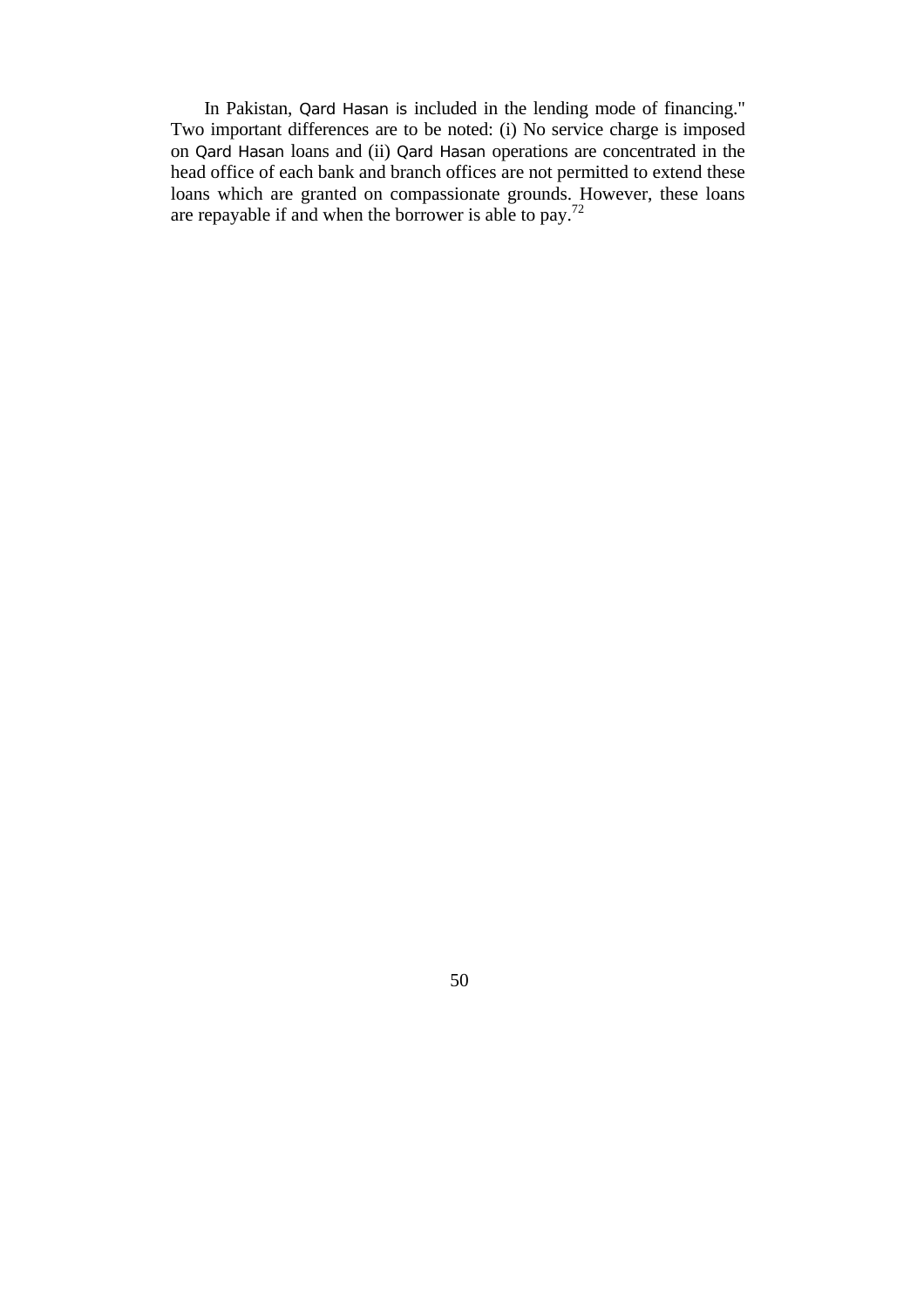In Pakistan, Qard Hasan is included in the lending mode of financing." Two important differences are to be noted: (i) No service charge is imposed on Qard Hasan loans and (ii) Qard Hasan operations are concentrated in the head office of each bank and branch offices are not permitted to extend these loans which are granted on compassionate grounds. However, these loans are repayable if and when the borrower is able to pay.[72]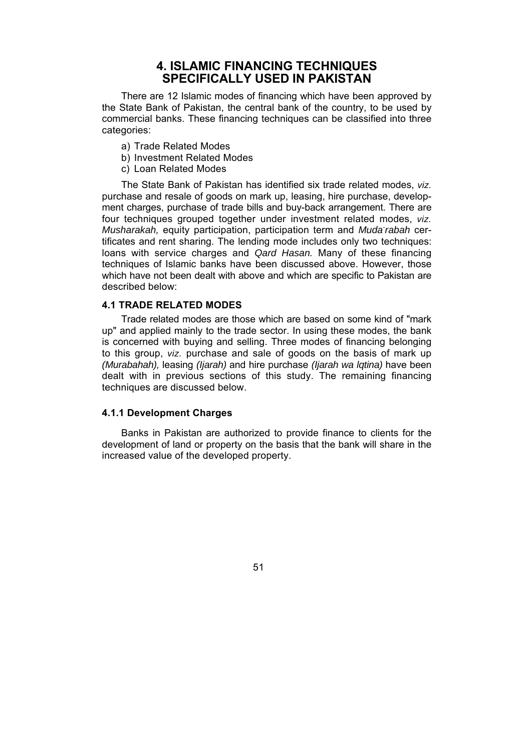# 4. ISLAMIC FINANCING TECHNIQUES SPECIFICALLY USED IN PAKISTAN

There are 12 Islamic modes of financing which have been approved by the State Bank of Pakistan, the central bank of the country, to be used by commercial banks. These financing techniques can be classified into three categories:

a) Trade Related Modes
b) Investment Related Modes
c) Loan Related Modes

The State Bank of Pakistan has identified six trade related modes, *viz.* purchase and resale of goods on mark up, leasing, hire purchase, development charges, purchase of trade bills and buy-back arrangement. There are four techniques grouped together under investment related modes, *viz.* *Musharakah,* equity participation, participation term and *Mudārabah* certificates and rent sharing. The lending mode includes only two techniques: loans with service charges and *Qard Hasan.* Many of these financing techniques of Islamic banks have been discussed above. However, those which have not been dealt with above and which are specific to Pakistan are described below:

## 4.1 TRADE RELATED MODES

Trade related modes are those which are based on some kind of "mark up" and applied mainly to the trade sector. In using these modes, the bank is concerned with buying and selling. Three modes of financing belonging to this group, *viz.* purchase and sale of goods on the basis of mark up *(Murabahah),* leasing *(Ijarah)* and hire purchase *(Ijarah wa lqtina)* have been dealt with in previous sections of this study. The remaining financing techniques are discussed below.

### 4.1.1 Development Charges

Banks in Pakistan are authorized to provide finance to clients for the development of land or property on the basis that the bank will share in the increased value of the developed property.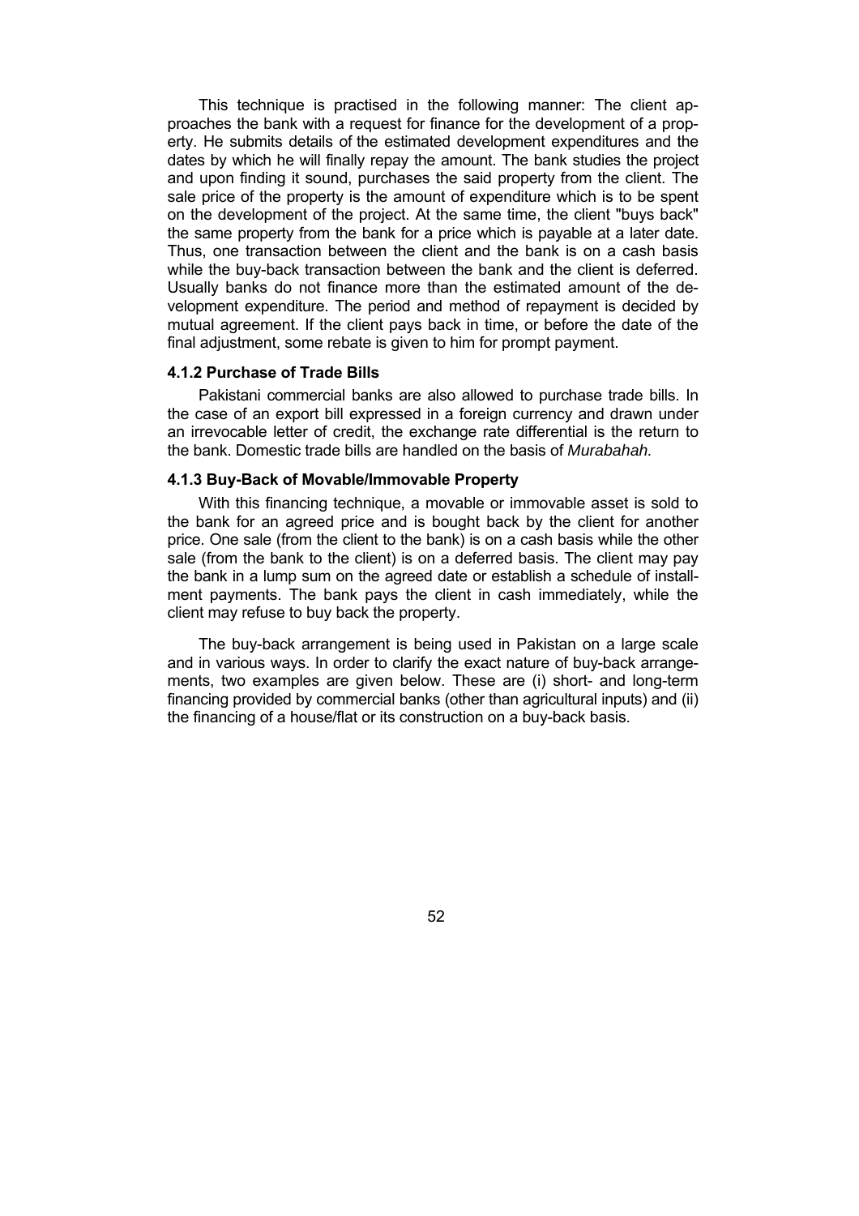This technique is practised in the following manner: The client approaches the bank with a request for finance for the development of a property. He submits details of the estimated development expenditures and the dates by which he will finally repay the amount. The bank studies the project and upon finding it sound, purchases the said property from the client. The sale price of the property is the amount of expenditure which is to be spent on the development of the project. At the same time, the client "buys back" the same property from the bank for a price which is payable at a later date. Thus, one transaction between the client and the bank is on a cash basis while the buy-back transaction between the bank and the client is deferred. Usually banks do not finance more than the estimated amount of the development expenditure. The period and method of repayment is decided by mutual agreement. If the client pays back in time, or before the date of the final adjustment, some rebate is given to him for prompt payment.

#### 4.1.2 Purchase of Trade Bills

Pakistani commercial banks are also allowed to purchase trade bills. In the case of an export bill expressed in a foreign currency and drawn under an irrevocable letter of credit, the exchange rate differential is the return to the bank. Domestic trade bills are handled on the basis of *Murabahah.*

#### 4.1.3 Buy-Back of Movable/Immovable Property

With this financing technique, a movable or immovable asset is sold to the bank for an agreed price and is bought back by the client for another price. One sale (from the client to the bank) is on a cash basis while the other sale (from the bank to the client) is on a deferred basis. The client may pay the bank in a lump sum on the agreed date or establish a schedule of installment payments. The bank pays the client in cash immediately, while the client may refuse to buy back the property.

The buy-back arrangement is being used in Pakistan on a large scale and in various ways. In order to clarify the exact nature of buy-back arrangements, two examples are given below. These are (i) short- and long-term financing provided by commercial banks (other than agricultural inputs) and (ii) the financing of a house/flat or its construction on a buy-back basis.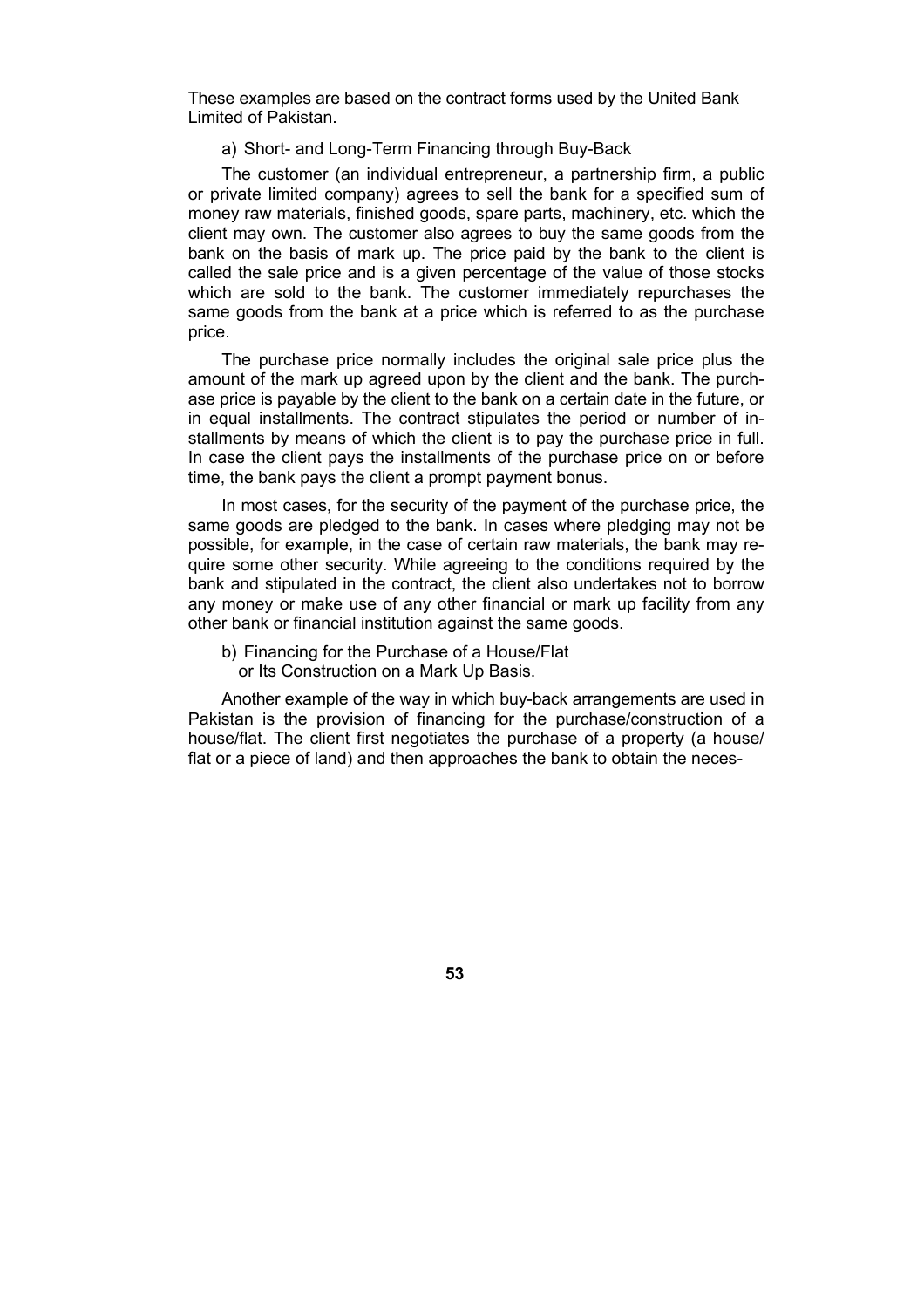These examples are based on the contract forms used by the United Bank Limited of Pakistan.

a) Short- and Long-Term Financing through Buy-Back

The customer (an individual entrepreneur, a partnership firm, a public or private limited company) agrees to sell the bank for a specified sum of money raw materials, finished goods, spare parts, machinery, etc. which the client may own. The customer also agrees to buy the same goods from the bank on the basis of mark up. The price paid by the bank to the client is called the sale price and is a given percentage of the value of those stocks which are sold to the bank. The customer immediately repurchases the same goods from the bank at a price which is referred to as the purchase price.

The purchase price normally includes the original sale price plus the amount of the mark up agreed upon by the client and the bank. The purchase price is payable by the client to the bank on a certain date in the future, or in equal installments. The contract stipulates the period or number of installments by means of which the client is to pay the purchase price in full. In case the client pays the installments of the purchase price on or before time, the bank pays the client a prompt payment bonus.

In most cases, for the security of the payment of the purchase price, the same goods are pledged to the bank. In cases where pledging may not be possible, for example, in the case of certain raw materials, the bank may require some other security. While agreeing to the conditions required by the bank and stipulated in the contract, the client also undertakes not to borrow any money or make use of any other financial or mark up facility from any other bank or financial institution against the same goods.

b) Financing for the Purchase of a House/Flat or Its Construction on a Mark Up Basis.

Another example of the way in which buy-back arrangements are used in Pakistan is the provision of financing for the purchase/construction of a house/flat. The client first negotiates the purchase of a property (a house/flat or a piece of land) and then approaches the bank to obtain the neces-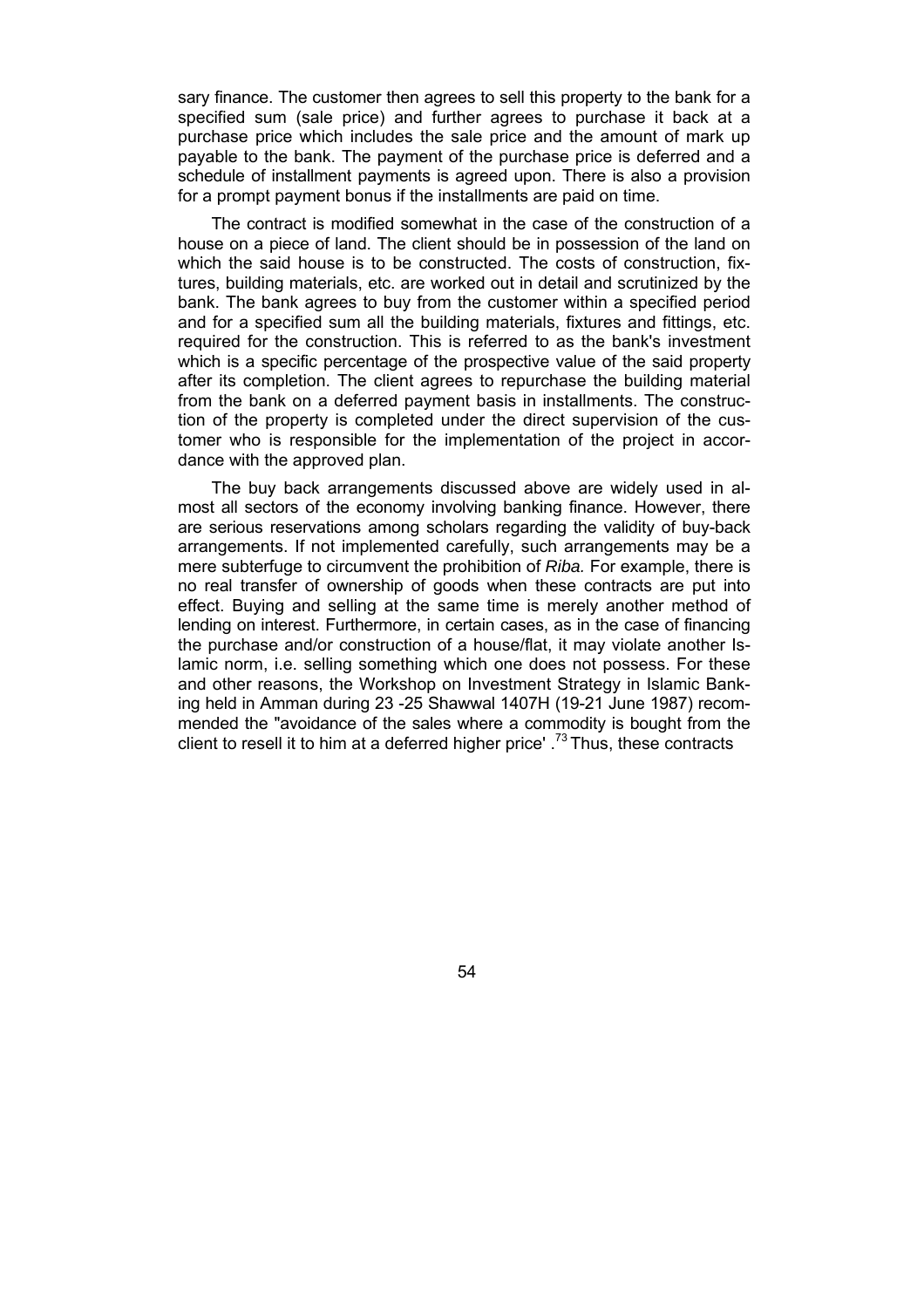sary finance. The customer then agrees to sell this property to the bank for a specified sum (sale price) and further agrees to purchase it back at a purchase price which includes the sale price and the amount of mark up payable to the bank. The payment of the purchase price is deferred and a schedule of installment payments is agreed upon. There is also a provision for a prompt payment bonus if the installments are paid on time.

The contract is modified somewhat in the case of the construction of a house on a piece of land. The client should be in possession of the land on which the said house is to be constructed. The costs of construction, fixtures, building materials, etc. are worked out in detail and scrutinized by the bank. The bank agrees to buy from the customer within a specified period and for a specified sum all the building materials, fixtures and fittings, etc. required for the construction. This is referred to as the bank's investment which is a specific percentage of the prospective value of the said property after its completion. The client agrees to repurchase the building material from the bank on a deferred payment basis in installments. The construction of the property is completed under the direct supervision of the customer who is responsible for the implementation of the project in accordance with the approved plan.

The buy back arrangements discussed above are widely used in almost all sectors of the economy involving banking finance. However, there are serious reservations among scholars regarding the validity of buy-back arrangements. If not implemented carefully, such arrangements may be a mere subterfuge to circumvent the prohibition of *Riba.* For example, there is no real transfer of ownership of goods when these contracts are put into effect. Buying and selling at the same time is merely another method of lending on interest. Furthermore, in certain cases, as in the case of financing the purchase and/or construction of a house/flat, it may violate another Islamic norm, i.e. selling something which one does not possess. For these and other reasons, the Workshop on Investment Strategy in Islamic Banking held in Amman during 23 -25 Shawwal 1407H (19-21 June 1987) recommended the "avoidance of the sales where a commodity is bought from the client to resell it to him at a deferred higher price' .[73] Thus, these contracts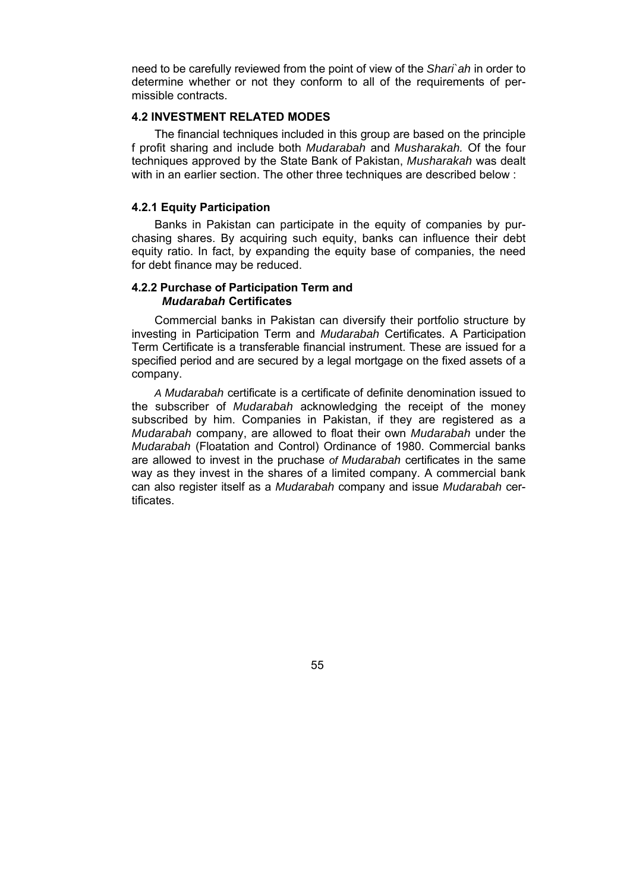need to be carefully reviewed from the point of view of the *Shari`ah* in order to determine whether or not they conform to all of the requirements of permissible contracts.

### 4.2 INVESTMENT RELATED MODES

The financial techniques included in this group are based on the principle f profit sharing and include both *Mudarabah* and *Musharakah.* Of the four techniques approved by the State Bank of Pakistan, *Musharakah* was dealt with in an earlier section. The other three techniques are described below :

#### 4.2.1 Equity Participation

Banks in Pakistan can participate in the equity of companies by purchasing shares. By acquiring such equity, banks can influence their debt equity ratio. In fact, by expanding the equity base of companies, the need for debt finance may be reduced.

#### 4.2.2 Purchase of Participation Term and *Mudarabah* Certificates

Commercial banks in Pakistan can diversify their portfolio structure by investing in Participation Term and *Mudarabah* Certificates. A Participation Term Certificate is a transferable financial instrument. These are issued for a specified period and are secured by a legal mortgage on the fixed assets of a company.

*A Mudarabah* certificate is a certificate of definite denomination issued to the subscriber of *Mudarabah* acknowledging the receipt of the money subscribed by him. Companies in Pakistan, if they are registered as a *Mudarabah* company, are allowed to float their own *Mudarabah* under the *Mudarabah* (Floatation and Control) Ordinance of 1980. Commercial banks are allowed to invest in the pruchase *of Mudarabah* certificates in the same way as they invest in the shares of a limited company. A commercial bank can also register itself as a *Mudarabah* company and issue *Mudarabah* certificates.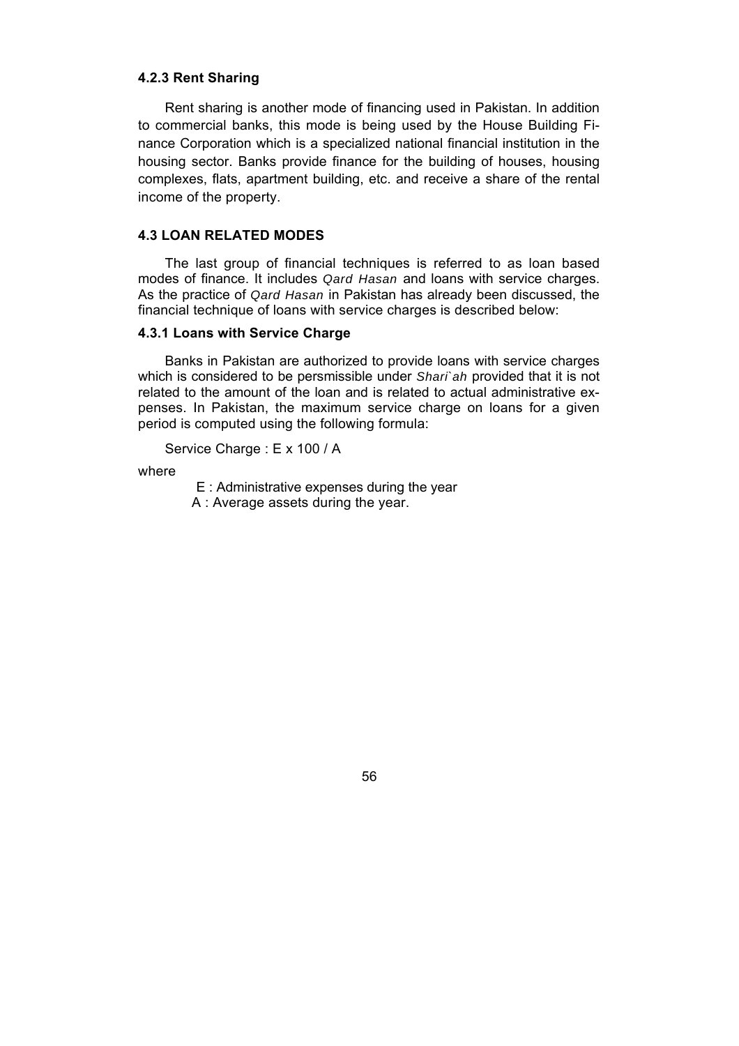#### 4.2.3 Rent Sharing

Rent sharing is another mode of financing used in Pakistan. In addition to commercial banks, this mode is being used by the House Building Finance Corporation which is a specialized national financial institution in the housing sector. Banks provide finance for the building of houses, housing complexes, flats, apartment building, etc. and receive a share of the rental income of the property.

### 4.3 LOAN RELATED MODES

The last group of financial techniques is referred to as loan based modes of finance. It includes *Qard Hasan* and loans with service charges. As the practice of *Qard Hasan* in Pakistan has already been discussed, the financial technique of loans with service charges is described below:

#### 4.3.1 Loans with Service Charge

Banks in Pakistan are authorized to provide loans with service charges which is considered to be persmissible under *Shari`ah* provided that it is not related to the amount of the loan and is related to actual administrative expenses. In Pakistan, the maximum service charge on loans for a given period is computed using the following formula:

Service Charge : $E \times 100 / A$

where

E : Administrative expenses during the year
A : Average assets during the year.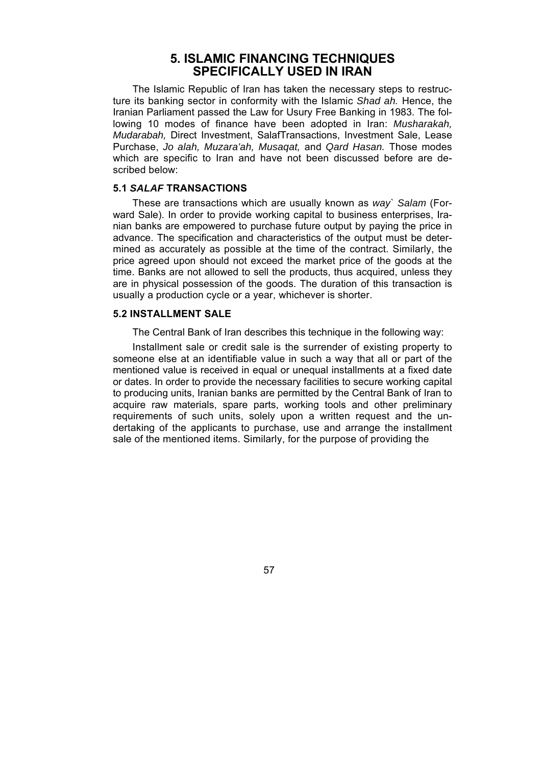## 5. ISLAMIC FINANCING TECHNIQUES SPECIFICALLY USED IN IRAN

The Islamic Republic of Iran has taken the necessary steps to restructure its banking sector in conformity with the Islamic *Shad ah.* Hence, the Iranian Parliament passed the Law for Usury Free Banking in 1983. The following 10 modes of finance have been adopted in Iran: *Musharakah, Mudarabah,* Direct Investment, SalafTransactions, Investment Sale, Lease Purchase, *Jo alah, Muzara'ah, Musaqat,* and *Qard Hasan.* Those modes which are specific to Iran and have not been discussed before are described below:

### 5.1 *SALAF* TRANSACTIONS

These are transactions which are usually known as *way` Salam* (Forward Sale). In order to provide working capital to business enterprises, Iranian banks are empowered to purchase future output by paying the price in advance. The specification and characteristics of the output must be determined as accurately as possible at the time of the contract. Similarly, the price agreed upon should not exceed the market price of the goods at the time. Banks are not allowed to sell the products, thus acquired, unless they are in physical possession of the goods. The duration of this transaction is usually a production cycle or a year, whichever is shorter.

### 5.2 INSTALLMENT SALE

The Central Bank of Iran describes this technique in the following way:

Installment sale or credit sale is the surrender of existing property to someone else at an identifiable value in such a way that all or part of the mentioned value is received in equal or unequal installments at a fixed date or dates. In order to provide the necessary facilities to secure working capital to producing units, Iranian banks are permitted by the Central Bank of Iran to acquire raw materials, spare parts, working tools and other preliminary requirements of such units, solely upon a written request and the undertaking of the applicants to purchase, use and arrange the installment sale of the mentioned items. Similarly, for the purpose of providing the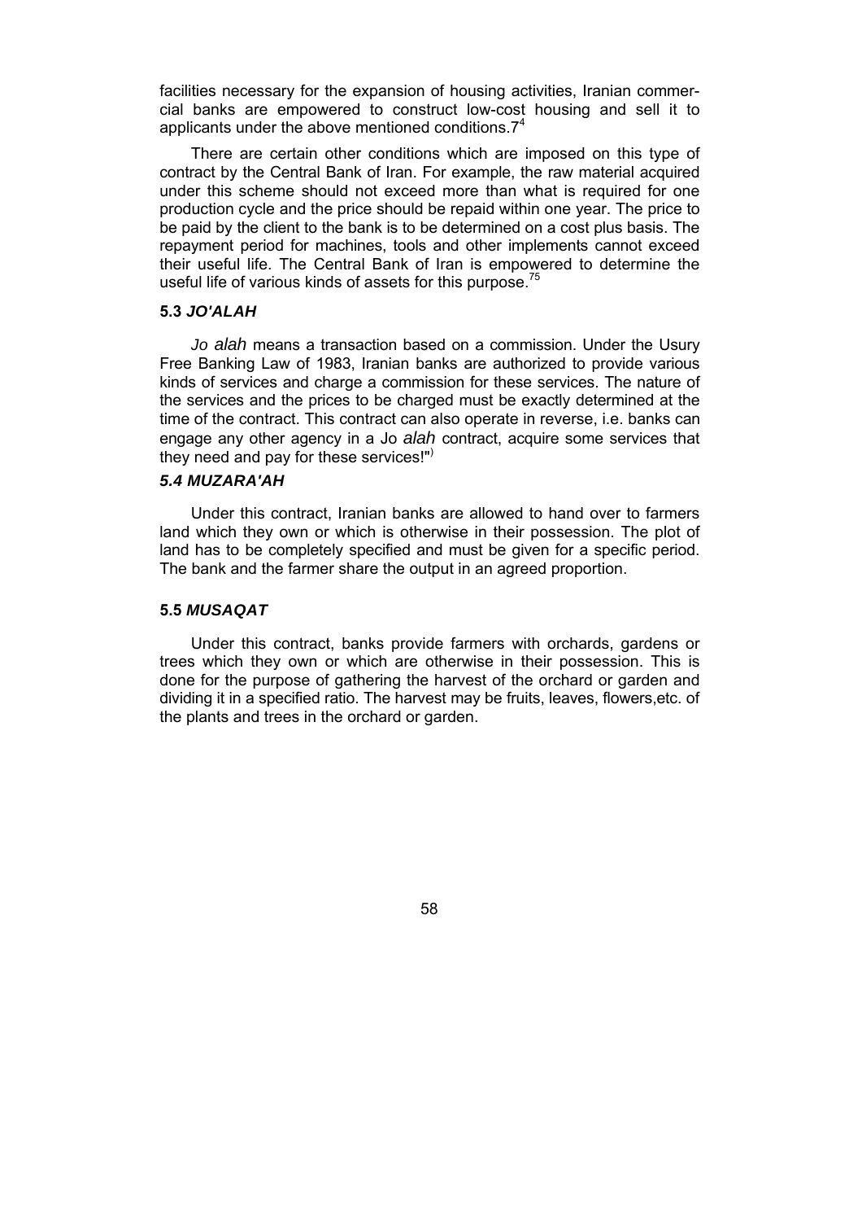facilities necessary for the expansion of housing activities, Iranian commercial banks are empowered to construct low-cost housing and sell it to applicants under the above mentioned conditions.7[4]

There are certain other conditions which are imposed on this type of contract by the Central Bank of Iran. For example, the raw material acquired under this scheme should not exceed more than what is required for one production cycle and the price should be repaid within one year. The price to be paid by the client to the bank is to be determined on a cost plus basis. The repayment period for machines, tools and other implements cannot exceed their useful life. The Central Bank of Iran is empowered to determine the useful life of various kinds of assets for this purpose.[75]

### 5.3 *JO'ALAH*

*Jo alah* means a transaction based on a commission. Under the Usury Free Banking Law of 1983, Iranian banks are authorized to provide various kinds of services and charge a commission for these services. The nature of the services and the prices to be charged must be exactly determined at the time of the contract. This contract can also operate in reverse, i.e. banks can engage any other agency in a Jo *alah* contract, acquire some services that they need and pay for these services!")

### *5.4 MUZARA'AH*

Under this contract, Iranian banks are allowed to hand over to farmers land which they own or which is otherwise in their possession. The plot of land has to be completely specified and must be given for a specific period. The bank and the farmer share the output in an agreed proportion.

### 5.5 *MUSAQAT*

Under this contract, banks provide farmers with orchards, gardens or trees which they own or which are otherwise in their possession. This is done for the purpose of gathering the harvest of the orchard or garden and dividing it in a specified ratio. The harvest may be fruits, leaves, flowers,etc. of the plants and trees in the orchard or garden.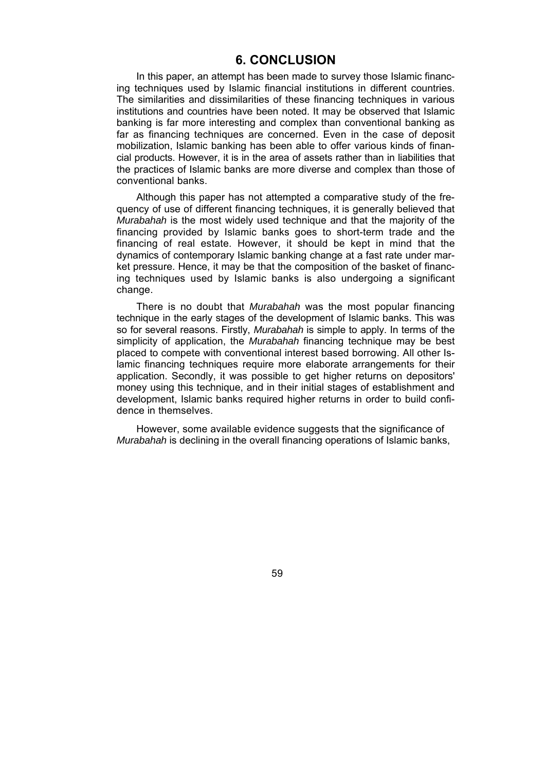# 6. CONCLUSION

In this paper, an attempt has been made to survey those Islamic financing techniques used by Islamic financial institutions in different countries. The similarities and dissimilarities of these financing techniques in various institutions and countries have been noted. It may be observed that Islamic banking is far more interesting and complex than conventional banking as far as financing techniques are concerned. Even in the case of deposit mobilization, Islamic banking has been able to offer various kinds of financial products. However, it is in the area of assets rather than in liabilities that the practices of Islamic banks are more diverse and complex than those of conventional banks.

Although this paper has not attempted a comparative study of the frequency of use of different financing techniques, it is generally believed that *Murabahah* is the most widely used technique and that the majority of the financing provided by Islamic banks goes to short-term trade and the financing of real estate. However, it should be kept in mind that the dynamics of contemporary Islamic banking change at a fast rate under market pressure. Hence, it may be that the composition of the basket of financing techniques used by Islamic banks is also undergoing a significant change.

There is no doubt that *Murabahah* was the most popular financing technique in the early stages of the development of Islamic banks. This was so for several reasons. Firstly, *Murabahah* is simple to apply. In terms of the simplicity of application, the *Murabahah* financing technique may be best placed to compete with conventional interest based borrowing. All other Islamic financing techniques require more elaborate arrangements for their application. Secondly, it was possible to get higher returns on depositors' money using this technique, and in their initial stages of establishment and development, Islamic banks required higher returns in order to build confidence in themselves.

However, some available evidence suggests that the significance of *Murabahah* is declining in the overall financing operations of Islamic banks,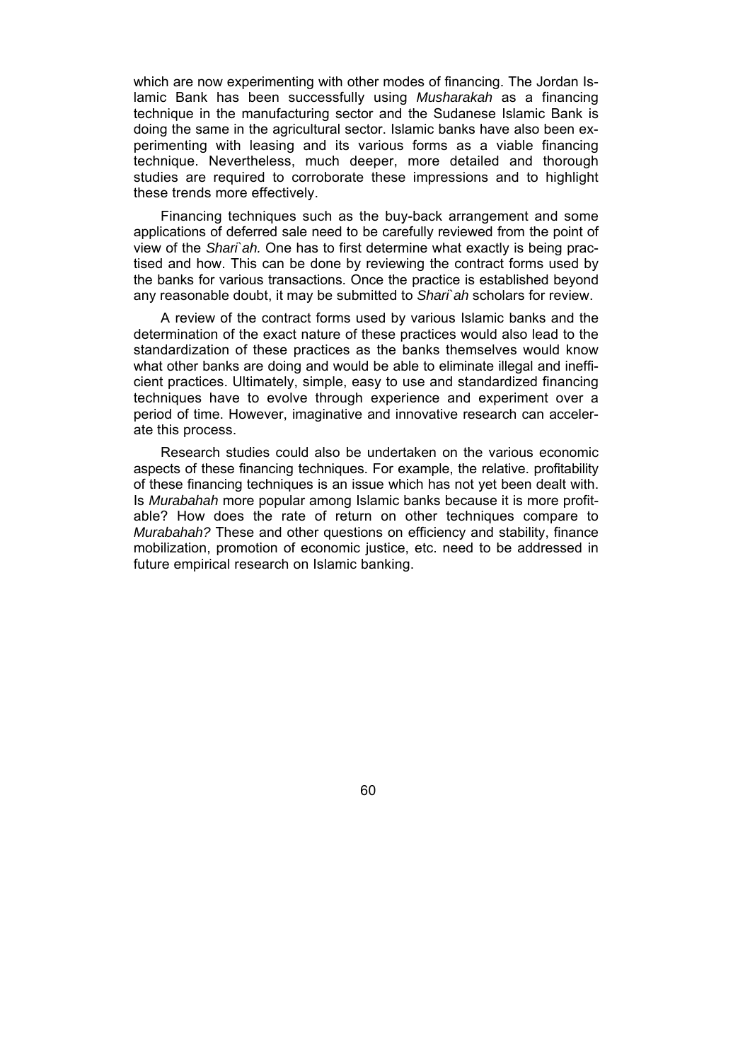which are now experimenting with other modes of financing. The Jordan Islamic Bank has been successfully using *Musharakah* as a financing technique in the manufacturing sector and the Sudanese Islamic Bank is doing the same in the agricultural sector. Islamic banks have also been experimenting with leasing and its various forms as a viable financing technique. Nevertheless, much deeper, more detailed and thorough studies are required to corroborate these impressions and to highlight these trends more effectively.

Financing techniques such as the buy-back arrangement and some applications of deferred sale need to be carefully reviewed from the point of view of the *Shari`ah.* One has to first determine what exactly is being practised and how. This can be done by reviewing the contract forms used by the banks for various transactions. Once the practice is established beyond any reasonable doubt, it may be submitted to *Shari`ah* scholars for review.

A review of the contract forms used by various Islamic banks and the determination of the exact nature of these practices would also lead to the standardization of these practices as the banks themselves would know what other banks are doing and would be able to eliminate illegal and inefficient practices. Ultimately, simple, easy to use and standardized financing techniques have to evolve through experience and experiment over a period of time. However, imaginative and innovative research can accelerate this process.

Research studies could also be undertaken on the various economic aspects of these financing techniques. For example, the relative. profitability of these financing techniques is an issue which has not yet been dealt with. Is *Murabahah* more popular among Islamic banks because it is more profitable? How does the rate of return on other techniques compare to *Murabahah?* These and other questions on efficiency and stability, finance mobilization, promotion of economic justice, etc. need to be addressed in future empirical research on Islamic banking.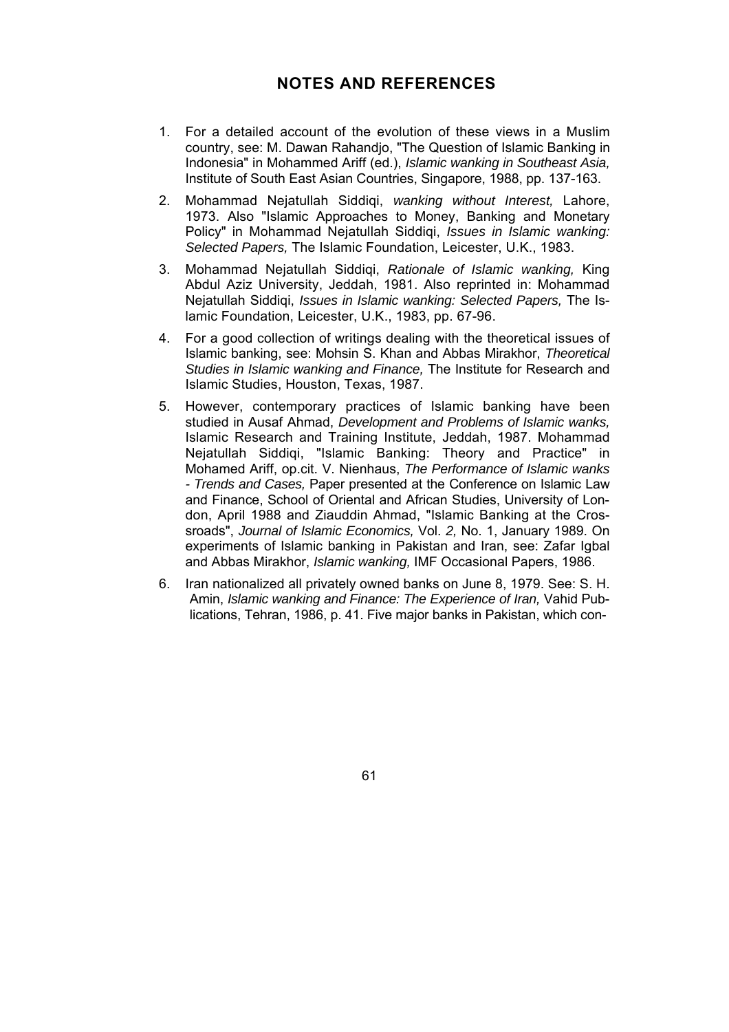## NOTES AND REFERENCES

1. For a detailed account of the evolution of these views in a Muslim country, see: M. Dawan Rahandjo, "The Question of Islamic Banking in Indonesia" in Mohammed Ariff (ed.), *Islamic wanking in Southeast Asia,* Institute of South East Asian Countries, Singapore, 1988, pp. 137-163.

2. Mohammad Nejatullah Siddiqi, *wanking without Interest,* Lahore, 1973. Also "Islamic Approaches to Money, Banking and Monetary Policy" in Mohammad Nejatullah Siddiqi, *Issues in Islamic wanking: Selected Papers,* The Islamic Foundation, Leicester, U.K., 1983.

3. Mohammad Nejatullah Siddiqi, *Rationale of Islamic wanking,* King Abdul Aziz University, Jeddah, 1981. Also reprinted in: Mohammad Nejatullah Siddiqi, *Issues in Islamic wanking: Selected Papers,* The Islamic Foundation, Leicester, U.K., 1983, pp. 67-96.

4. For a good collection of writings dealing with the theoretical issues of Islamic banking, see: Mohsin S. Khan and Abbas Mirakhor, *Theoretical Studies in Islamic wanking and Finance,* The Institute for Research and Islamic Studies, Houston, Texas, 1987.

5. However, contemporary practices of Islamic banking have been studied in Ausaf Ahmad, *Development and Problems of Islamic wanks,* Islamic Research and Training Institute, Jeddah, 1987. Mohammad Nejatullah Siddiqi, "Islamic Banking: Theory and Practice" in Mohamed Ariff, op.cit. V. Nienhaus, *The Performance of Islamic wanks - Trends and Cases,* Paper presented at the Conference on Islamic Law and Finance, School of Oriental and African Studies, University of London, April 1988 and Ziauddin Ahmad, "Islamic Banking at the Crossroads", *Journal of Islamic Economics,* Vol. *2,* No. 1, January 1989. On experiments of Islamic banking in Pakistan and Iran, see: Zafar Igbal and Abbas Mirakhor, *Islamic wanking,* IMF Occasional Papers, 1986.

6. Iran nationalized all privately owned banks on June 8, 1979. See: S. H. Amin, *Islamic wanking and Finance: The Experience of Iran,* Vahid Publications, Tehran, 1986, p. 41. Five major banks in Pakistan, which con-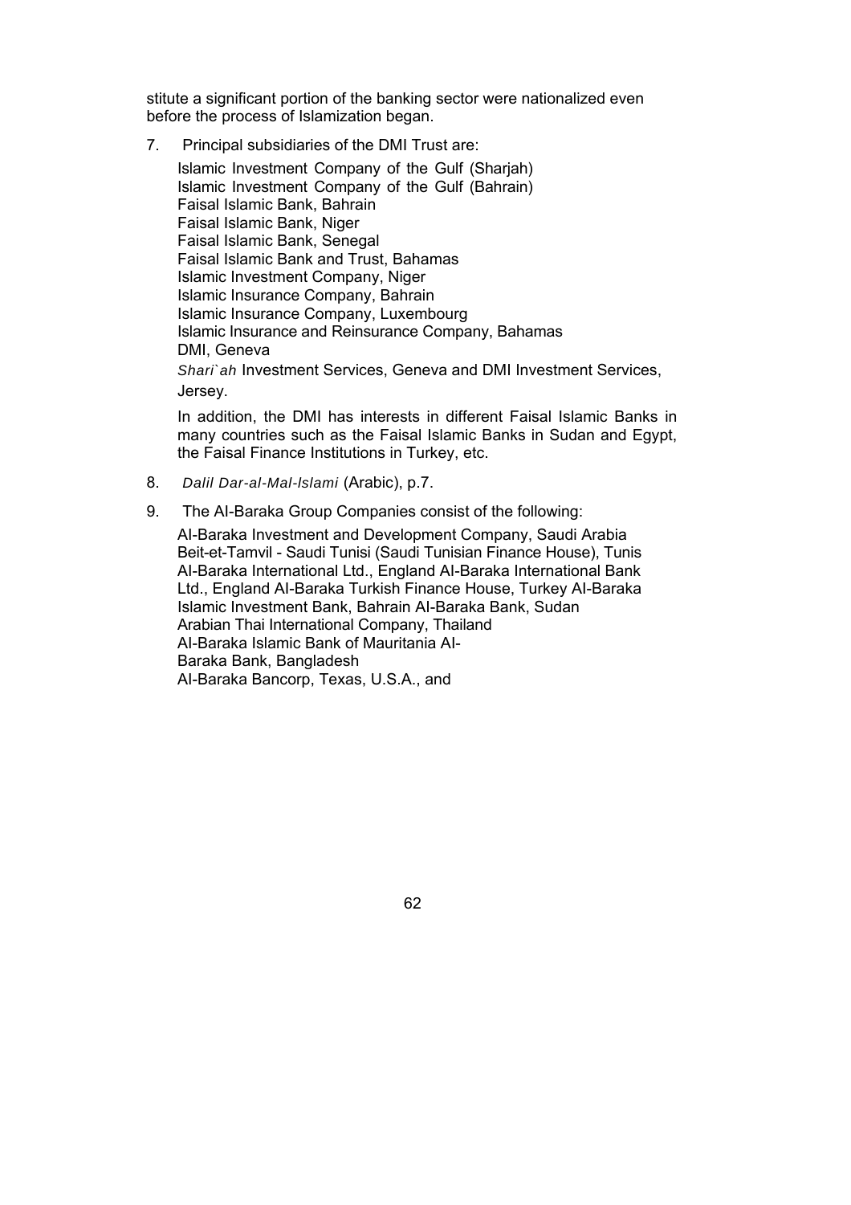stitute a significant portion of the banking sector were nationalized even before the process of Islamization began.

7. Principal subsidiaries of the DMI Trust are:

   Islamic Investment Company of the Gulf (Sharjah)
   Islamic Investment Company of the Gulf (Bahrain)
   Faisal Islamic Bank, Bahrain
   Faisal Islamic Bank, Niger
   Faisal Islamic Bank, Senegal
   Faisal Islamic Bank and Trust, Bahamas
   Islamic Investment Company, Niger
   Islamic Insurance Company, Bahrain
   Islamic Insurance Company, Luxembourg
   Islamic Insurance and Reinsurance Company, Bahamas
   DMI, Geneva
   *Shari`ah* Investment Services, Geneva and DMI Investment Services, Jersey.

   In addition, the DMI has interests in different Faisal Islamic Banks in many countries such as the Faisal Islamic Banks in Sudan and Egypt, the Faisal Finance Institutions in Turkey, etc.

8. *Dalil Dar-al-Mal-Islami* (Arabic), p.7.

9. The Al-Baraka Group Companies consist of the following:

   Al-Baraka Investment and Development Company, Saudi Arabia
   Beit-et-Tamvil - Saudi Tunisi (Saudi Tunisian Finance House), Tunis
   Al-Baraka International Ltd., England Al-Baraka International Bank Ltd., England Al-Baraka Turkish Finance House, Turkey Al-Baraka Islamic Investment Bank, Bahrain Al-Baraka Bank, Sudan
   Arabian Thai International Company, Thailand
   Al-Baraka Islamic Bank of Mauritania Al-Baraka Bank, Bangladesh
   Al-Baraka Bancorp, Texas, U.S.A., and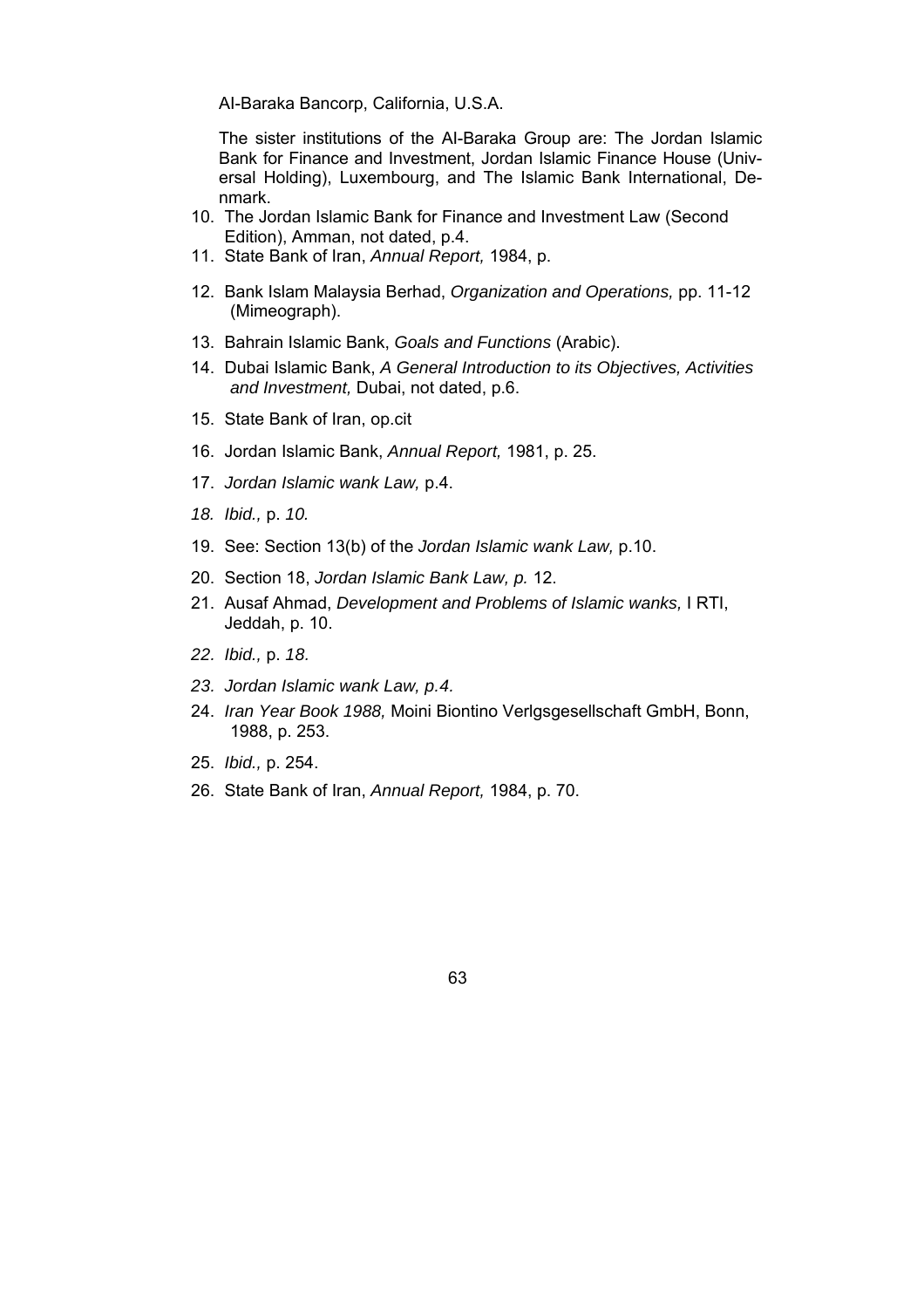Al-Baraka Bancorp, California, U.S.A.

The sister institutions of the Al-Baraka Group are: The Jordan Islamic Bank for Finance and Investment, Jordan Islamic Finance House (Universal Holding), Luxembourg, and The Islamic Bank International, Denmark.

10. The Jordan Islamic Bank for Finance and Investment Law (Second Edition), Amman, not dated, p.4.
11. State Bank of Iran, *Annual Report,* 1984, p.
12. Bank Islam Malaysia Berhad, *Organization and Operations,* pp. 11-12 (Mimeograph).
13. Bahrain Islamic Bank, *Goals and Functions* (Arabic).
14. Dubai Islamic Bank, *A General Introduction to its Objectives, Activities and Investment,* Dubai, not dated, p.6.
15. State Bank of Iran, op.cit
16. Jordan Islamic Bank, *Annual Report,* 1981, p. 25.
17. *Jordan Islamic wank Law,* p.4.
18. *Ibid.,* p. *10.*
19. See: Section 13(b) of the *Jordan Islamic wank Law,* p.10.
20. Section 18, *Jordan Islamic Bank Law, p.* 12.
21. Ausaf Ahmad, *Development and Problems of Islamic wanks,* I RTI, Jeddah, p. 10.
22. *Ibid.,* p. *18.*
23. *Jordan Islamic wank Law, p.4.*
24. *Iran Year Book 1988,* Moini Biontino Verlgsgesellschaft GmbH, Bonn, 1988, p. 253.
25. *Ibid.,* p. 254.
26. State Bank of Iran, *Annual Report,* 1984, p. 70.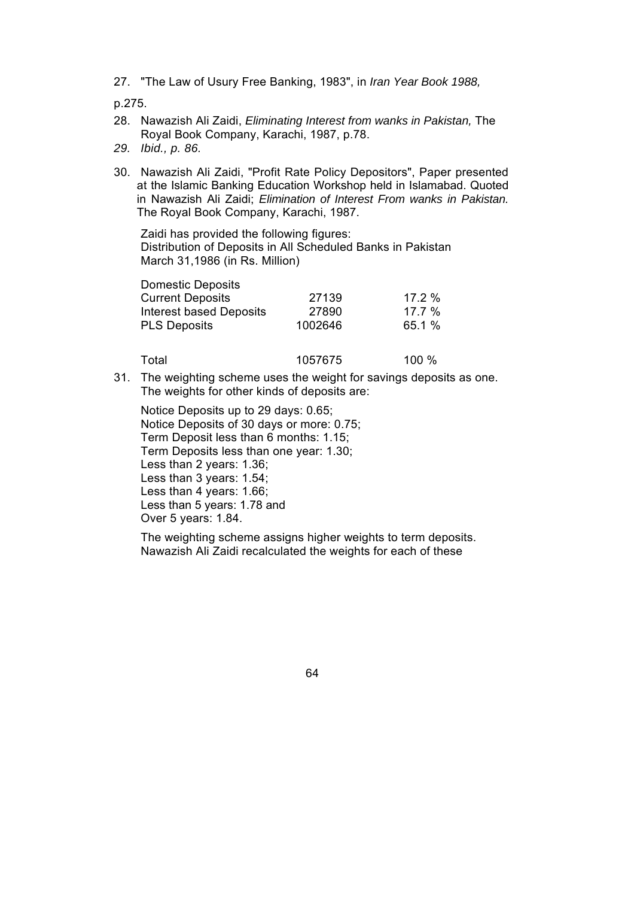27. "The Law of Usury Free Banking, 1983", in *Iran Year Book 1988,*

p.275.

28. Nawazish Ali Zaidi, *Eliminating Interest from wanks in Pakistan,* The Royal Book Company, Karachi, 1987, p.78.
29. *Ibid., p. 86.*
30. Nawazish Ali Zaidi, "Profit Rate Policy Depositors", Paper presented at the Islamic Banking Education Workshop held in Islamabad. Quoted in Nawazish Ali Zaidi; *Elimination of Interest From wanks in Pakistan.* The Royal Book Company, Karachi, 1987.

    Zaidi has provided the following figures:
    Distribution of Deposits in All Scheduled Banks in Pakistan
    March 31,1986 (in Rs. Million)

| Domestic Deposits | | |
|---|---|---|
| Current Deposits | 27139 | 17.2 % |
| Interest based Deposits | 27890 | 17.7 % |
| PLS Deposits | 1002646 | 65.1 % |
| Total | 1057675 | 100 % |

31. The weighting scheme uses the weight for savings deposits as one. The weights for other kinds of deposits are:

    Notice Deposits up to 29 days: 0.65;
    Notice Deposits of 30 days or more: 0.75;
    Term Deposit less than 6 months: 1.15;
    Term Deposits less than one year: 1.30;
    Less than 2 years: 1.36;
    Less than 3 years: 1.54;
    Less than 4 years: 1.66;
    Less than 5 years: 1.78 and
    Over 5 years: 1.84.

    The weighting scheme assigns higher weights to term deposits. Nawazish Ali Zaidi recalculated the weights for each of these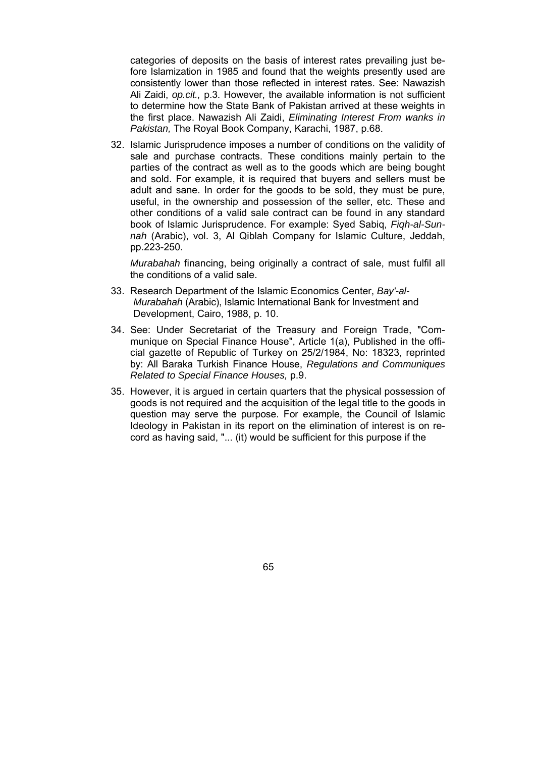categories of deposits on the basis of interest rates prevailing just before Islamization in 1985 and found that the weights presently used are consistently lower than those reflected in interest rates. See: Nawazish Ali Zaidi, *op.cit.,* p.3. However, the available information is not sufficient to determine how the State Bank of Pakistan arrived at these weights in the first place. Nawazish Ali Zaidi, *Eliminating Interest From wanks in Pakistan,* The Royal Book Company, Karachi, 1987, p.68.

32. Islamic Jurisprudence imposes a number of conditions on the validity of sale and purchase contracts. These conditions mainly pertain to the parties of the contract as well as to the goods which are being bought and sold. For example, it is required that buyers and sellers must be adult and sane. In order for the goods to be sold, they must be pure, useful, in the ownership and possession of the seller, etc. These and other conditions of a valid sale contract can be found in any standard book of Islamic Jurisprudence. For example: Syed Sabiq, *Fiqh-al-Sunnah* (Arabic), vol. 3, Al Qiblah Company for Islamic Culture, Jeddah, pp.223-250.

    *Murabahah* financing, being originally a contract of sale, must fulfil all the conditions of a valid sale.

33. Research Department of the Islamic Economics Center, *Bay'-al-Murabahah* (Arabic), Islamic International Bank for Investment and Development, Cairo, 1988, p. 10.

34. See: Under Secretariat of the Treasury and Foreign Trade, "Communique on Special Finance House", Article 1(a), Published in the official gazette of Republic of Turkey on 25/2/1984, No: 18323, reprinted by: All Baraka Turkish Finance House, *Regulations and Communiques Related to Special Finance Houses,* p.9.

35. However, it is argued in certain quarters that the physical possession of goods is not required and the acquisition of the legal title to the goods in question may serve the purpose. For example, the Council of Islamic Ideology in Pakistan in its report on the elimination of interest is on record as having said, "... (it) would be sufficient for this purpose if the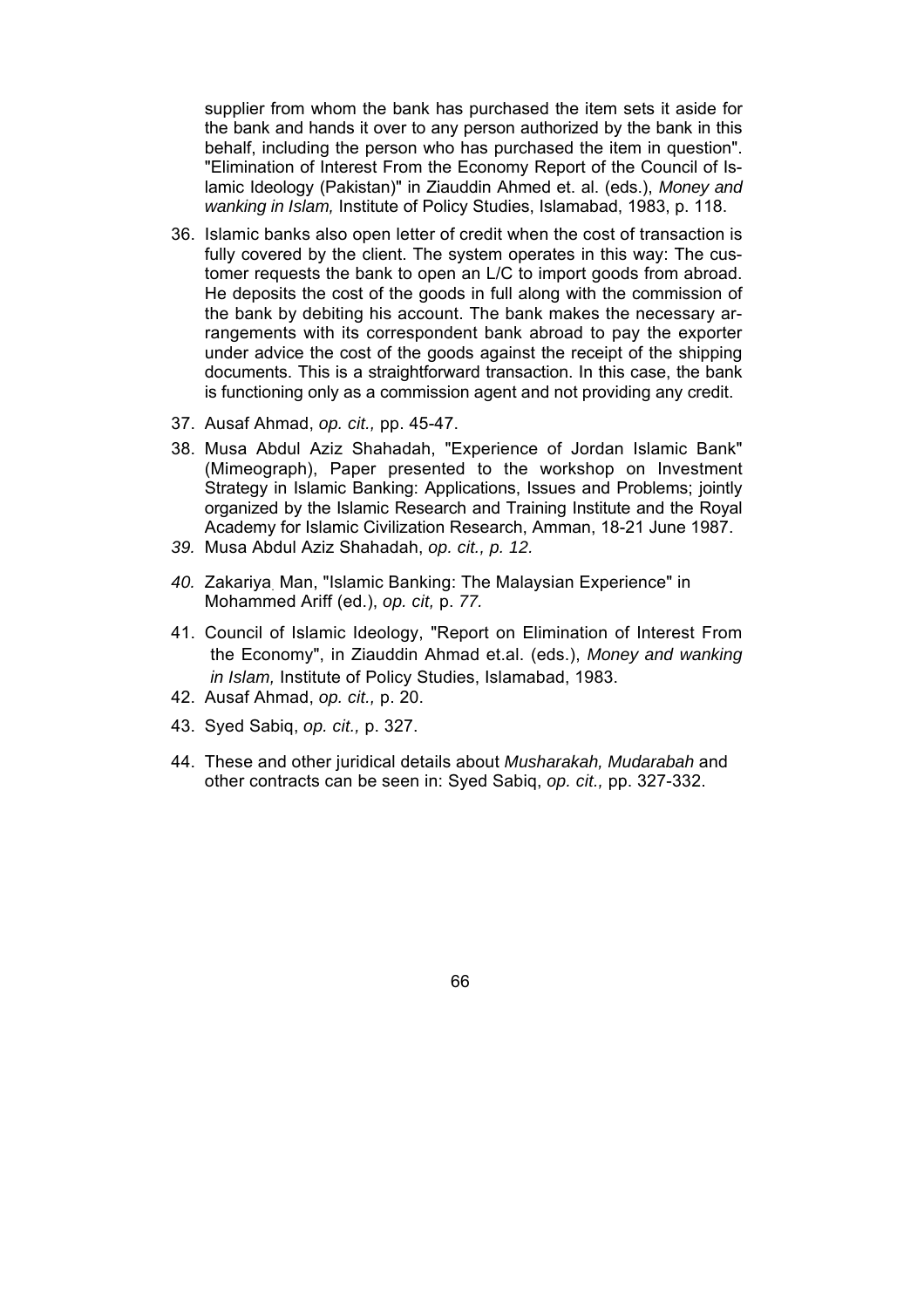supplier from whom the bank has purchased the item sets it aside for the bank and hands it over to any person authorized by the bank in this behalf, including the person who has purchased the item in question". "Elimination of Interest From the Economy Report of the Council of Islamic Ideology (Pakistan)" in Ziauddin Ahmed et. al. (eds.), *Money and wanking in Islam,* Institute of Policy Studies, Islamabad, 1983, p. 118.

36. Islamic banks also open letter of credit when the cost of transaction is fully covered by the client. The system operates in this way: The customer requests the bank to open an L/C to import goods from abroad. He deposits the cost of the goods in full along with the commission of the bank by debiting his account. The bank makes the necessary arrangements with its correspondent bank abroad to pay the exporter under advice the cost of the goods against the receipt of the shipping documents. This is a straightforward transaction. In this case, the bank is functioning only as a commission agent and not providing any credit.

37. Ausaf Ahmad, *op. cit.,* pp. 45-47.

38. Musa Abdul Aziz Shahadah, "Experience of Jordan Islamic Bank" (Mimeograph), Paper presented to the workshop on Investment Strategy in Islamic Banking: Applications, Issues and Problems; jointly organized by the Islamic Research and Training Institute and the Royal Academy for Islamic Civilization Research, Amman, 18-21 June 1987.

39. Musa Abdul Aziz Shahadah, *op. cit., p. 12.*

40. Zakariya Man, "Islamic Banking: The Malaysian Experience" in Mohammed Ariff (ed.), *op. cit,* p. *77.*

41. Council of Islamic Ideology, "Report on Elimination of Interest From the Economy", in Ziauddin Ahmad et.al. (eds.), *Money and wanking in Islam,* Institute of Policy Studies, Islamabad, 1983.

42. Ausaf Ahmad, *op. cit.,* p. 20.

43. Syed Sabiq, *op. cit.,* p. 327.

44. These and other juridical details about *Musharakah, Mudarabah* and other contracts can be seen in: Syed Sabiq, *op. cit.,* pp. 327-332.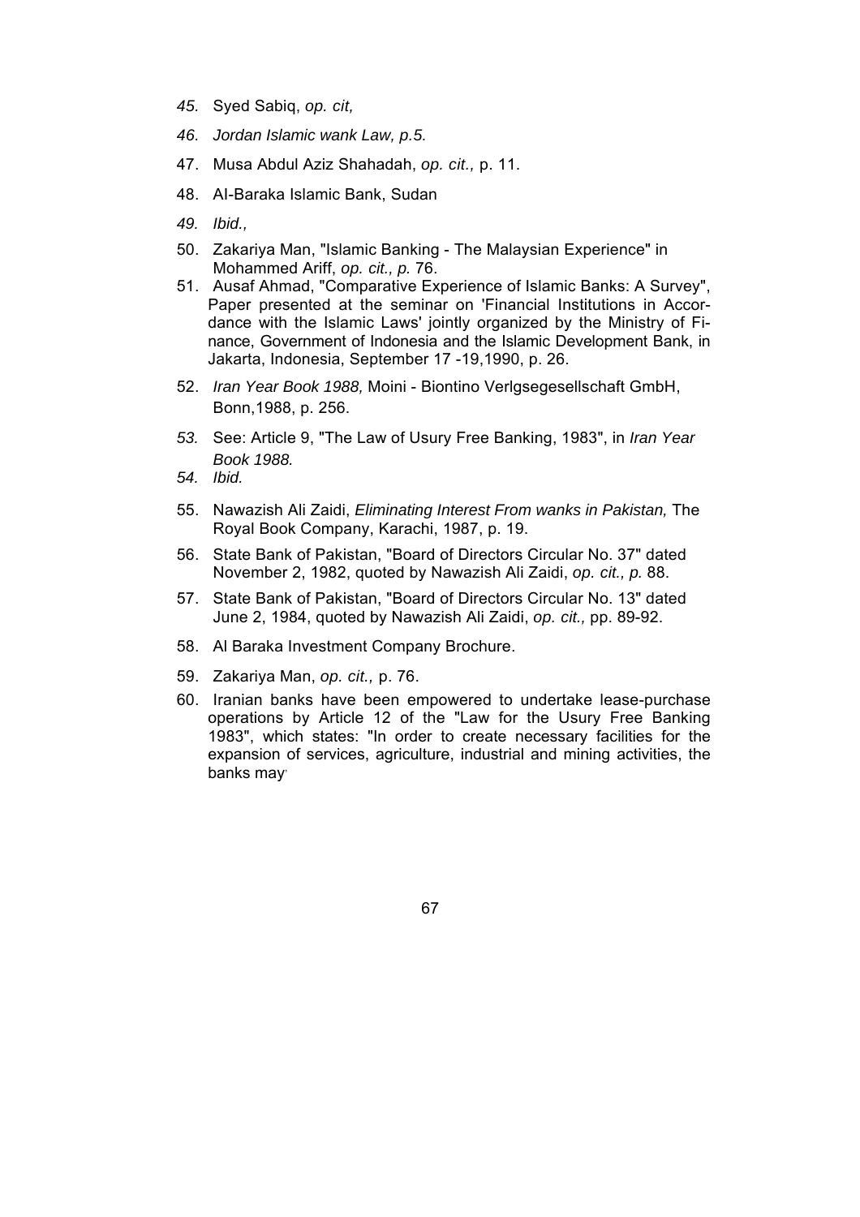45. Syed Sabiq, *op. cit,*
46. *Jordan Islamic wank Law, p.5.*
47. Musa Abdul Aziz Shahadah, *op. cit.,* p. 11.
48. Al-Baraka Islamic Bank, Sudan
49. *Ibid.,*
50. Zakariya Man, "Islamic Banking - The Malaysian Experience" in Mohammed Ariff, *op. cit., p.* 76.
51. Ausaf Ahmad, "Comparative Experience of Islamic Banks: A Survey", Paper presented at the seminar on 'Financial Institutions in Accordance with the Islamic Laws' jointly organized by the Ministry of Finance, Government of Indonesia and the Islamic Development Bank, in Jakarta, Indonesia, September 17 -19,1990, p. 26.
52. *Iran Year Book 1988,* Moini - Biontino Verlgsegesellschaft GmbH, Bonn,1988, p. 256.
53. See: Article 9, "The Law of Usury Free Banking, 1983", in *Iran Year Book 1988.*
54. *Ibid.*
55. Nawazish Ali Zaidi, *Eliminating Interest From wanks in Pakistan,* The Royal Book Company, Karachi, 1987, p. 19.
56. State Bank of Pakistan, "Board of Directors Circular No. 37" dated November 2, 1982, quoted by Nawazish Ali Zaidi, *op. cit., p.* 88.
57. State Bank of Pakistan, "Board of Directors Circular No. 13" dated June 2, 1984, quoted by Nawazish Ali Zaidi, *op. cit.,* pp. 89-92.
58. Al Baraka Investment Company Brochure.
59. Zakariya Man, *op. cit.,* p. 76.
60. Iranian banks have been empowered to undertake lease-purchase operations by Article 12 of the "Law for the Usury Free Banking 1983", which states: "In order to create necessary facilities for the expansion of services, agriculture, industrial and mining activities, the banks may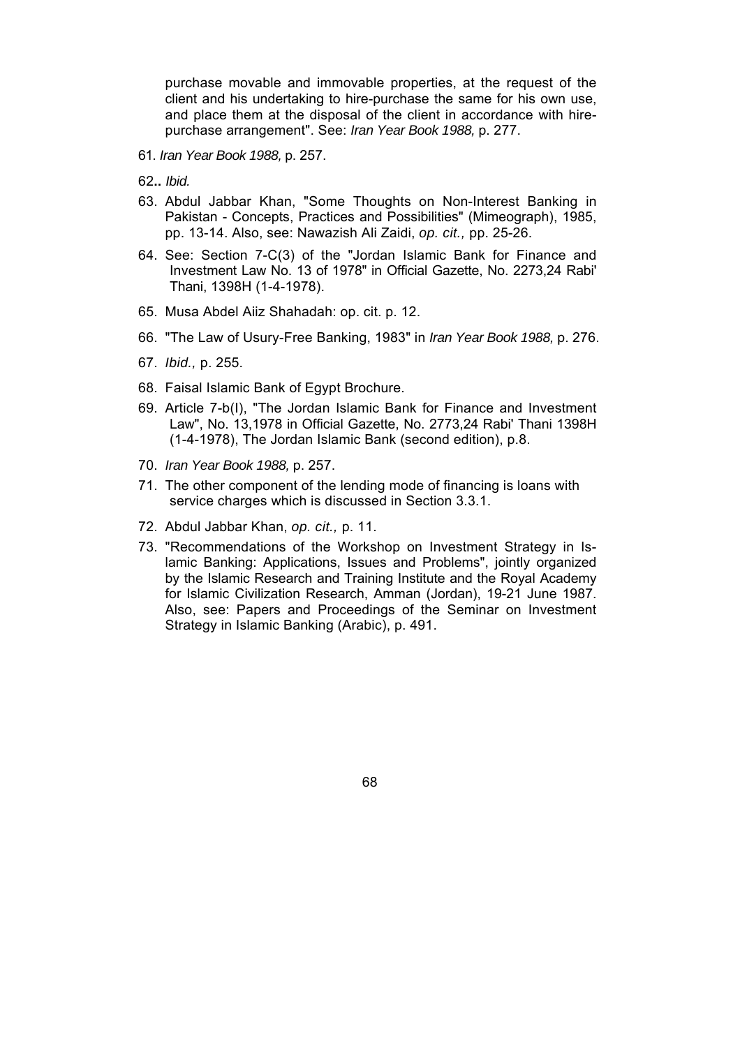purchase movable and immovable properties, at the request of the client and his undertaking to hire-purchase the same for his own use, and place them at the disposal of the client in accordance with hire-purchase arrangement". See: *Iran Year Book 1988,* p. 277.

61. *Iran Year Book 1988,* p. 257.

62.. *Ibid.*

63. Abdul Jabbar Khan, "Some Thoughts on Non-Interest Banking in Pakistan - Concepts, Practices and Possibilities" (Mimeograph), 1985, pp. 13-14. Also, see: Nawazish Ali Zaidi, *op. cit.,* pp. 25-26.

64. See: Section 7-C(3) of the "Jordan Islamic Bank for Finance and Investment Law No. 13 of 1978" in Official Gazette, No. 2273,24 Rabi' Thani, 1398H (1-4-1978).

65. Musa Abdel Aiiz Shahadah: op. cit. p. 12.

66. "The Law of Usury-Free Banking, 1983" in *Iran Year Book 1988,* p. 276.

67. *Ibid.,* p. 255.

68. Faisal Islamic Bank of Egypt Brochure.

69. Article 7-b(I), "The Jordan Islamic Bank for Finance and Investment Law", No. 13,1978 in Official Gazette, No. 2773,24 Rabi' Thani 1398H (1-4-1978), The Jordan Islamic Bank (second edition), p.8.

70. *Iran Year Book 1988,* p. 257.

71. The other component of the lending mode of financing is loans with service charges which is discussed in Section 3.3.1.

72. Abdul Jabbar Khan, *op. cit.,* p. 11.

73. "Recommendations of the Workshop on Investment Strategy in Islamic Banking: Applications, Issues and Problems", jointly organized by the Islamic Research and Training Institute and the Royal Academy for Islamic Civilization Research, Amman (Jordan), 19-21 June 1987. Also, see: Papers and Proceedings of the Seminar on Investment Strategy in Islamic Banking (Arabic), p. 491.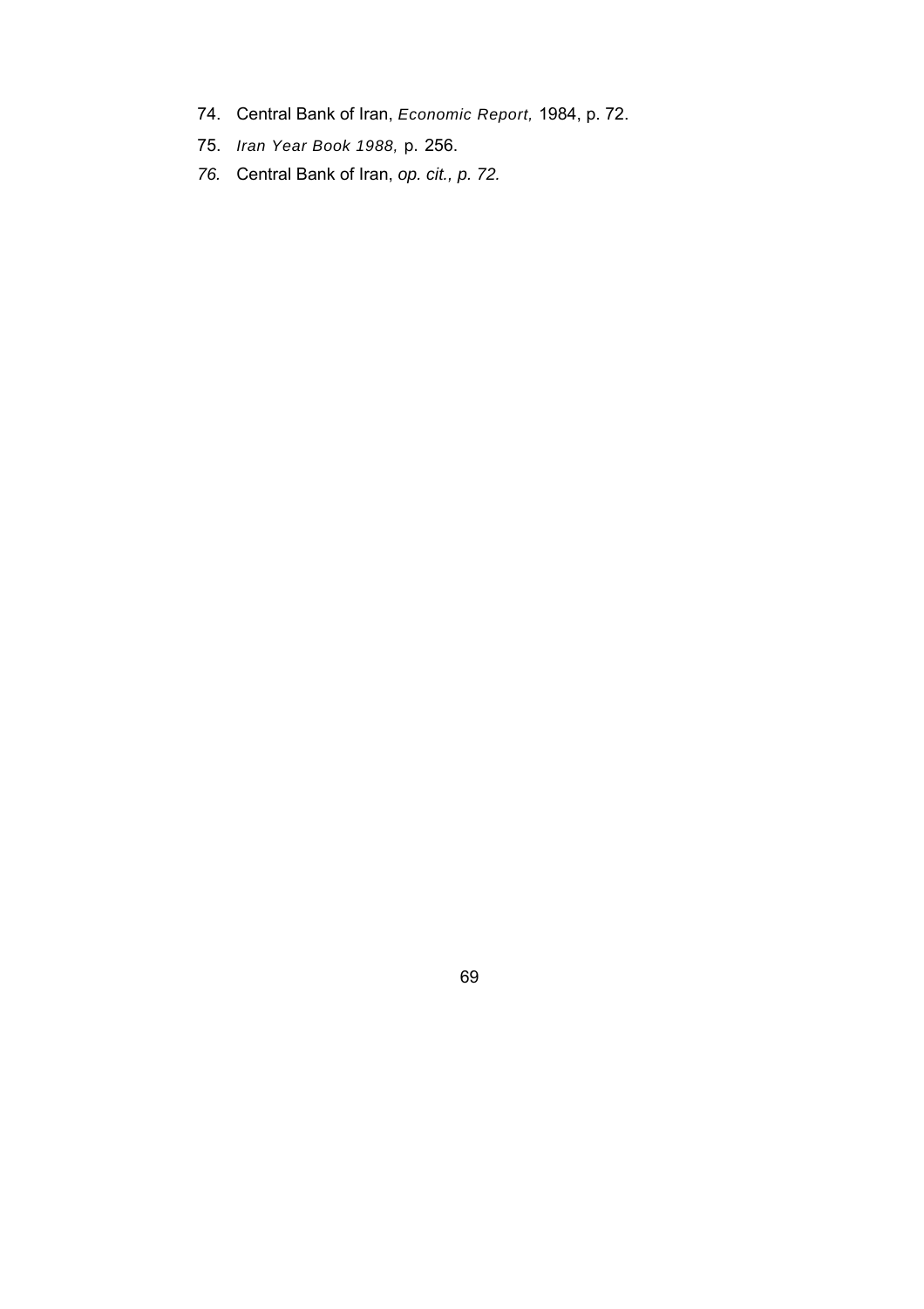74. Central Bank of Iran, *Economic Report,* 1984, p. 72.
75. *Iran Year Book 1988,* p. 256.
76. Central Bank of Iran, *op. cit., p. 72.*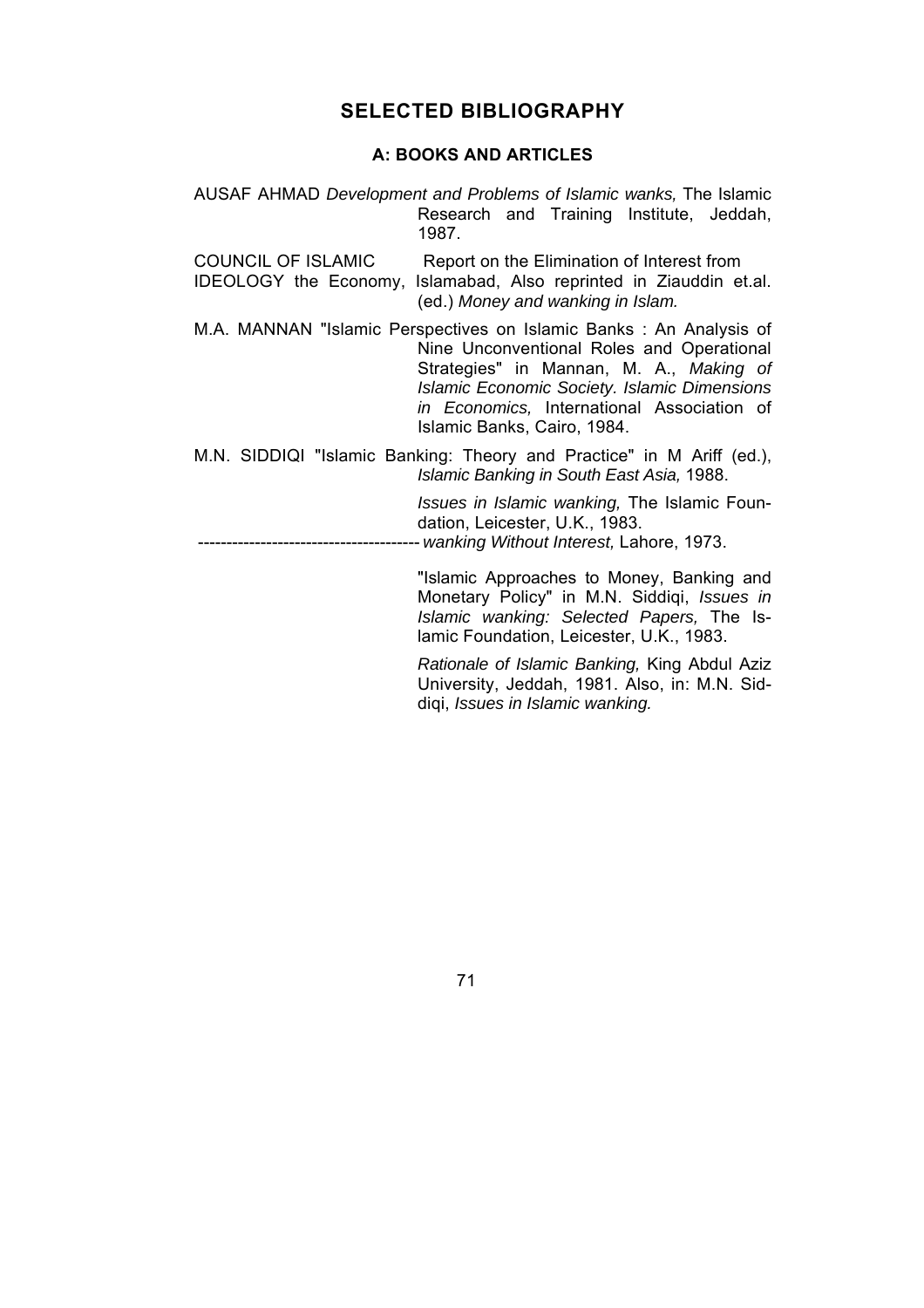# SELECTED BIBLIOGRAPHY

## A: BOOKS AND ARTICLES

AUSAF AHMAD *Development and Problems of Islamic wanks,* The Islamic Research and Training Institute, Jeddah, 1987.

COUNCIL OF ISLAMIC IDEOLOGY Report on the Elimination of Interest from the Economy, Islamabad, Also reprinted in Ziauddin et.al. (ed.) *Money and wanking in Islam.*

M.A. MANNAN "Islamic Perspectives on Islamic Banks : An Analysis of Nine Unconventional Roles and Operational Strategies" in Mannan, M. A., *Making of Islamic Economic Society. Islamic Dimensions in Economics,* International Association of Islamic Banks, Cairo, 1984.

M.N. SIDDIQI "Islamic Banking: Theory and Practice" in M Ariff (ed.), *Islamic Banking in South East Asia,* 1988.

*Issues in Islamic wanking,* The Islamic Foundation, Leicester, U.K., 1983.

-------------------------------------- *wanking Without Interest,* Lahore, 1973.

"Islamic Approaches to Money, Banking and Monetary Policy" in M.N. Siddiqi, *Issues in Islamic wanking: Selected Papers,* The Islamic Foundation, Leicester, U.K., 1983.

*Rationale of Islamic Banking,* King Abdul Aziz University, Jeddah, 1981. Also, in: M.N. Siddiqi, *Issues in Islamic wanking.*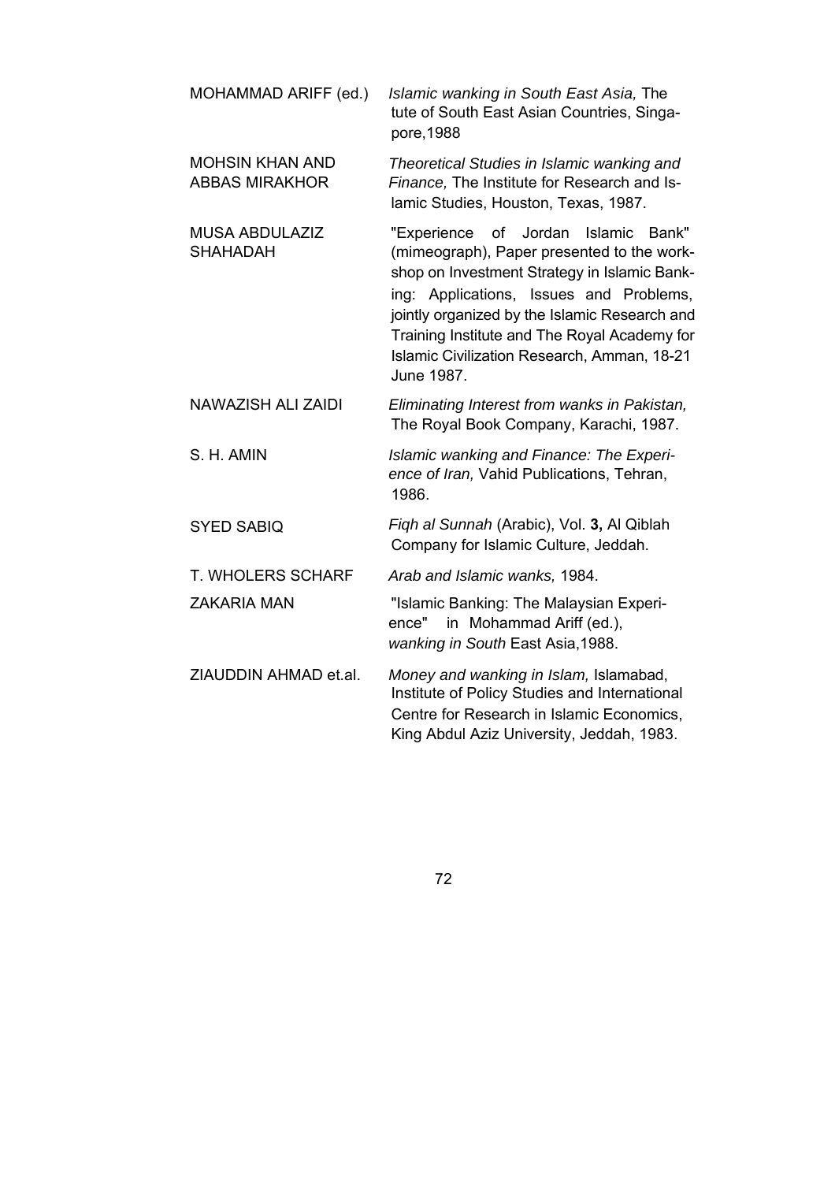MOHAMMAD ARIFF (ed.) — *Islamic wanking in South East Asia,* The tute of South East Asian Countries, Singapore,1988

MOHSIN KHAN AND ABBAS MIRAKHOR — *Theoretical Studies in Islamic wanking and Finance,* The Institute for Research and Islamic Studies, Houston, Texas, 1987.

MUSA ABDULAZIZ SHAHADAH — "Experience of Jordan Islamic Bank" (mimeograph), Paper presented to the workshop on Investment Strategy in Islamic Banking: Applications, Issues and Problems, jointly organized by the Islamic Research and Training Institute and The Royal Academy for Islamic Civilization Research, Amman, 18-21 June 1987.

NAWAZISH ALI ZAIDI — *Eliminating Interest from wanks in Pakistan,* The Royal Book Company, Karachi, 1987.

S. H. AMIN — *Islamic wanking and Finance: The Experience of Iran,* Vahid Publications, Tehran, 1986.

SYED SABIQ — *Fiqh al Sunnah* (Arabic), Vol. **3,** Al Qiblah Company for Islamic Culture, Jeddah.

T. WHOLERS SCHARF — *Arab and Islamic wanks,* 1984.

ZAKARIA MAN — "Islamic Banking: The Malaysian Experience" in Mohammad Ariff (ed.), *wanking in South* East Asia,1988.

ZIAUDDIN AHMAD et.al. — *Money and wanking in Islam,* Islamabad, Institute of Policy Studies and International Centre for Research in Islamic Economics, King Abdul Aziz University, Jeddah, 1983.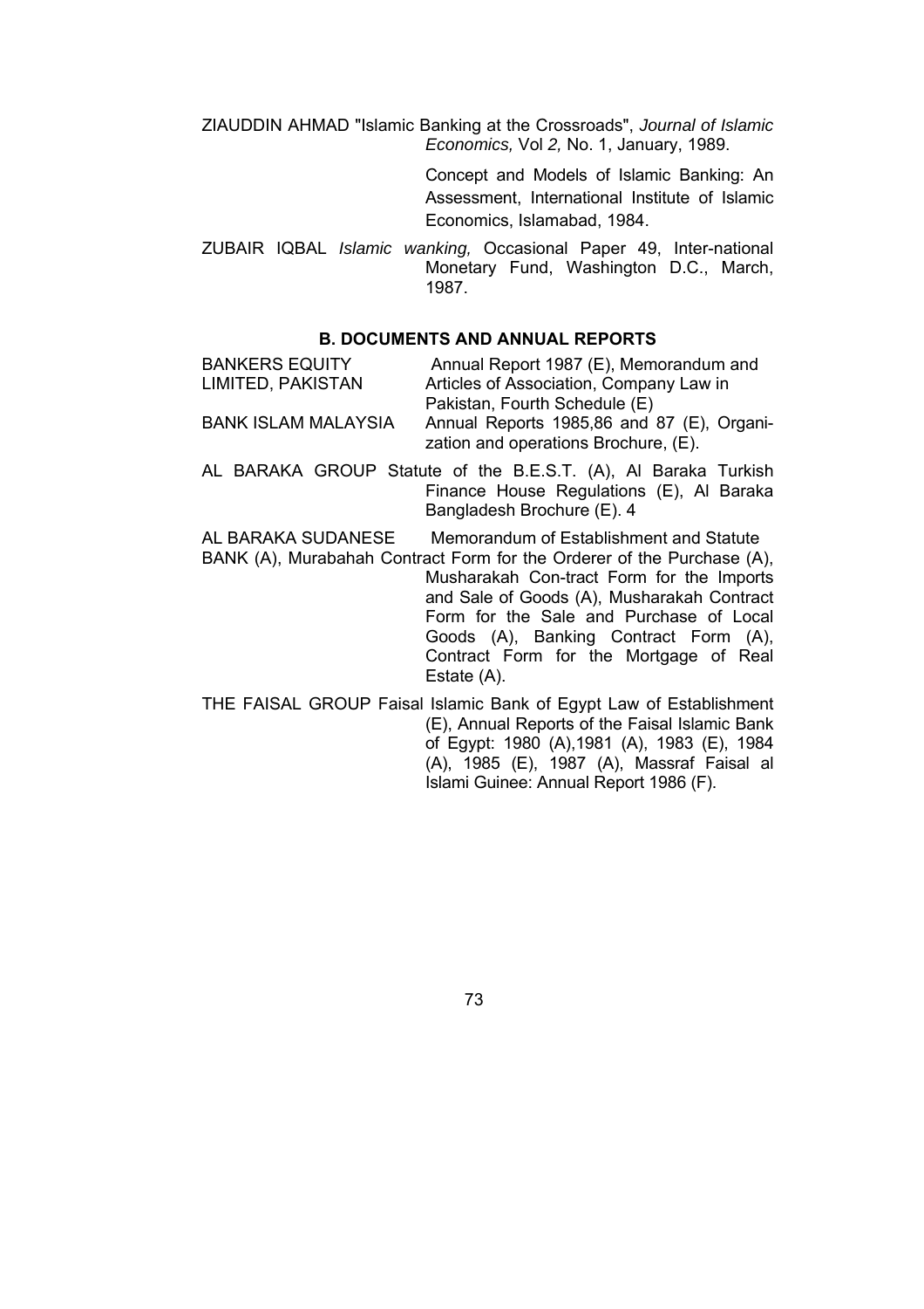ZIAUDDIN AHMAD "Islamic Banking at the Crossroads", *Journal of Islamic Economics,* Vol *2,* No. 1, January, 1989.

Concept and Models of Islamic Banking: An Assessment, International Institute of Islamic Economics, Islamabad, 1984.

ZUBAIR IQBAL *Islamic wanking,* Occasional Paper 49, Inter-national Monetary Fund, Washington D.C., March, 1987.

### B. DOCUMENTS AND ANNUAL REPORTS

BANKERS EQUITY LIMITED, PAKISTAN Annual Report 1987 (E), Memorandum and Articles of Association, Company Law in Pakistan, Fourth Schedule (E)

BANK ISLAM MALAYSIA Annual Reports 1985,86 and 87 (E), Organization and operations Brochure, (E).

AL BARAKA GROUP Statute of the B.E.S.T. (A), Al Baraka Turkish Finance House Regulations (E), Al Baraka Bangladesh Brochure (E). 4

AL BARAKA SUDANESE BANK (A), Memorandum of Establishment and Statute Murabahah Contract Form for the Orderer of the Purchase (A), Musharakah Con-tract Form for the Imports and Sale of Goods (A), Musharakah Contract Form for the Sale and Purchase of Local Goods (A), Banking Contract Form (A), Contract Form for the Mortgage of Real Estate (A).

THE FAISAL GROUP Faisal Islamic Bank of Egypt Law of Establishment (E), Annual Reports of the Faisal Islamic Bank of Egypt: 1980 (A),1981 (A), 1983 (E), 1984 (A), 1985 (E), 1987 (A), Massraf Faisal al Islami Guinee: Annual Report 1986 (F).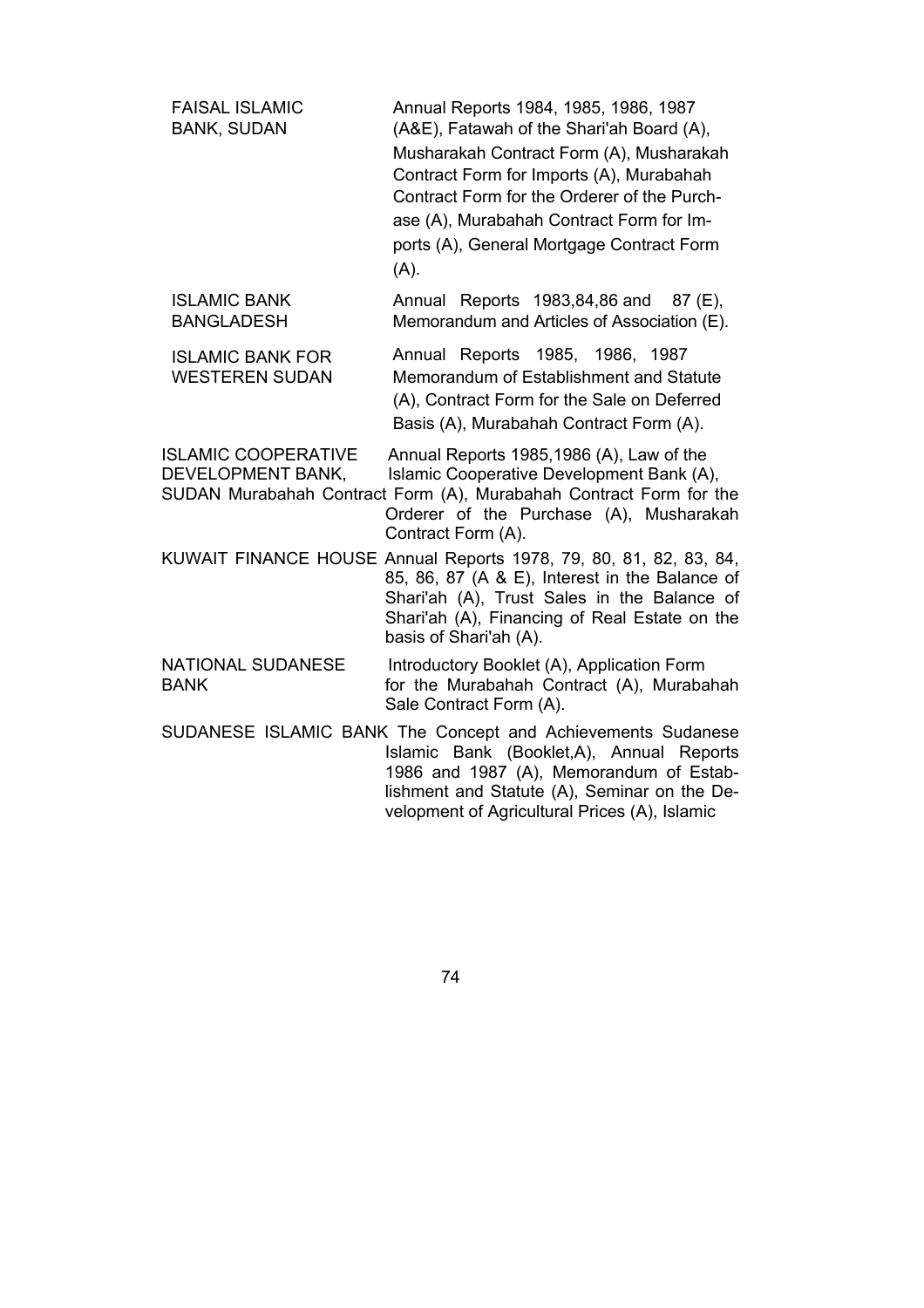FAISAL ISLAMIC BANK, SUDAN — Annual Reports 1984, 1985, 1986, 1987 (A&E), Fatawah of the Shari'ah Board (A), Musharakah Contract Form (A), Musharakah Contract Form for Imports (A), Murabahah Contract Form for the Orderer of the Purchase (A), Murabahah Contract Form for Imports (A), General Mortgage Contract Form (A).

ISLAMIC BANK BANGLADESH — Annual Reports 1983,84,86 and 87 (E), Memorandum and Articles of Association (E).

ISLAMIC BANK FOR WESTEREN SUDAN — Annual Reports 1985, 1986, 1987 Memorandum of Establishment and Statute (A), Contract Form for the Sale on Deferred Basis (A), Murabahah Contract Form (A).

ISLAMIC COOPERATIVE DEVELOPMENT BANK, SUDAN — Annual Reports 1985,1986 (A), Law of the Islamic Cooperative Development Bank (A), Murabahah Contract Form (A), Murabahah Contract Form for the Orderer of the Purchase (A), Musharakah Contract Form (A).

KUWAIT FINANCE HOUSE — Annual Reports 1978, 79, 80, 81, 82, 83, 84, 85, 86, 87 (A & E), Interest in the Balance of Shari'ah (A), Trust Sales in the Balance of Shari'ah (A), Financing of Real Estate on the basis of Shari'ah (A).

NATIONAL SUDANESE BANK — Introductory Booklet (A), Application Form for the Murabahah Contract (A), Murabahah Sale Contract Form (A).

SUDANESE ISLAMIC BANK — The Concept and Achievements Sudanese Islamic Bank (Booklet,A), Annual Reports 1986 and 1987 (A), Memorandum of Establishment and Statute (A), Seminar on the Development of Agricultural Prices (A), Islamic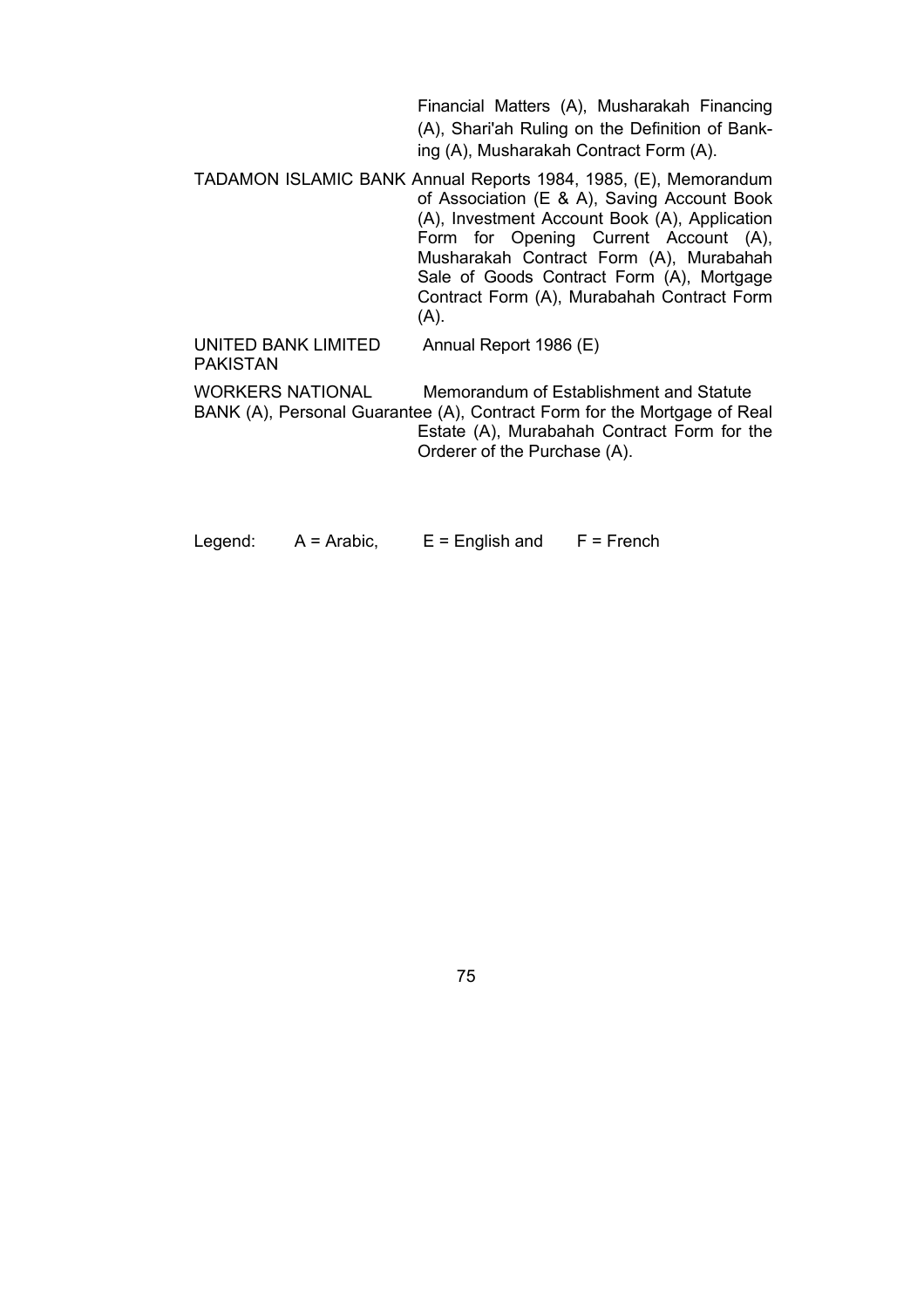Financial Matters (A), Musharakah Financing (A), Shari'ah Ruling on the Definition of Banking (A), Musharakah Contract Form (A).

TADAMON ISLAMIC BANK Annual Reports 1984, 1985, (E), Memorandum of Association (E & A), Saving Account Book (A), Investment Account Book (A), Application Form for Opening Current Account (A), Musharakah Contract Form (A), Murabahah Sale of Goods Contract Form (A), Mortgage Contract Form (A), Murabahah Contract Form (A).

UNITED BANK LIMITED PAKISTAN Annual Report 1986 (E)

WORKERS NATIONAL BANK Memorandum of Establishment and Statute (A), Personal Guarantee (A), Contract Form for the Mortgage of Real Estate (A), Murabahah Contract Form for the Orderer of the Purchase (A).

Legend: A = Arabic, E = English and F = French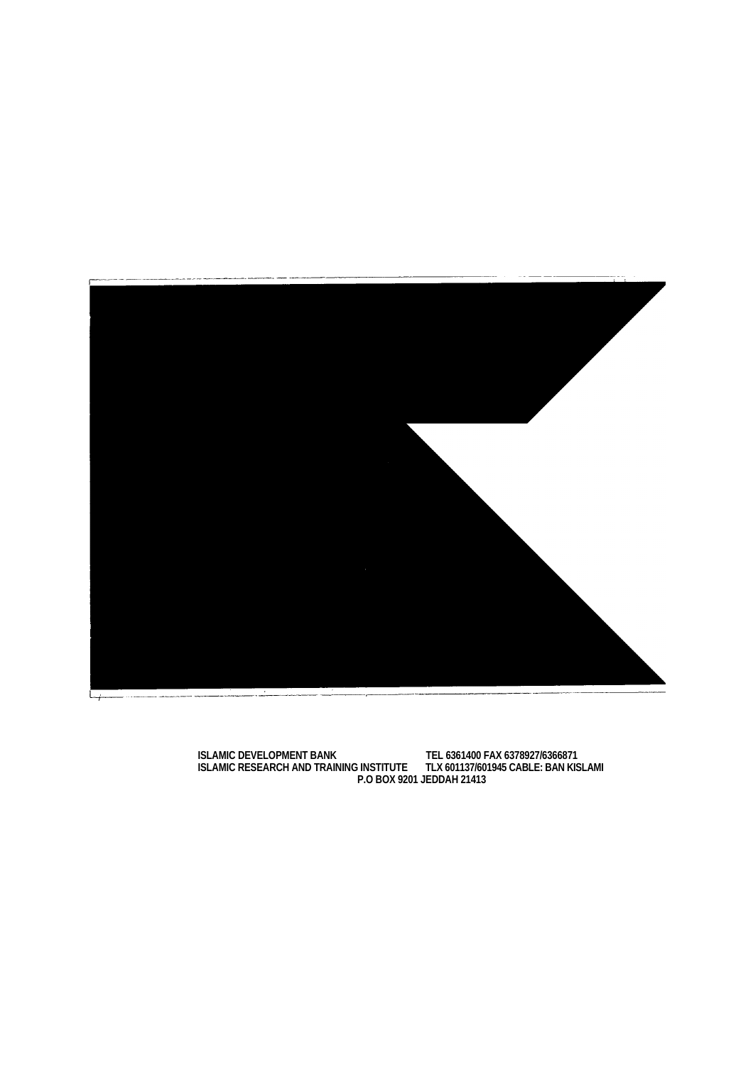ISLAMIC DEVELOPMENT BANK TEL 6361400 FAX 6378927/6366871
ISLAMIC RESEARCH AND TRAINING INSTITUTE TLX 601137/601945 CABLE: BAN KISLAMI
P.O BOX 9201 JEDDAH 21413